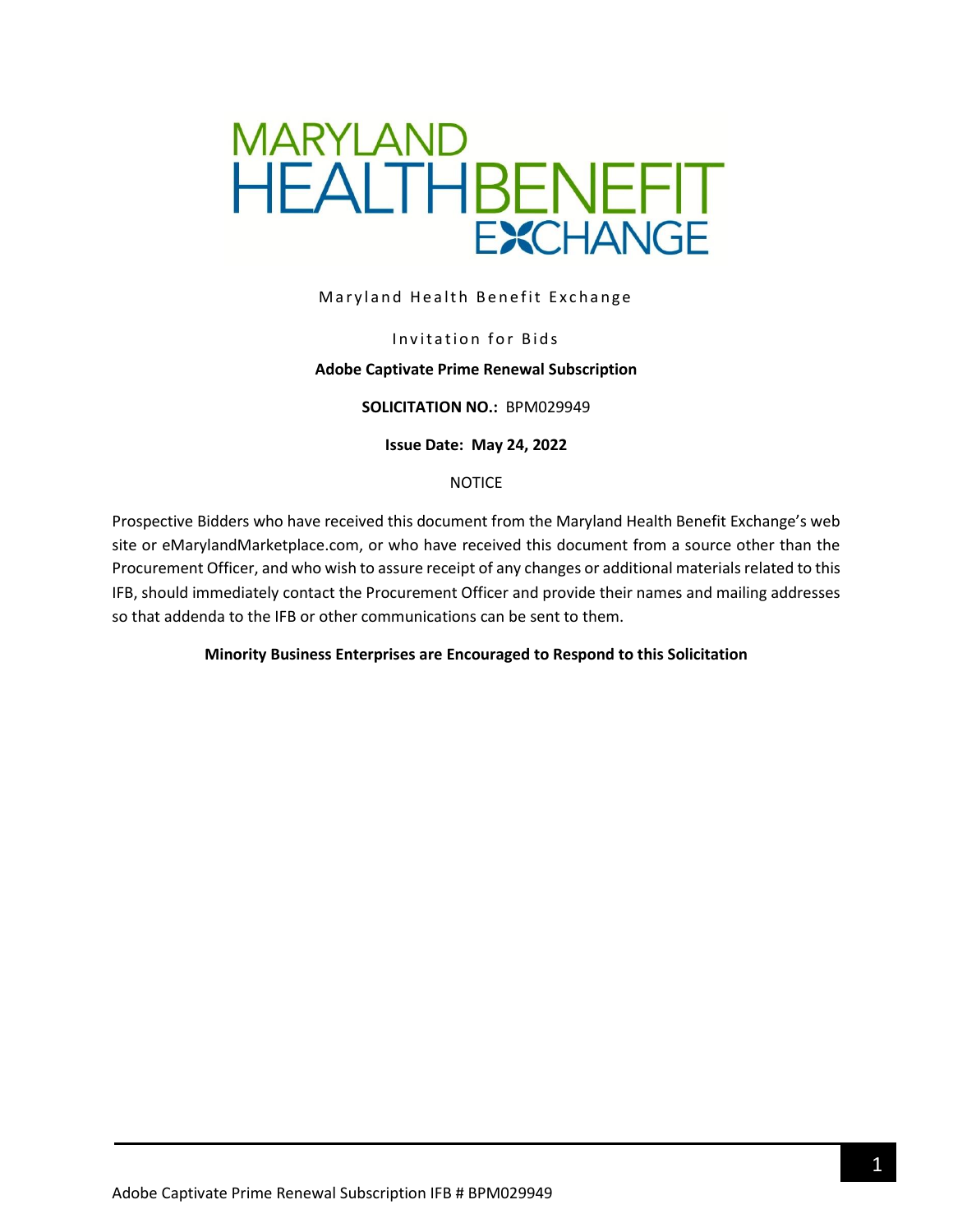Maryland Health Benefit Exchange

Invitation for Bids

**Adobe Captivate Prime Renewal Subscription**

**SOLICITATION NO.:** BPM029949

**Issue Date: May 24, 2022**

NOTICE

Prospective Bidders who have received this document from the Maryland Health Benefit Exchange's web site or eMarylandMarketplace.com, or who have received this document from a source other than the Procurement Officer, and who wish to assure receipt of any changes or additional materials related to this IFB, should immediately contact the Procurement Officer and provide their names and mailing addresses so that addenda to the IFB or other communications can be sent to them.

**Minority Business Enterprises are Encouraged to Respond to this Solicitation**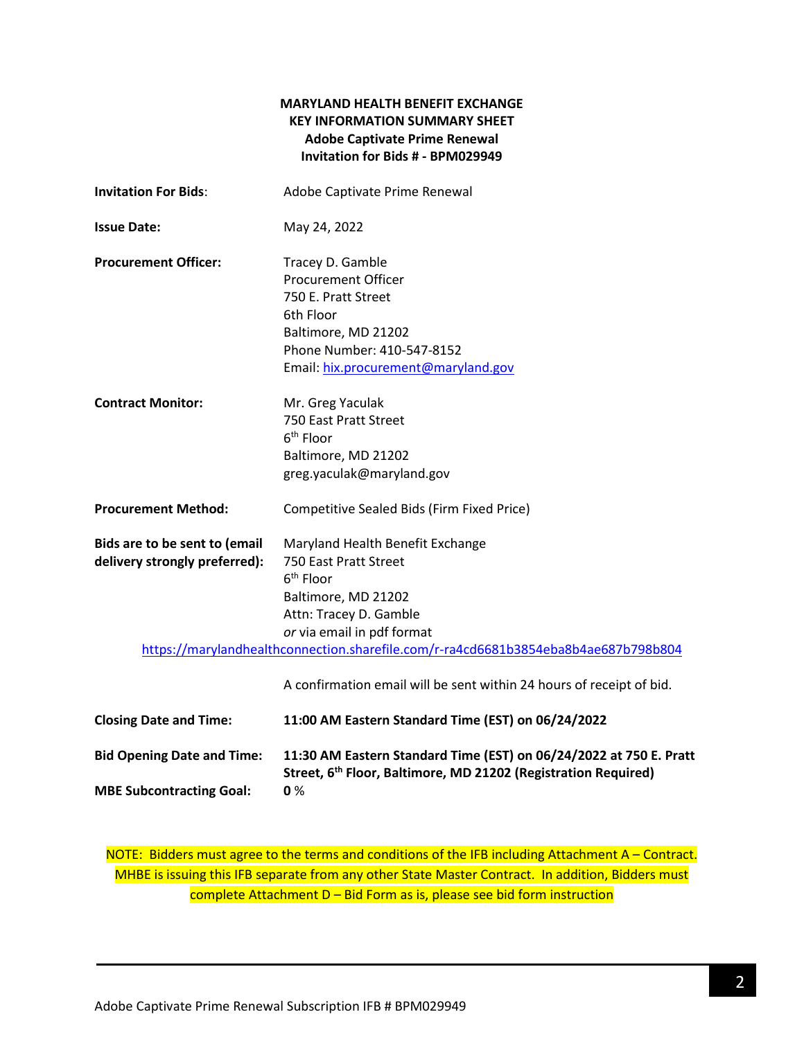**MARYLAND HEALTH BENEFIT EXCHANGE**
**KEY INFORMATION SUMMARY SHEET**
**Adobe Captivate Prime Renewal**
**Invitation for Bids # - BPM029949**

| | |
|---|---|
| **Invitation For Bids**: | Adobe Captivate Prime Renewal |
| **Issue Date:** | May 24, 2022 |
| **Procurement Officer:** | Tracey D. Gamble<br>Procurement Officer<br>750 E. Pratt Street<br>6th Floor<br>Baltimore, MD 21202<br>Phone Number: 410-547-8152<br>Email: hix.procurement@maryland.gov |
| **Contract Monitor:** | Mr. Greg Yaculak<br>750 East Pratt Street<br>6th Floor<br>Baltimore, MD 21202<br>greg.yaculak@maryland.gov |
| **Procurement Method:** | Competitive Sealed Bids (Firm Fixed Price) |
| **Bids are to be sent to (email delivery strongly preferred):** | Maryland Health Benefit Exchange<br>750 East Pratt Street<br>6th Floor<br>Baltimore, MD 21202<br>Attn: Tracey D. Gamble<br>*or* via email in pdf format<br>https://marylandhealthconnection.sharefile.com/r-ra4cd6681b3854eba8b4ae687b798b804<br><br>A confirmation email will be sent within 24 hours of receipt of bid. |
| **Closing Date and Time:** | **11:00 AM Eastern Standard Time (EST) on 06/24/2022** |
| **Bid Opening Date and Time:** | **11:30 AM Eastern Standard Time (EST) on 06/24/2022 at 750 E. Pratt Street, 6th Floor, Baltimore, MD 21202 (Registration Required)** |
| **MBE Subcontracting Goal:** | **0** % |

NOTE: Bidders must agree to the terms and conditions of the IFB including Attachment A – Contract. MHBE is issuing this IFB separate from any other State Master Contract. In addition, Bidders must complete Attachment D – Bid Form as is, please see bid form instruction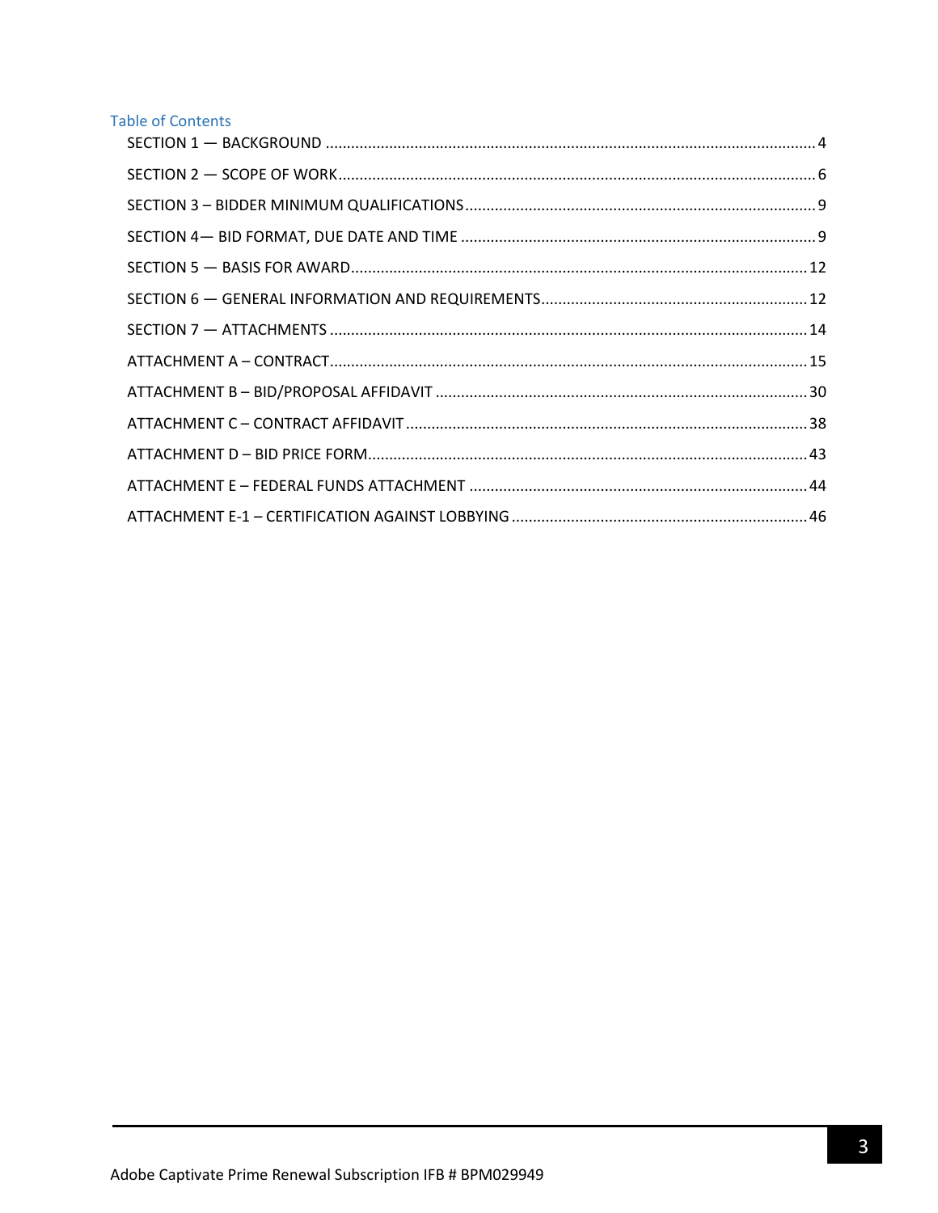## Table of Contents

SECTION 1 — BACKGROUND .................................................................................................................... 4

SECTION 2 — SCOPE OF WORK................................................................................................................. 6

SECTION 3 – BIDDER MINIMUM QUALIFICATIONS.................................................................................. 9

SECTION 4— BID FORMAT, DUE DATE AND TIME ................................................................................... 9

SECTION 5 — BASIS FOR AWARD........................................................................................................... 12

SECTION 6 — GENERAL INFORMATION AND REQUIREMENTS............................................................... 12

SECTION 7 — ATTACHMENTS ................................................................................................................ 14

ATTACHMENT A – CONTRACT................................................................................................................ 15

ATTACHMENT B – BID/PROPOSAL AFFIDAVIT ........................................................................................ 30

ATTACHMENT C – CONTRACT AFFIDAVIT ............................................................................................... 38

ATTACHMENT D – BID PRICE FORM....................................................................................................... 43

ATTACHMENT E – FEDERAL FUNDS ATTACHMENT ................................................................................ 44

ATTACHMENT E-1 – CERTIFICATION AGAINST LOBBYING ...................................................................... 46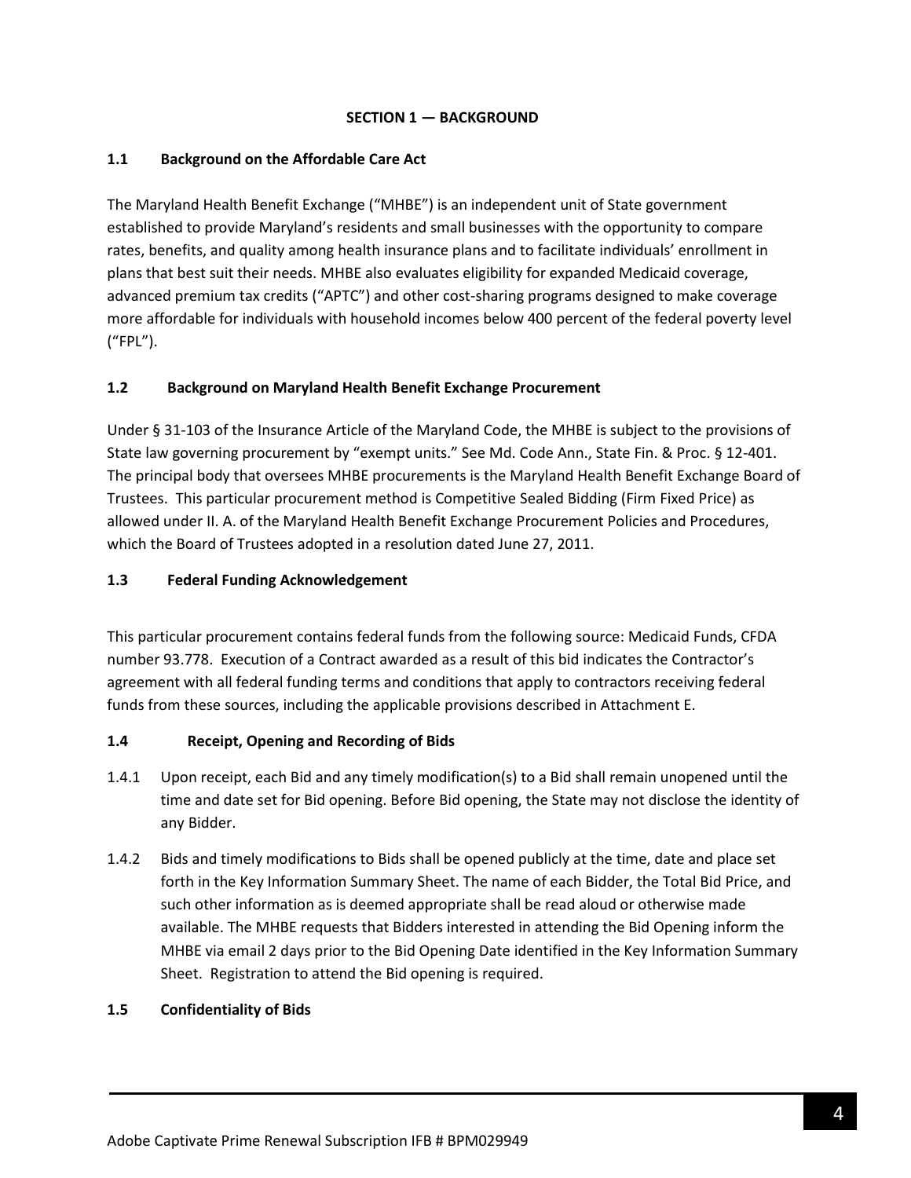## SECTION 1 — BACKGROUND

### 1.1 Background on the Affordable Care Act

The Maryland Health Benefit Exchange ("MHBE") is an independent unit of State government established to provide Maryland's residents and small businesses with the opportunity to compare rates, benefits, and quality among health insurance plans and to facilitate individuals' enrollment in plans that best suit their needs. MHBE also evaluates eligibility for expanded Medicaid coverage, advanced premium tax credits ("APTC") and other cost-sharing programs designed to make coverage more affordable for individuals with household incomes below 400 percent of the federal poverty level ("FPL").

### 1.2 Background on Maryland Health Benefit Exchange Procurement

Under § 31-103 of the Insurance Article of the Maryland Code, the MHBE is subject to the provisions of State law governing procurement by "exempt units." See Md. Code Ann., State Fin. & Proc. § 12-401. The principal body that oversees MHBE procurements is the Maryland Health Benefit Exchange Board of Trustees. This particular procurement method is Competitive Sealed Bidding (Firm Fixed Price) as allowed under II. A. of the Maryland Health Benefit Exchange Procurement Policies and Procedures, which the Board of Trustees adopted in a resolution dated June 27, 2011.

### 1.3 Federal Funding Acknowledgement

This particular procurement contains federal funds from the following source: Medicaid Funds, CFDA number 93.778. Execution of a Contract awarded as a result of this bid indicates the Contractor's agreement with all federal funding terms and conditions that apply to contractors receiving federal funds from these sources, including the applicable provisions described in Attachment E.

### 1.4 Receipt, Opening and Recording of Bids

1.4.1 Upon receipt, each Bid and any timely modification(s) to a Bid shall remain unopened until the time and date set for Bid opening. Before Bid opening, the State may not disclose the identity of any Bidder.

1.4.2 Bids and timely modifications to Bids shall be opened publicly at the time, date and place set forth in the Key Information Summary Sheet. The name of each Bidder, the Total Bid Price, and such other information as is deemed appropriate shall be read aloud or otherwise made available. The MHBE requests that Bidders interested in attending the Bid Opening inform the MHBE via email 2 days prior to the Bid Opening Date identified in the Key Information Summary Sheet. Registration to attend the Bid opening is required.

### 1.5 Confidentiality of Bids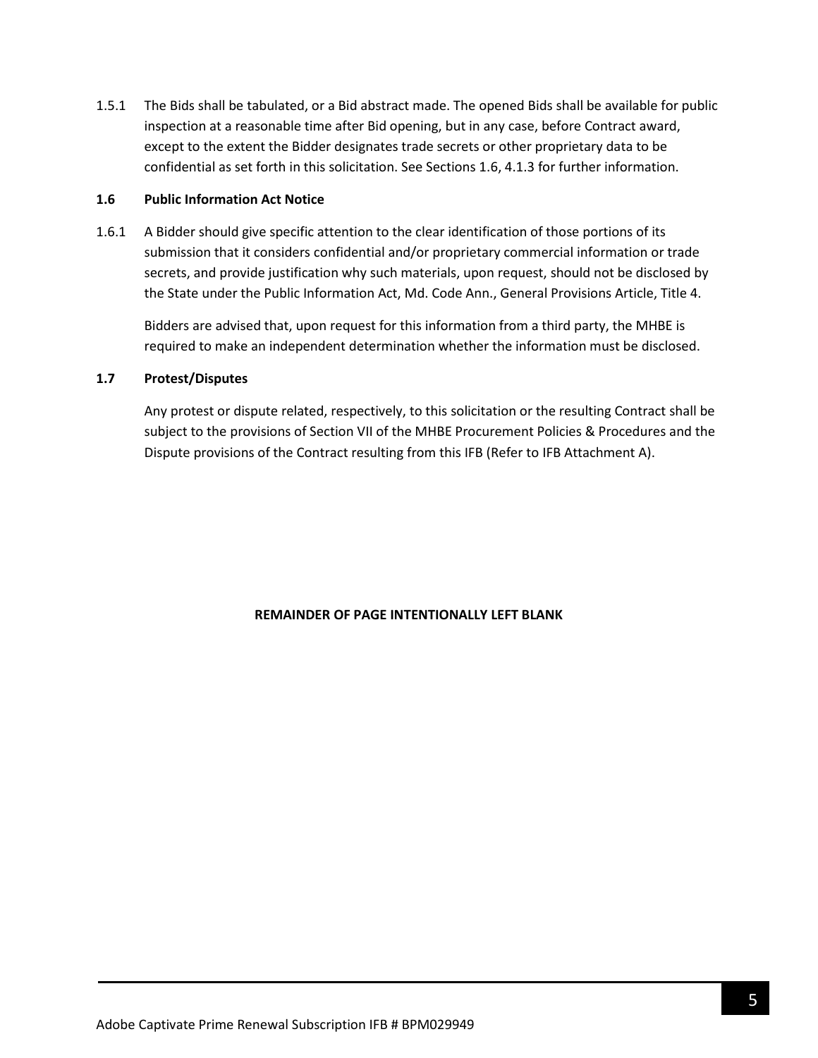1.5.1 The Bids shall be tabulated, or a Bid abstract made. The opened Bids shall be available for public inspection at a reasonable time after Bid opening, but in any case, before Contract award, except to the extent the Bidder designates trade secrets or other proprietary data to be confidential as set forth in this solicitation. See Sections 1.6, 4.1.3 for further information.

### 1.6 Public Information Act Notice

1.6.1 A Bidder should give specific attention to the clear identification of those portions of its submission that it considers confidential and/or proprietary commercial information or trade secrets, and provide justification why such materials, upon request, should not be disclosed by the State under the Public Information Act, Md. Code Ann., General Provisions Article, Title 4.

Bidders are advised that, upon request for this information from a third party, the MHBE is required to make an independent determination whether the information must be disclosed.

### 1.7 Protest/Disputes

Any protest or dispute related, respectively, to this solicitation or the resulting Contract shall be subject to the provisions of Section VII of the MHBE Procurement Policies & Procedures and the Dispute provisions of the Contract resulting from this IFB (Refer to IFB Attachment A).

**REMAINDER OF PAGE INTENTIONALLY LEFT BLANK**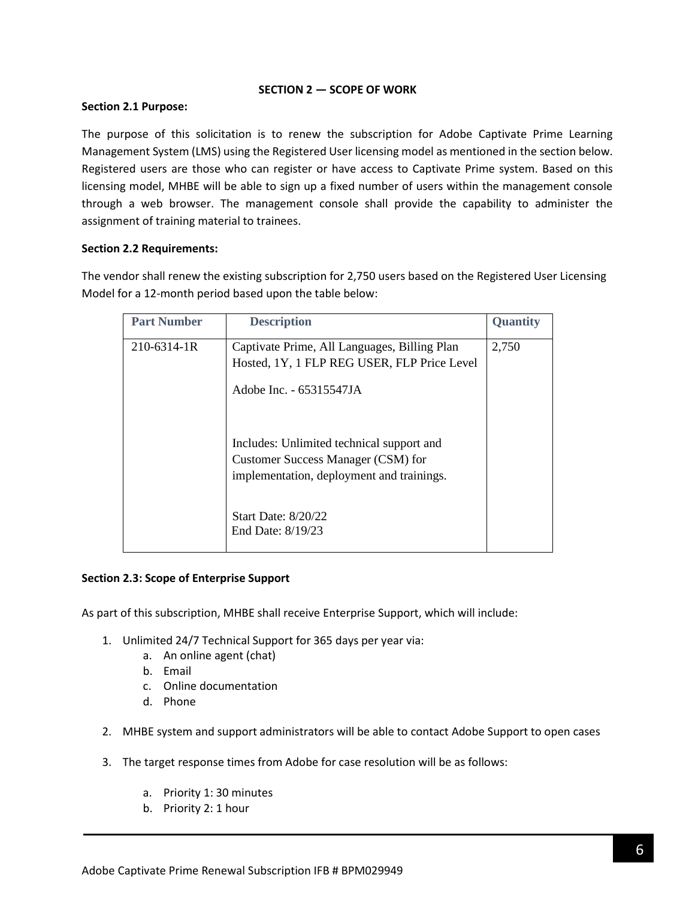## SECTION 2 — SCOPE OF WORK

**Section 2.1 Purpose:**

The purpose of this solicitation is to renew the subscription for Adobe Captivate Prime Learning Management System (LMS) using the Registered User licensing model as mentioned in the section below. Registered users are those who can register or have access to Captivate Prime system. Based on this licensing model, MHBE will be able to sign up a fixed number of users within the management console through a web browser. The management console shall provide the capability to administer the assignment of training material to trainees.

**Section 2.2 Requirements:**

The vendor shall renew the existing subscription for 2,750 users based on the Registered User Licensing Model for a 12-month period based upon the table below:

| Part Number | Description | Quantity |
|---|---|---|
| 210-6314-1R | Captivate Prime, All Languages, Billing Plan Hosted, 1Y, 1 FLP REG USER, FLP Price Level<br><br>Adobe Inc. - 65315547JA<br><br>Includes: Unlimited technical support and Customer Success Manager (CSM) for implementation, deployment and trainings.<br><br>Start Date: 8/20/22<br>End Date: 8/19/23 | 2,750 |

**Section 2.3: Scope of Enterprise Support**

As part of this subscription, MHBE shall receive Enterprise Support, which will include:

1. Unlimited 24/7 Technical Support for 365 days per year via:
   a. An online agent (chat)
   b. Email
   c. Online documentation
   d. Phone
2. MHBE system and support administrators will be able to contact Adobe Support to open cases
3. The target response times from Adobe for case resolution will be as follows:
   a. Priority 1: 30 minutes
   b. Priority 2: 1 hour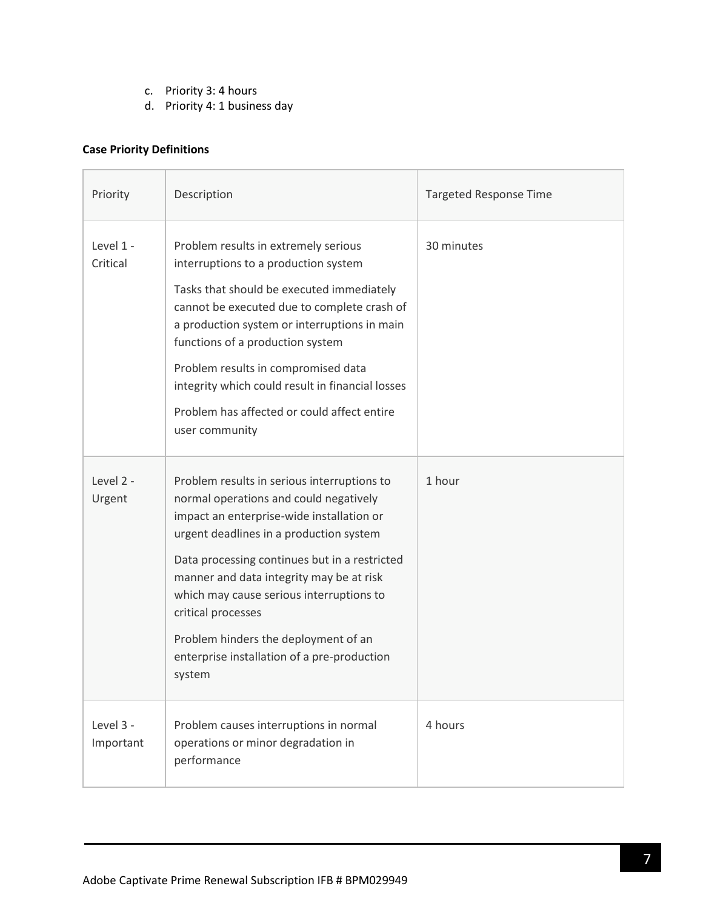c. Priority 3: 4 hours
d. Priority 4: 1 business day

**Case Priority Definitions**

| Priority | Description | Targeted Response Time |
|---|---|---|
| Level 1 - Critical | Problem results in extremely serious interruptions to a production system<br><br>Tasks that should be executed immediately cannot be executed due to complete crash of a production system or interruptions in main functions of a production system<br><br>Problem results in compromised data integrity which could result in financial losses<br><br>Problem has affected or could affect entire user community | 30 minutes |
| Level 2 - Urgent | Problem results in serious interruptions to normal operations and could negatively impact an enterprise-wide installation or urgent deadlines in a production system<br><br>Data processing continues but in a restricted manner and data integrity may be at risk which may cause serious interruptions to critical processes<br><br>Problem hinders the deployment of an enterprise installation of a pre-production system | 1 hour |
| Level 3 - Important | Problem causes interruptions in normal operations or minor degradation in performance | 4 hours |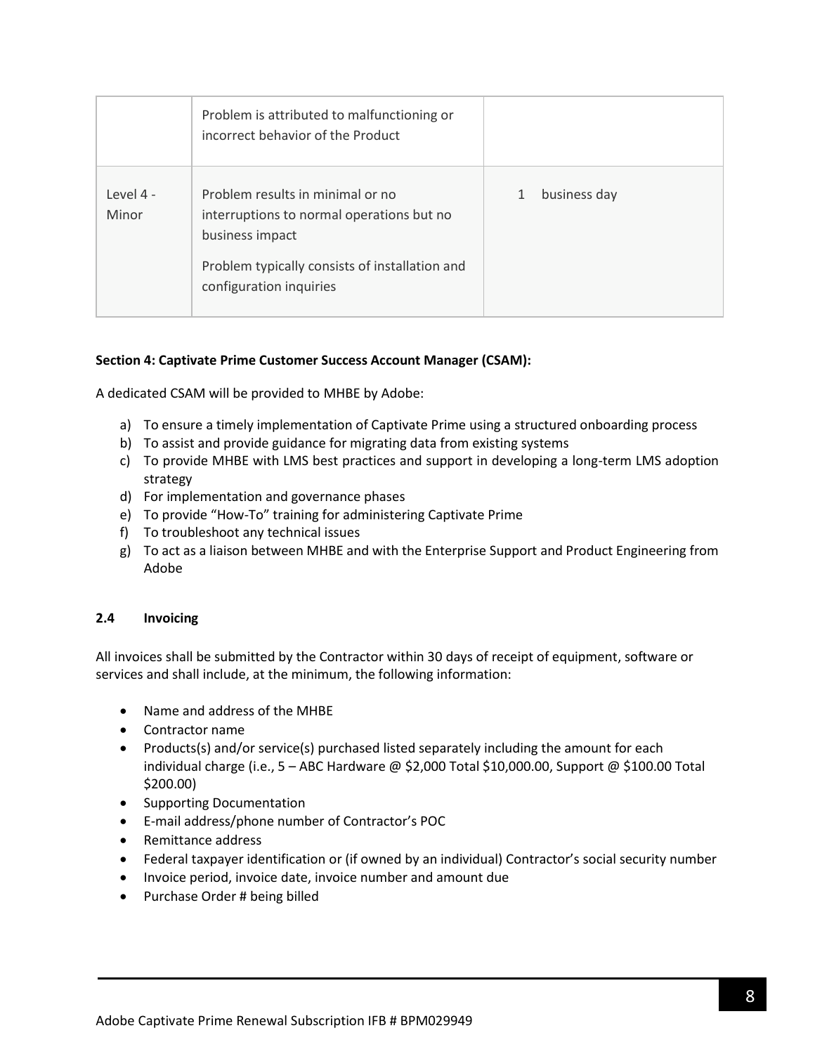| | | |
|---|---|---|
| | Problem is attributed to malfunctioning or incorrect behavior of the Product | |
| Level 4 - Minor | Problem results in minimal or no interruptions to normal operations but no business impact<br><br>Problem typically consists of installation and configuration inquiries | 1 business day |

**Section 4: Captivate Prime Customer Success Account Manager (CSAM):**

A dedicated CSAM will be provided to MHBE by Adobe:

a) To ensure a timely implementation of Captivate Prime using a structured onboarding process
b) To assist and provide guidance for migrating data from existing systems
c) To provide MHBE with LMS best practices and support in developing a long-term LMS adoption strategy
d) For implementation and governance phases
e) To provide "How-To" training for administering Captivate Prime
f) To troubleshoot any technical issues
g) To act as a liaison between MHBE and with the Enterprise Support and Product Engineering from Adobe

### 2.4 Invoicing

All invoices shall be submitted by the Contractor within 30 days of receipt of equipment, software or services and shall include, at the minimum, the following information:

- Name and address of the MHBE
- Contractor name
- Products(s) and/or service(s) purchased listed separately including the amount for each individual charge (i.e., 5 – ABC Hardware @ $2,000 Total $10,000.00, Support @ $100.00 Total $200.00)
- Supporting Documentation
- E-mail address/phone number of Contractor's POC
- Remittance address
- Federal taxpayer identification or (if owned by an individual) Contractor's social security number
- Invoice period, invoice date, invoice number and amount due
- Purchase Order # being billed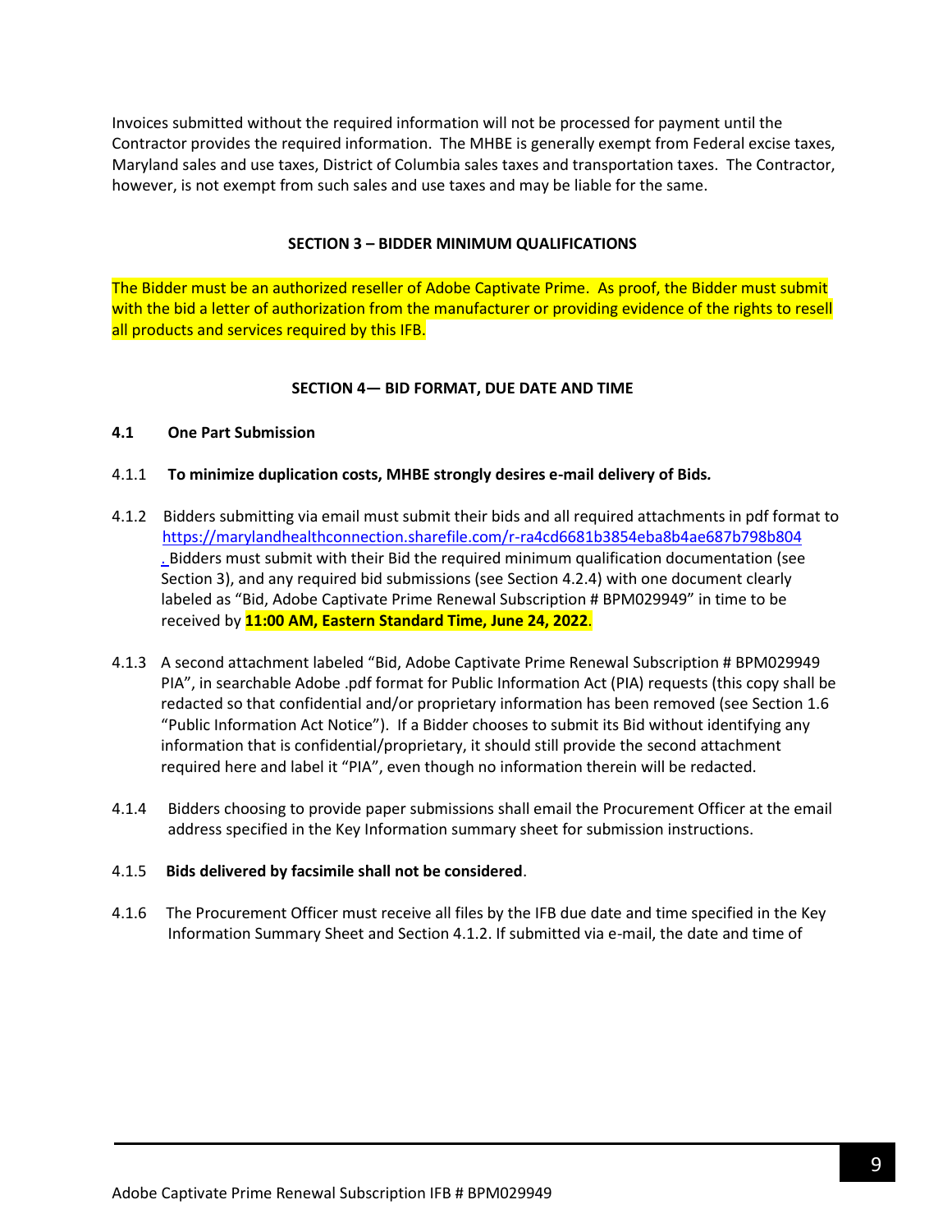Invoices submitted without the required information will not be processed for payment until the Contractor provides the required information. The MHBE is generally exempt from Federal excise taxes, Maryland sales and use taxes, District of Columbia sales taxes and transportation taxes. The Contractor, however, is not exempt from such sales and use taxes and may be liable for the same.

## SECTION 3 – BIDDER MINIMUM QUALIFICATIONS

The Bidder must be an authorized reseller of Adobe Captivate Prime. As proof, the Bidder must submit with the bid a letter of authorization from the manufacturer or providing evidence of the rights to resell all products and services required by this IFB.

## SECTION 4— BID FORMAT, DUE DATE AND TIME

### 4.1 One Part Submission

4.1.1 **To minimize duplication costs, MHBE strongly desires e-mail delivery of Bids.**

4.1.2 Bidders submitting via email must submit their bids and all required attachments in pdf format to https://marylandhealthconnection.sharefile.com/r-ra4cd6681b3854eba8b4ae687b798b804 . Bidders must submit with their Bid the required minimum qualification documentation (see Section 3), and any required bid submissions (see Section 4.2.4) with one document clearly labeled as "Bid, Adobe Captivate Prime Renewal Subscription # BPM029949" in time to be received by **11:00 AM, Eastern Standard Time, June 24, 2022**.

4.1.3 A second attachment labeled "Bid, Adobe Captivate Prime Renewal Subscription # BPM029949 PIA", in searchable Adobe .pdf format for Public Information Act (PIA) requests (this copy shall be redacted so that confidential and/or proprietary information has been removed (see Section 1.6 "Public Information Act Notice"). If a Bidder chooses to submit its Bid without identifying any information that is confidential/proprietary, it should still provide the second attachment required here and label it "PIA", even though no information therein will be redacted.

4.1.4 Bidders choosing to provide paper submissions shall email the Procurement Officer at the email address specified in the Key Information summary sheet for submission instructions.

4.1.5 **Bids delivered by facsimile shall not be considered**.

4.1.6 The Procurement Officer must receive all files by the IFB due date and time specified in the Key Information Summary Sheet and Section 4.1.2. If submitted via e-mail, the date and time of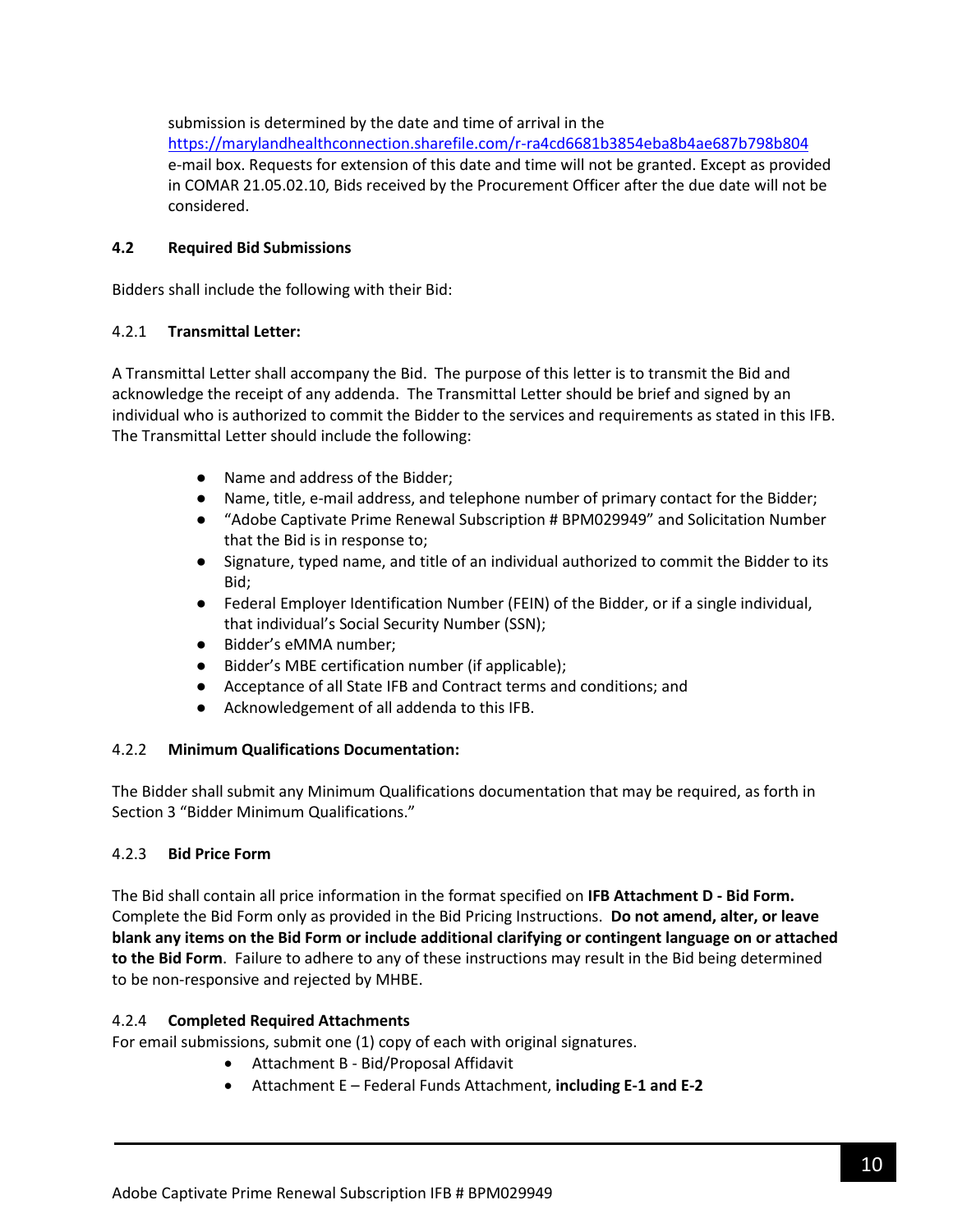submission is determined by the date and time of arrival in the https://marylandhealthconnection.sharefile.com/r-ra4cd6681b3854eba8b4ae687b798b804 e-mail box. Requests for extension of this date and time will not be granted. Except as provided in COMAR 21.05.02.10, Bids received by the Procurement Officer after the due date will not be considered.

### 4.2 Required Bid Submissions

Bidders shall include the following with their Bid:

#### 4.2.1 Transmittal Letter:

A Transmittal Letter shall accompany the Bid. The purpose of this letter is to transmit the Bid and acknowledge the receipt of any addenda. The Transmittal Letter should be brief and signed by an individual who is authorized to commit the Bidder to the services and requirements as stated in this IFB. The Transmittal Letter should include the following:

- Name and address of the Bidder;
- Name, title, e-mail address, and telephone number of primary contact for the Bidder;
- "Adobe Captivate Prime Renewal Subscription # BPM029949" and Solicitation Number that the Bid is in response to;
- Signature, typed name, and title of an individual authorized to commit the Bidder to its Bid;
- Federal Employer Identification Number (FEIN) of the Bidder, or if a single individual, that individual's Social Security Number (SSN);
- Bidder's eMMA number;
- Bidder's MBE certification number (if applicable);
- Acceptance of all State IFB and Contract terms and conditions; and
- Acknowledgement of all addenda to this IFB.

#### 4.2.2 Minimum Qualifications Documentation:

The Bidder shall submit any Minimum Qualifications documentation that may be required, as forth in Section 3 "Bidder Minimum Qualifications."

#### 4.2.3 Bid Price Form

The Bid shall contain all price information in the format specified on **IFB Attachment D - Bid Form.** Complete the Bid Form only as provided in the Bid Pricing Instructions. **Do not amend, alter, or leave blank any items on the Bid Form or include additional clarifying or contingent language on or attached to the Bid Form**. Failure to adhere to any of these instructions may result in the Bid being determined to be non-responsive and rejected by MHBE.

#### 4.2.4 Completed Required Attachments

For email submissions, submit one (1) copy of each with original signatures.

- Attachment B - Bid/Proposal Affidavit
- Attachment E – Federal Funds Attachment, **including E-1 and E-2**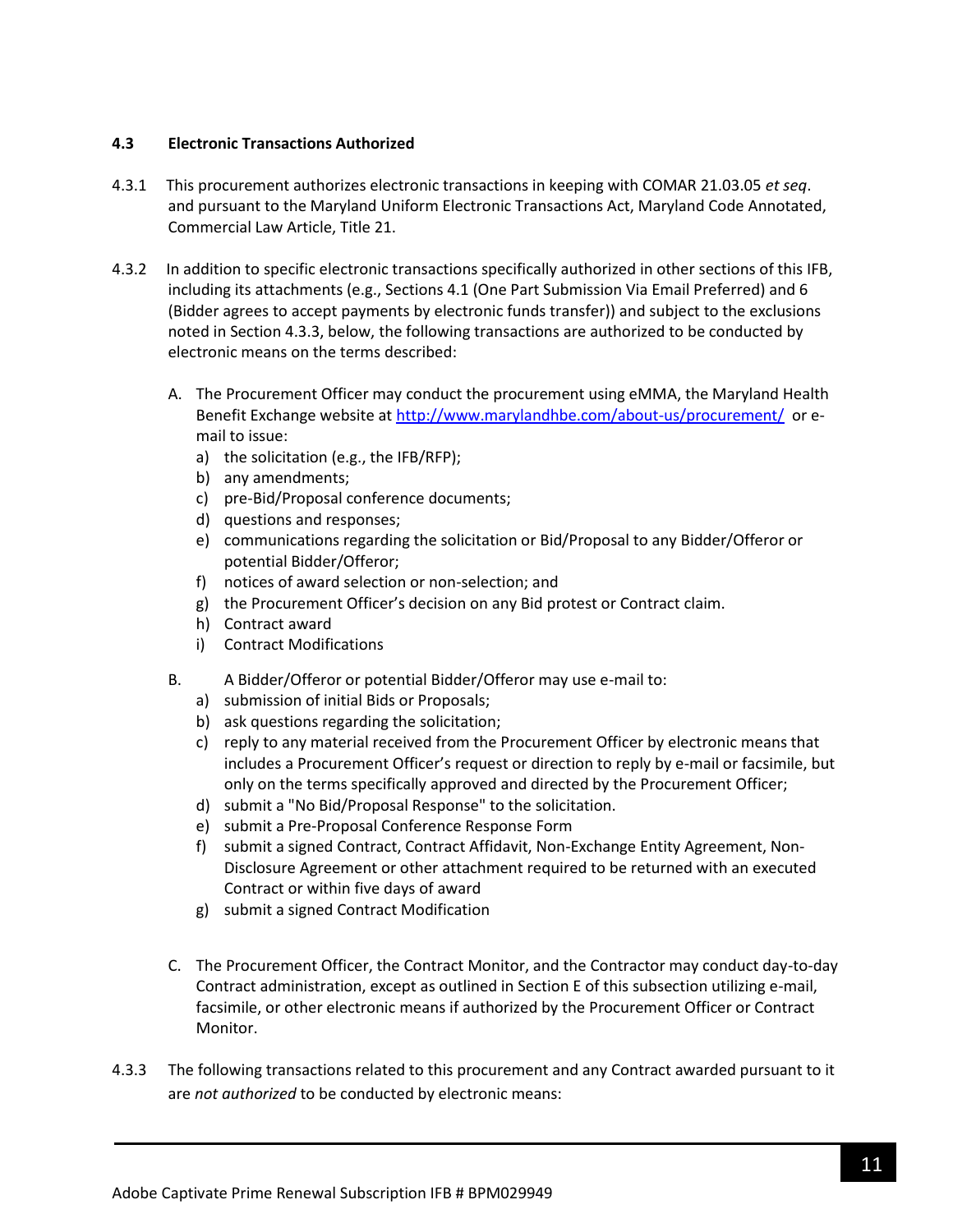### 4.3 Electronic Transactions Authorized

4.3.1 This procurement authorizes electronic transactions in keeping with COMAR 21.03.05 *et seq*. and pursuant to the Maryland Uniform Electronic Transactions Act, Maryland Code Annotated, Commercial Law Article, Title 21.

4.3.2 In addition to specific electronic transactions specifically authorized in other sections of this IFB, including its attachments (e.g., Sections 4.1 (One Part Submission Via Email Preferred) and 6 (Bidder agrees to accept payments by electronic funds transfer)) and subject to the exclusions noted in Section 4.3.3, below, the following transactions are authorized to be conducted by electronic means on the terms described:

A. The Procurement Officer may conduct the procurement using eMMA, the Maryland Health Benefit Exchange website at http://www.marylandhbe.com/about-us/procurement/ or e-mail to issue:

a) the solicitation (e.g., the IFB/RFP);
b) any amendments;
c) pre-Bid/Proposal conference documents;
d) questions and responses;
e) communications regarding the solicitation or Bid/Proposal to any Bidder/Offeror or potential Bidder/Offeror;
f) notices of award selection or non-selection; and
g) the Procurement Officer's decision on any Bid protest or Contract claim.
h) Contract award
i) Contract Modifications

B. A Bidder/Offeror or potential Bidder/Offeror may use e-mail to:

a) submission of initial Bids or Proposals;
b) ask questions regarding the solicitation;
c) reply to any material received from the Procurement Officer by electronic means that includes a Procurement Officer's request or direction to reply by e-mail or facsimile, but only on the terms specifically approved and directed by the Procurement Officer;
d) submit a "No Bid/Proposal Response" to the solicitation.
e) submit a Pre-Proposal Conference Response Form
f) submit a signed Contract, Contract Affidavit, Non-Exchange Entity Agreement, Non-Disclosure Agreement or other attachment required to be returned with an executed Contract or within five days of award
g) submit a signed Contract Modification

C. The Procurement Officer, the Contract Monitor, and the Contractor may conduct day-to-day Contract administration, except as outlined in Section E of this subsection utilizing e-mail, facsimile, or other electronic means if authorized by the Procurement Officer or Contract Monitor.

4.3.3 The following transactions related to this procurement and any Contract awarded pursuant to it are *not authorized* to be conducted by electronic means: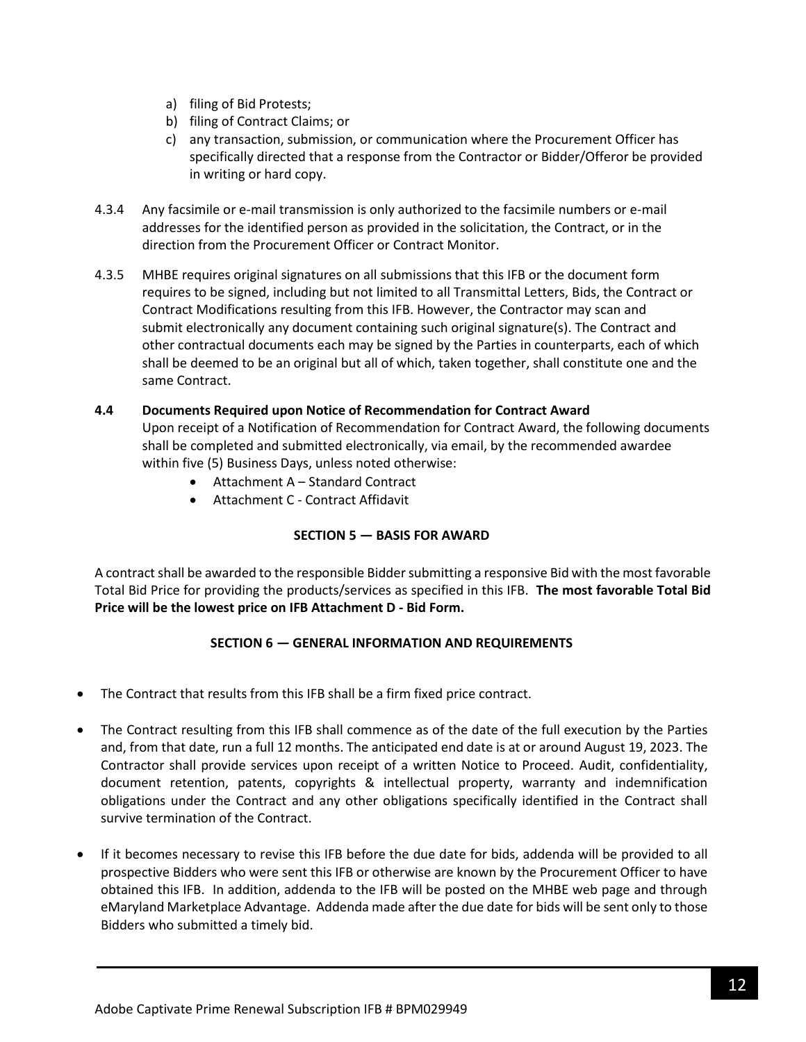a) filing of Bid Protests;
b) filing of Contract Claims; or
c) any transaction, submission, or communication where the Procurement Officer has specifically directed that a response from the Contractor or Bidder/Offeror be provided in writing or hard copy.

4.3.4 Any facsimile or e-mail transmission is only authorized to the facsimile numbers or e-mail addresses for the identified person as provided in the solicitation, the Contract, or in the direction from the Procurement Officer or Contract Monitor.

4.3.5 MHBE requires original signatures on all submissions that this IFB or the document form requires to be signed, including but not limited to all Transmittal Letters, Bids, the Contract or Contract Modifications resulting from this IFB. However, the Contractor may scan and submit electronically any document containing such original signature(s). The Contract and other contractual documents each may be signed by the Parties in counterparts, each of which shall be deemed to be an original but all of which, taken together, shall constitute one and the same Contract.

**4.4 Documents Required upon Notice of Recommendation for Contract Award**

Upon receipt of a Notification of Recommendation for Contract Award, the following documents shall be completed and submitted electronically, via email, by the recommended awardee within five (5) Business Days, unless noted otherwise:

- Attachment A – Standard Contract
- Attachment C - Contract Affidavit

## SECTION 5 — BASIS FOR AWARD

A contract shall be awarded to the responsible Bidder submitting a responsive Bid with the most favorable Total Bid Price for providing the products/services as specified in this IFB. **The most favorable Total Bid Price will be the lowest price on IFB Attachment D - Bid Form.**

## SECTION 6 — GENERAL INFORMATION AND REQUIREMENTS

- The Contract that results from this IFB shall be a firm fixed price contract.
- The Contract resulting from this IFB shall commence as of the date of the full execution by the Parties and, from that date, run a full 12 months. The anticipated end date is at or around August 19, 2023. The Contractor shall provide services upon receipt of a written Notice to Proceed. Audit, confidentiality, document retention, patents, copyrights & intellectual property, warranty and indemnification obligations under the Contract and any other obligations specifically identified in the Contract shall survive termination of the Contract.
- If it becomes necessary to revise this IFB before the due date for bids, addenda will be provided to all prospective Bidders who were sent this IFB or otherwise are known by the Procurement Officer to have obtained this IFB. In addition, addenda to the IFB will be posted on the MHBE web page and through eMaryland Marketplace Advantage. Addenda made after the due date for bids will be sent only to those Bidders who submitted a timely bid.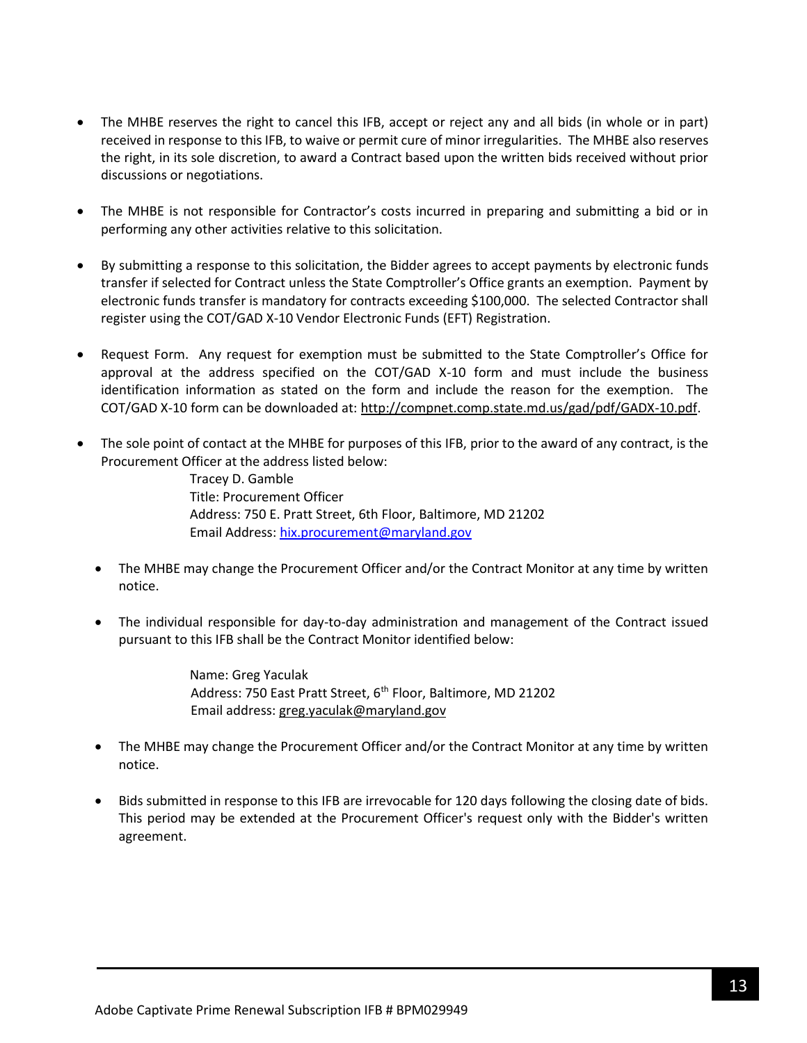- The MHBE reserves the right to cancel this IFB, accept or reject any and all bids (in whole or in part) received in response to this IFB, to waive or permit cure of minor irregularities. The MHBE also reserves the right, in its sole discretion, to award a Contract based upon the written bids received without prior discussions or negotiations.

- The MHBE is not responsible for Contractor's costs incurred in preparing and submitting a bid or in performing any other activities relative to this solicitation.

- By submitting a response to this solicitation, the Bidder agrees to accept payments by electronic funds transfer if selected for Contract unless the State Comptroller's Office grants an exemption. Payment by electronic funds transfer is mandatory for contracts exceeding $100,000. The selected Contractor shall register using the COT/GAD X-10 Vendor Electronic Funds (EFT) Registration.

- Request Form. Any request for exemption must be submitted to the State Comptroller's Office for approval at the address specified on the COT/GAD X-10 form and must include the business identification information as stated on the form and include the reason for the exemption. The COT/GAD X-10 form can be downloaded at: http://compnet.comp.state.md.us/gad/pdf/GADX-10.pdf.

- The sole point of contact at the MHBE for purposes of this IFB, prior to the award of any contract, is the Procurement Officer at the address listed below:

  Tracey D. Gamble
  Title: Procurement Officer
  Address: 750 E. Pratt Street, 6th Floor, Baltimore, MD 21202
  Email Address: hix.procurement@maryland.gov

  - The MHBE may change the Procurement Officer and/or the Contract Monitor at any time by written notice.

  - The individual responsible for day-to-day administration and management of the Contract issued pursuant to this IFB shall be the Contract Monitor identified below:

    Name: Greg Yaculak
    Address: 750 East Pratt Street, 6th Floor, Baltimore, MD 21202
    Email address: greg.yaculak@maryland.gov

  - The MHBE may change the Procurement Officer and/or the Contract Monitor at any time by written notice.

  - Bids submitted in response to this IFB are irrevocable for 120 days following the closing date of bids. This period may be extended at the Procurement Officer's request only with the Bidder's written agreement.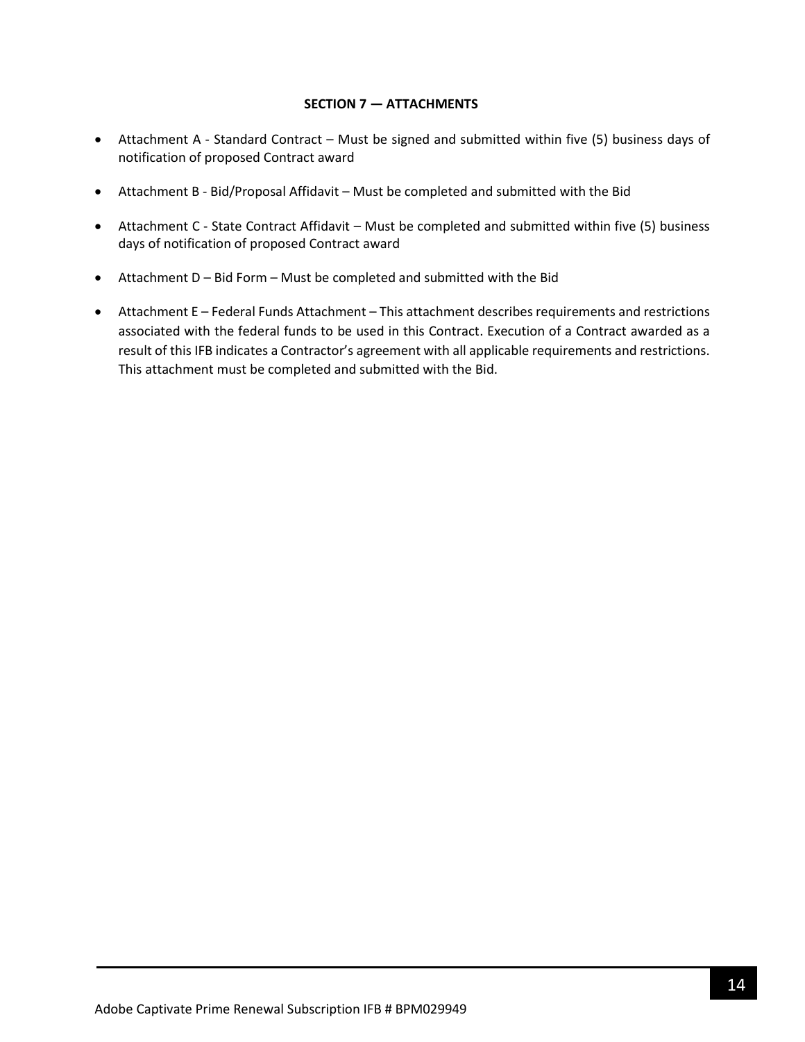## SECTION 7 — ATTACHMENTS

- Attachment A - Standard Contract – Must be signed and submitted within five (5) business days of notification of proposed Contract award
- Attachment B - Bid/Proposal Affidavit – Must be completed and submitted with the Bid
- Attachment C - State Contract Affidavit – Must be completed and submitted within five (5) business days of notification of proposed Contract award
- Attachment D – Bid Form – Must be completed and submitted with the Bid
- Attachment E – Federal Funds Attachment – This attachment describes requirements and restrictions associated with the federal funds to be used in this Contract. Execution of a Contract awarded as a result of this IFB indicates a Contractor's agreement with all applicable requirements and restrictions. This attachment must be completed and submitted with the Bid.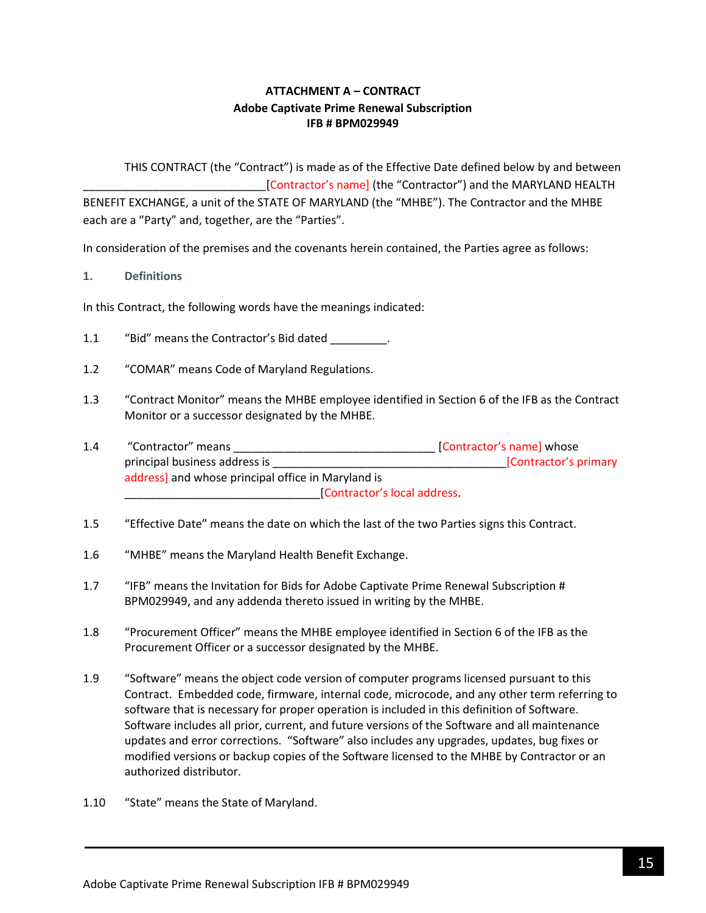**ATTACHMENT A – CONTRACT**
**Adobe Captivate Prime Renewal Subscription**
**IFB # BPM029949**

THIS CONTRACT (the "Contract") is made as of the Effective Date defined below by and between ______________________________[Contractor's name] (the "Contractor") and the MARYLAND HEALTH BENEFIT EXCHANGE, a unit of the STATE OF MARYLAND (the "MHBE"). The Contractor and the MHBE each are a "Party" and, together, are the "Parties".

In consideration of the premises and the covenants herein contained, the Parties agree as follows:

## 1. Definitions

In this Contract, the following words have the meanings indicated:

1.1 "Bid" means the Contractor's Bid dated _________.

1.2 "COMAR" means Code of Maryland Regulations.

1.3 "Contract Monitor" means the MHBE employee identified in Section 6 of the IFB as the Contract Monitor or a successor designated by the MHBE.

1.4 "Contractor" means _________________________________ [Contractor's name] whose principal business address is ______________________________________[Contractor's primary address] and whose principal office in Maryland is _______________________________[Contractor's local address.

1.5 "Effective Date" means the date on which the last of the two Parties signs this Contract.

1.6 "MHBE" means the Maryland Health Benefit Exchange.

1.7 "IFB" means the Invitation for Bids for Adobe Captivate Prime Renewal Subscription # BPM029949, and any addenda thereto issued in writing by the MHBE.

1.8 "Procurement Officer" means the MHBE employee identified in Section 6 of the IFB as the Procurement Officer or a successor designated by the MHBE.

1.9 "Software" means the object code version of computer programs licensed pursuant to this Contract. Embedded code, firmware, internal code, microcode, and any other term referring to software that is necessary for proper operation is included in this definition of Software. Software includes all prior, current, and future versions of the Software and all maintenance updates and error corrections. "Software" also includes any upgrades, updates, bug fixes or modified versions or backup copies of the Software licensed to the MHBE by Contractor or an authorized distributor.

1.10 "State" means the State of Maryland.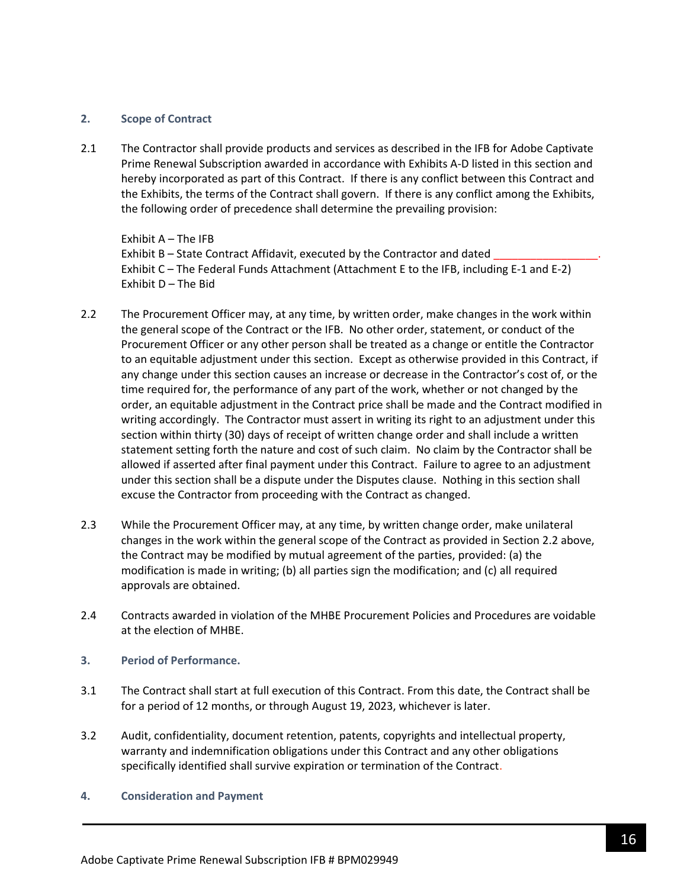## 2. Scope of Contract

2.1 The Contractor shall provide products and services as described in the IFB for Adobe Captivate Prime Renewal Subscription awarded in accordance with Exhibits A-D listed in this section and hereby incorporated as part of this Contract. If there is any conflict between this Contract and the Exhibits, the terms of the Contract shall govern. If there is any conflict among the Exhibits, the following order of precedence shall determine the prevailing provision:

Exhibit A – The IFB
Exhibit B – State Contract Affidavit, executed by the Contractor and dated _________________.
Exhibit C – The Federal Funds Attachment (Attachment E to the IFB, including E-1 and E-2)
Exhibit D – The Bid

2.2 The Procurement Officer may, at any time, by written order, make changes in the work within the general scope of the Contract or the IFB. No other order, statement, or conduct of the Procurement Officer or any other person shall be treated as a change or entitle the Contractor to an equitable adjustment under this section. Except as otherwise provided in this Contract, if any change under this section causes an increase or decrease in the Contractor's cost of, or the time required for, the performance of any part of the work, whether or not changed by the order, an equitable adjustment in the Contract price shall be made and the Contract modified in writing accordingly. The Contractor must assert in writing its right to an adjustment under this section within thirty (30) days of receipt of written change order and shall include a written statement setting forth the nature and cost of such claim. No claim by the Contractor shall be allowed if asserted after final payment under this Contract. Failure to agree to an adjustment under this section shall be a dispute under the Disputes clause. Nothing in this section shall excuse the Contractor from proceeding with the Contract as changed.

2.3 While the Procurement Officer may, at any time, by written change order, make unilateral changes in the work within the general scope of the Contract as provided in Section 2.2 above, the Contract may be modified by mutual agreement of the parties, provided: (a) the modification is made in writing; (b) all parties sign the modification; and (c) all required approvals are obtained.

2.4 Contracts awarded in violation of the MHBE Procurement Policies and Procedures are voidable at the election of MHBE.

## 3. Period of Performance.

3.1 The Contract shall start at full execution of this Contract. From this date, the Contract shall be for a period of 12 months, or through August 19, 2023, whichever is later.

3.2 Audit, confidentiality, document retention, patents, copyrights and intellectual property, warranty and indemnification obligations under this Contract and any other obligations specifically identified shall survive expiration or termination of the Contract.

## 4. Consideration and Payment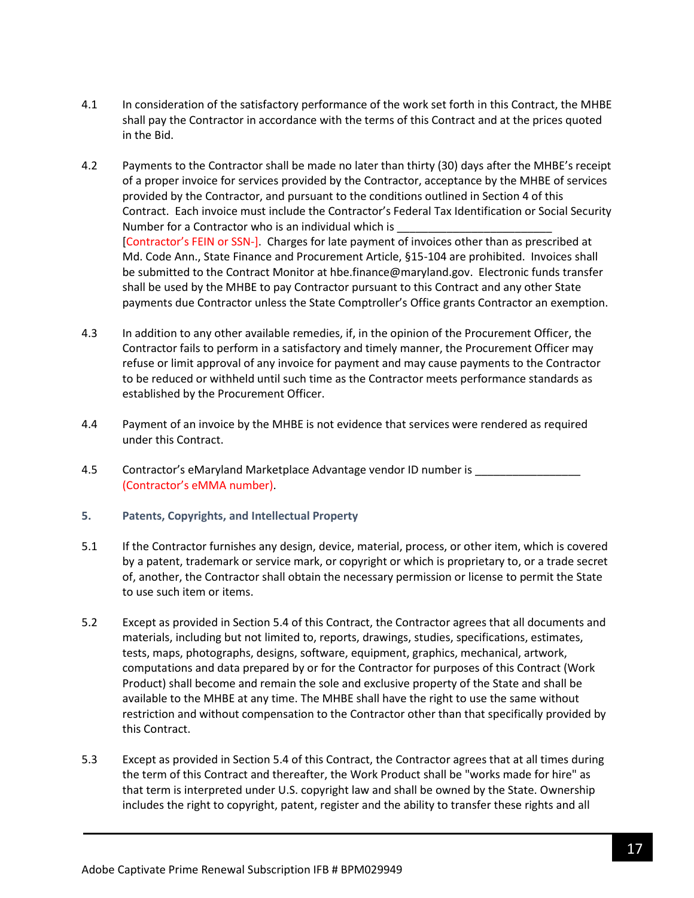4.1 In consideration of the satisfactory performance of the work set forth in this Contract, the MHBE shall pay the Contractor in accordance with the terms of this Contract and at the prices quoted in the Bid.

4.2 Payments to the Contractor shall be made no later than thirty (30) days after the MHBE's receipt of a proper invoice for services provided by the Contractor, acceptance by the MHBE of services provided by the Contractor, and pursuant to the conditions outlined in Section 4 of this Contract. Each invoice must include the Contractor's Federal Tax Identification or Social Security Number for a Contractor who is an individual which is _________________________ [Contractor's FEIN or SSN-]. Charges for late payment of invoices other than as prescribed at Md. Code Ann., State Finance and Procurement Article, §15-104 are prohibited. Invoices shall be submitted to the Contract Monitor at hbe.finance@maryland.gov. Electronic funds transfer shall be used by the MHBE to pay Contractor pursuant to this Contract and any other State payments due Contractor unless the State Comptroller's Office grants Contractor an exemption.

4.3 In addition to any other available remedies, if, in the opinion of the Procurement Officer, the Contractor fails to perform in a satisfactory and timely manner, the Procurement Officer may refuse or limit approval of any invoice for payment and may cause payments to the Contractor to be reduced or withheld until such time as the Contractor meets performance standards as established by the Procurement Officer.

4.4 Payment of an invoice by the MHBE is not evidence that services were rendered as required under this Contract.

4.5 Contractor's eMaryland Marketplace Advantage vendor ID number is _________________ (Contractor's eMMA number).

### 5. Patents, Copyrights, and Intellectual Property

5.1 If the Contractor furnishes any design, device, material, process, or other item, which is covered by a patent, trademark or service mark, or copyright or which is proprietary to, or a trade secret of, another, the Contractor shall obtain the necessary permission or license to permit the State to use such item or items.

5.2 Except as provided in Section 5.4 of this Contract, the Contractor agrees that all documents and materials, including but not limited to, reports, drawings, studies, specifications, estimates, tests, maps, photographs, designs, software, equipment, graphics, mechanical, artwork, computations and data prepared by or for the Contractor for purposes of this Contract (Work Product) shall become and remain the sole and exclusive property of the State and shall be available to the MHBE at any time. The MHBE shall have the right to use the same without restriction and without compensation to the Contractor other than that specifically provided by this Contract.

5.3 Except as provided in Section 5.4 of this Contract, the Contractor agrees that at all times during the term of this Contract and thereafter, the Work Product shall be "works made for hire" as that term is interpreted under U.S. copyright law and shall be owned by the State. Ownership includes the right to copyright, patent, register and the ability to transfer these rights and all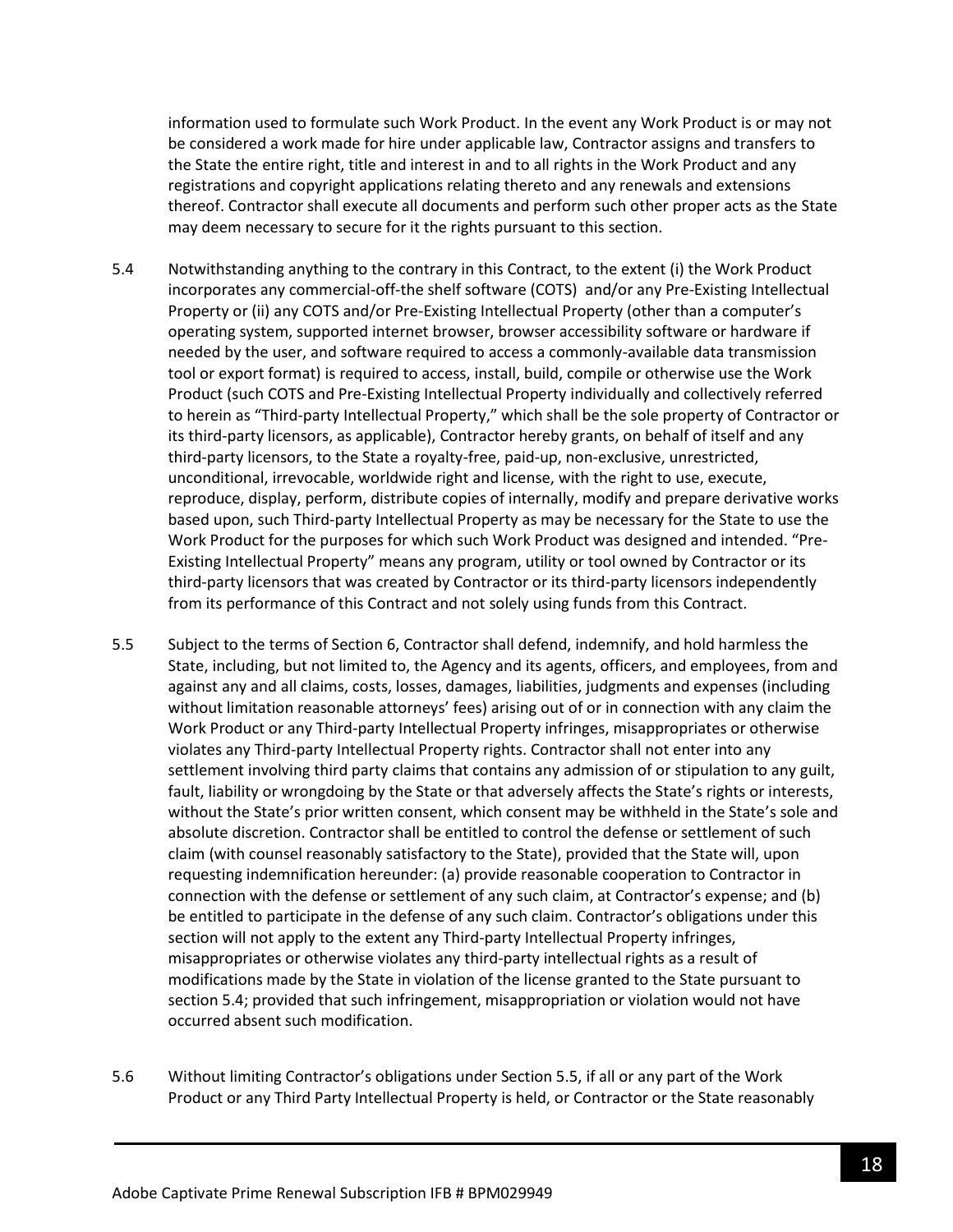information used to formulate such Work Product. In the event any Work Product is or may not be considered a work made for hire under applicable law, Contractor assigns and transfers to the State the entire right, title and interest in and to all rights in the Work Product and any registrations and copyright applications relating thereto and any renewals and extensions thereof. Contractor shall execute all documents and perform such other proper acts as the State may deem necessary to secure for it the rights pursuant to this section.

5.4 Notwithstanding anything to the contrary in this Contract, to the extent (i) the Work Product incorporates any commercial-off-the shelf software (COTS) and/or any Pre-Existing Intellectual Property or (ii) any COTS and/or Pre-Existing Intellectual Property (other than a computer's operating system, supported internet browser, browser accessibility software or hardware if needed by the user, and software required to access a commonly-available data transmission tool or export format) is required to access, install, build, compile or otherwise use the Work Product (such COTS and Pre-Existing Intellectual Property individually and collectively referred to herein as "Third-party Intellectual Property," which shall be the sole property of Contractor or its third-party licensors, as applicable), Contractor hereby grants, on behalf of itself and any third-party licensors, to the State a royalty-free, paid-up, non-exclusive, unrestricted, unconditional, irrevocable, worldwide right and license, with the right to use, execute, reproduce, display, perform, distribute copies of internally, modify and prepare derivative works based upon, such Third-party Intellectual Property as may be necessary for the State to use the Work Product for the purposes for which such Work Product was designed and intended. "Pre-Existing Intellectual Property" means any program, utility or tool owned by Contractor or its third-party licensors that was created by Contractor or its third-party licensors independently from its performance of this Contract and not solely using funds from this Contract.

5.5 Subject to the terms of Section 6, Contractor shall defend, indemnify, and hold harmless the State, including, but not limited to, the Agency and its agents, officers, and employees, from and against any and all claims, costs, losses, damages, liabilities, judgments and expenses (including without limitation reasonable attorneys' fees) arising out of or in connection with any claim the Work Product or any Third-party Intellectual Property infringes, misappropriates or otherwise violates any Third-party Intellectual Property rights. Contractor shall not enter into any settlement involving third party claims that contains any admission of or stipulation to any guilt, fault, liability or wrongdoing by the State or that adversely affects the State's rights or interests, without the State's prior written consent, which consent may be withheld in the State's sole and absolute discretion. Contractor shall be entitled to control the defense or settlement of such claim (with counsel reasonably satisfactory to the State), provided that the State will, upon requesting indemnification hereunder: (a) provide reasonable cooperation to Contractor in connection with the defense or settlement of any such claim, at Contractor's expense; and (b) be entitled to participate in the defense of any such claim. Contractor's obligations under this section will not apply to the extent any Third-party Intellectual Property infringes, misappropriates or otherwise violates any third-party intellectual rights as a result of modifications made by the State in violation of the license granted to the State pursuant to section 5.4; provided that such infringement, misappropriation or violation would not have occurred absent such modification.

5.6 Without limiting Contractor's obligations under Section 5.5, if all or any part of the Work Product or any Third Party Intellectual Property is held, or Contractor or the State reasonably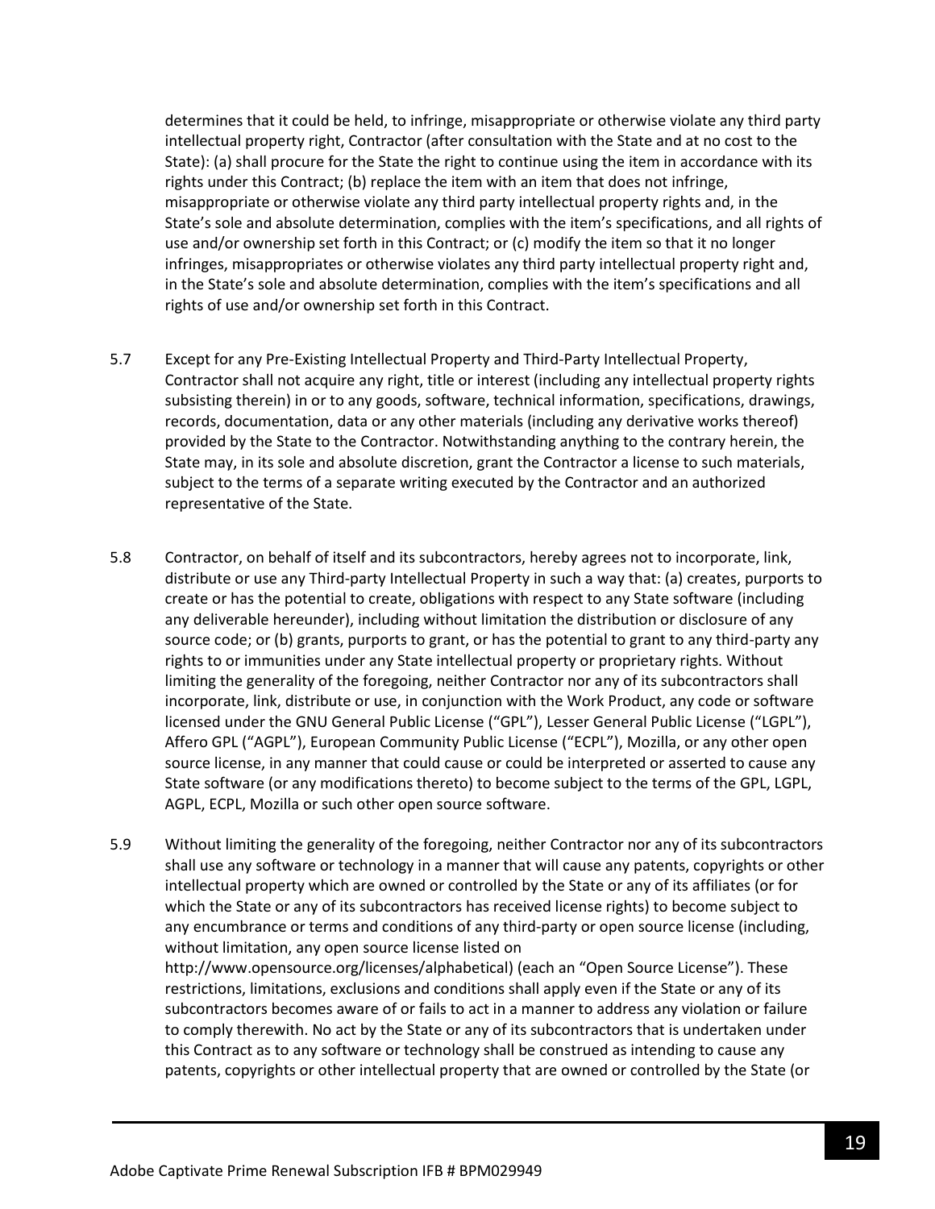determines that it could be held, to infringe, misappropriate or otherwise violate any third party intellectual property right, Contractor (after consultation with the State and at no cost to the State): (a) shall procure for the State the right to continue using the item in accordance with its rights under this Contract; (b) replace the item with an item that does not infringe, misappropriate or otherwise violate any third party intellectual property rights and, in the State's sole and absolute determination, complies with the item's specifications, and all rights of use and/or ownership set forth in this Contract; or (c) modify the item so that it no longer infringes, misappropriates or otherwise violates any third party intellectual property right and, in the State's sole and absolute determination, complies with the item's specifications and all rights of use and/or ownership set forth in this Contract.

5.7 Except for any Pre-Existing Intellectual Property and Third-Party Intellectual Property, Contractor shall not acquire any right, title or interest (including any intellectual property rights subsisting therein) in or to any goods, software, technical information, specifications, drawings, records, documentation, data or any other materials (including any derivative works thereof) provided by the State to the Contractor. Notwithstanding anything to the contrary herein, the State may, in its sole and absolute discretion, grant the Contractor a license to such materials, subject to the terms of a separate writing executed by the Contractor and an authorized representative of the State.

5.8 Contractor, on behalf of itself and its subcontractors, hereby agrees not to incorporate, link, distribute or use any Third-party Intellectual Property in such a way that: (a) creates, purports to create or has the potential to create, obligations with respect to any State software (including any deliverable hereunder), including without limitation the distribution or disclosure of any source code; or (b) grants, purports to grant, or has the potential to grant to any third-party any rights to or immunities under any State intellectual property or proprietary rights. Without limiting the generality of the foregoing, neither Contractor nor any of its subcontractors shall incorporate, link, distribute or use, in conjunction with the Work Product, any code or software licensed under the GNU General Public License ("GPL"), Lesser General Public License ("LGPL"), Affero GPL ("AGPL"), European Community Public License ("ECPL"), Mozilla, or any other open source license, in any manner that could cause or could be interpreted or asserted to cause any State software (or any modifications thereto) to become subject to the terms of the GPL, LGPL, AGPL, ECPL, Mozilla or such other open source software.

5.9 Without limiting the generality of the foregoing, neither Contractor nor any of its subcontractors shall use any software or technology in a manner that will cause any patents, copyrights or other intellectual property which are owned or controlled by the State or any of its affiliates (or for which the State or any of its subcontractors has received license rights) to become subject to any encumbrance or terms and conditions of any third-party or open source license (including, without limitation, any open source license listed on http://www.opensource.org/licenses/alphabetical) (each an "Open Source License"). These restrictions, limitations, exclusions and conditions shall apply even if the State or any of its subcontractors becomes aware of or fails to act in a manner to address any violation or failure to comply therewith. No act by the State or any of its subcontractors that is undertaken under this Contract as to any software or technology shall be construed as intending to cause any patents, copyrights or other intellectual property that are owned or controlled by the State (or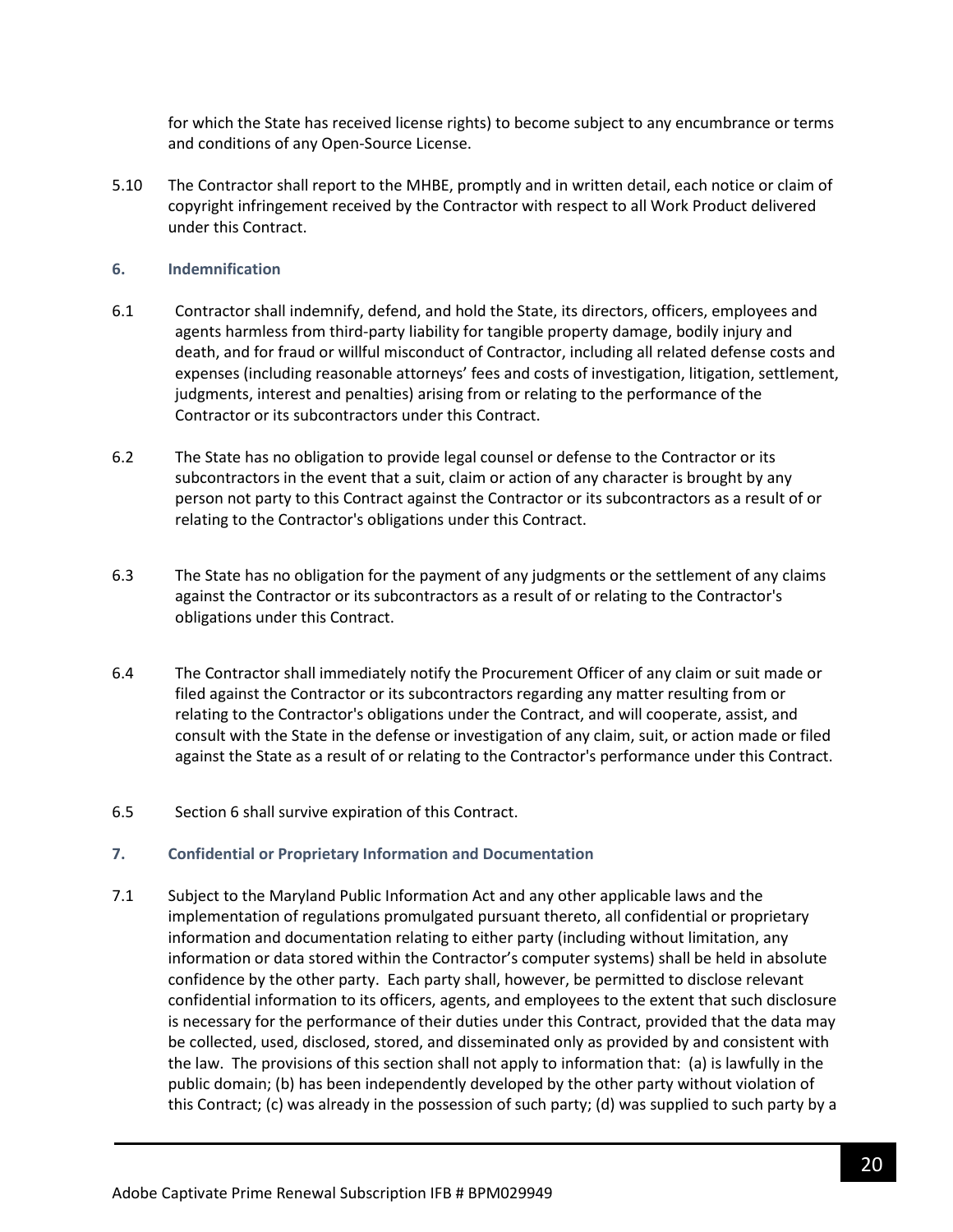for which the State has received license rights) to become subject to any encumbrance or terms and conditions of any Open-Source License.

5.10 The Contractor shall report to the MHBE, promptly and in written detail, each notice or claim of copyright infringement received by the Contractor with respect to all Work Product delivered under this Contract.

### 6. Indemnification

6.1 Contractor shall indemnify, defend, and hold the State, its directors, officers, employees and agents harmless from third-party liability for tangible property damage, bodily injury and death, and for fraud or willful misconduct of Contractor, including all related defense costs and expenses (including reasonable attorneys' fees and costs of investigation, litigation, settlement, judgments, interest and penalties) arising from or relating to the performance of the Contractor or its subcontractors under this Contract.

6.2 The State has no obligation to provide legal counsel or defense to the Contractor or its subcontractors in the event that a suit, claim or action of any character is brought by any person not party to this Contract against the Contractor or its subcontractors as a result of or relating to the Contractor's obligations under this Contract.

6.3 The State has no obligation for the payment of any judgments or the settlement of any claims against the Contractor or its subcontractors as a result of or relating to the Contractor's obligations under this Contract.

6.4 The Contractor shall immediately notify the Procurement Officer of any claim or suit made or filed against the Contractor or its subcontractors regarding any matter resulting from or relating to the Contractor's obligations under the Contract, and will cooperate, assist, and consult with the State in the defense or investigation of any claim, suit, or action made or filed against the State as a result of or relating to the Contractor's performance under this Contract.

6.5 Section 6 shall survive expiration of this Contract.

### 7. Confidential or Proprietary Information and Documentation

7.1 Subject to the Maryland Public Information Act and any other applicable laws and the implementation of regulations promulgated pursuant thereto, all confidential or proprietary information and documentation relating to either party (including without limitation, any information or data stored within the Contractor's computer systems) shall be held in absolute confidence by the other party. Each party shall, however, be permitted to disclose relevant confidential information to its officers, agents, and employees to the extent that such disclosure is necessary for the performance of their duties under this Contract, provided that the data may be collected, used, disclosed, stored, and disseminated only as provided by and consistent with the law. The provisions of this section shall not apply to information that: (a) is lawfully in the public domain; (b) has been independently developed by the other party without violation of this Contract; (c) was already in the possession of such party; (d) was supplied to such party by a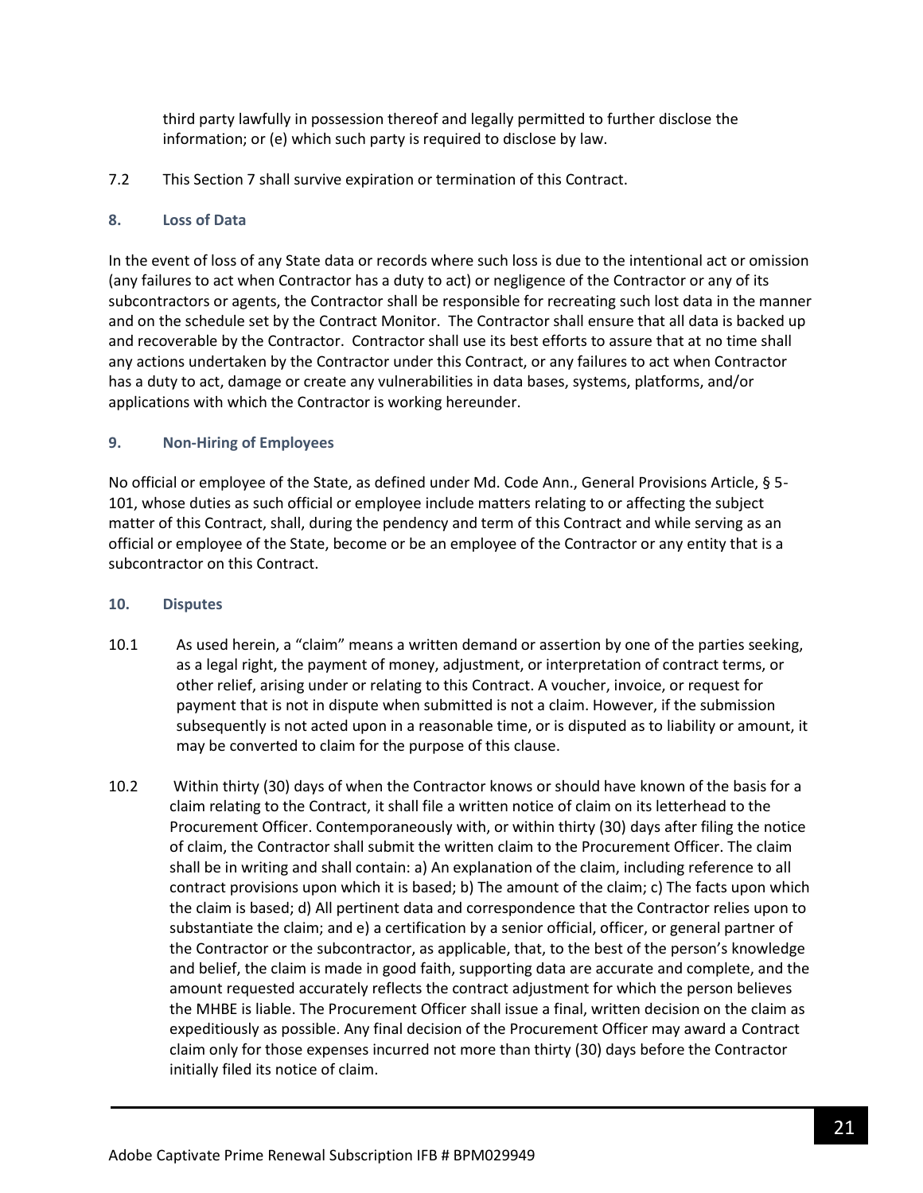third party lawfully in possession thereof and legally permitted to further disclose the information; or (e) which such party is required to disclose by law.

7.2 This Section 7 shall survive expiration or termination of this Contract.

### 8. Loss of Data

In the event of loss of any State data or records where such loss is due to the intentional act or omission (any failures to act when Contractor has a duty to act) or negligence of the Contractor or any of its subcontractors or agents, the Contractor shall be responsible for recreating such lost data in the manner and on the schedule set by the Contract Monitor. The Contractor shall ensure that all data is backed up and recoverable by the Contractor. Contractor shall use its best efforts to assure that at no time shall any actions undertaken by the Contractor under this Contract, or any failures to act when Contractor has a duty to act, damage or create any vulnerabilities in data bases, systems, platforms, and/or applications with which the Contractor is working hereunder.

### 9. Non-Hiring of Employees

No official or employee of the State, as defined under Md. Code Ann., General Provisions Article, § 5-101, whose duties as such official or employee include matters relating to or affecting the subject matter of this Contract, shall, during the pendency and term of this Contract and while serving as an official or employee of the State, become or be an employee of the Contractor or any entity that is a subcontractor on this Contract.

### 10. Disputes

10.1 As used herein, a "claim" means a written demand or assertion by one of the parties seeking, as a legal right, the payment of money, adjustment, or interpretation of contract terms, or other relief, arising under or relating to this Contract. A voucher, invoice, or request for payment that is not in dispute when submitted is not a claim. However, if the submission subsequently is not acted upon in a reasonable time, or is disputed as to liability or amount, it may be converted to claim for the purpose of this clause.

10.2 Within thirty (30) days of when the Contractor knows or should have known of the basis for a claim relating to the Contract, it shall file a written notice of claim on its letterhead to the Procurement Officer. Contemporaneously with, or within thirty (30) days after filing the notice of claim, the Contractor shall submit the written claim to the Procurement Officer. The claim shall be in writing and shall contain: a) An explanation of the claim, including reference to all contract provisions upon which it is based; b) The amount of the claim; c) The facts upon which the claim is based; d) All pertinent data and correspondence that the Contractor relies upon to substantiate the claim; and e) a certification by a senior official, officer, or general partner of the Contractor or the subcontractor, as applicable, that, to the best of the person's knowledge and belief, the claim is made in good faith, supporting data are accurate and complete, and the amount requested accurately reflects the contract adjustment for which the person believes the MHBE is liable. The Procurement Officer shall issue a final, written decision on the claim as expeditiously as possible. Any final decision of the Procurement Officer may award a Contract claim only for those expenses incurred not more than thirty (30) days before the Contractor initially filed its notice of claim.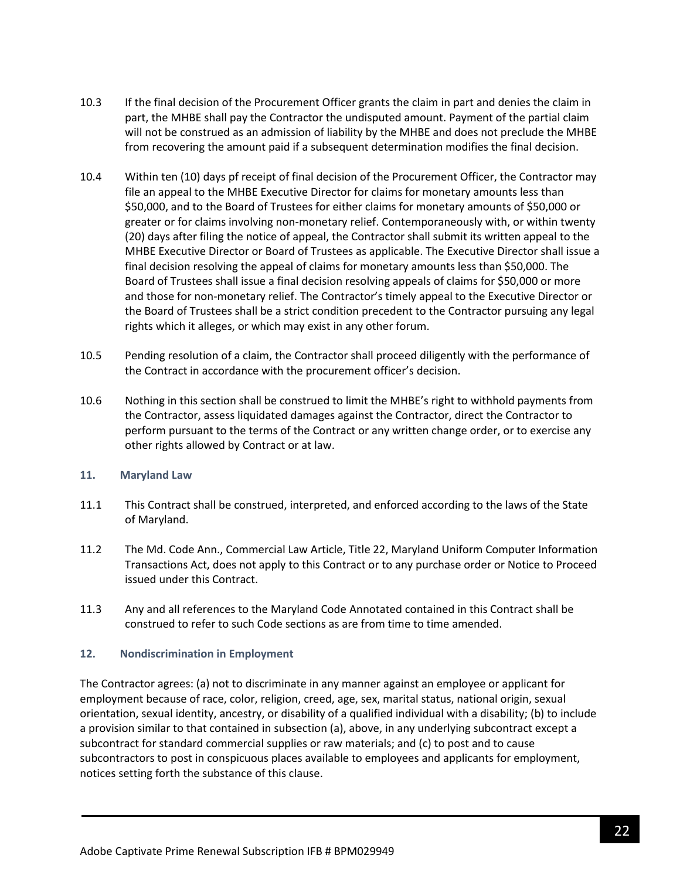10.3 If the final decision of the Procurement Officer grants the claim in part and denies the claim in part, the MHBE shall pay the Contractor the undisputed amount. Payment of the partial claim will not be construed as an admission of liability by the MHBE and does not preclude the MHBE from recovering the amount paid if a subsequent determination modifies the final decision.

10.4 Within ten (10) days pf receipt of final decision of the Procurement Officer, the Contractor may file an appeal to the MHBE Executive Director for claims for monetary amounts less than $50,000, and to the Board of Trustees for either claims for monetary amounts of $50,000 or greater or for claims involving non-monetary relief. Contemporaneously with, or within twenty (20) days after filing the notice of appeal, the Contractor shall submit its written appeal to the MHBE Executive Director or Board of Trustees as applicable. The Executive Director shall issue a final decision resolving the appeal of claims for monetary amounts less than $50,000. The Board of Trustees shall issue a final decision resolving appeals of claims for $50,000 or more and those for non-monetary relief. The Contractor's timely appeal to the Executive Director or the Board of Trustees shall be a strict condition precedent to the Contractor pursuing any legal rights which it alleges, or which may exist in any other forum.

10.5 Pending resolution of a claim, the Contractor shall proceed diligently with the performance of the Contract in accordance with the procurement officer's decision.

10.6 Nothing in this section shall be construed to limit the MHBE's right to withhold payments from the Contractor, assess liquidated damages against the Contractor, direct the Contractor to perform pursuant to the terms of the Contract or any written change order, or to exercise any other rights allowed by Contract or at law.

### 11. Maryland Law

11.1 This Contract shall be construed, interpreted, and enforced according to the laws of the State of Maryland.

11.2 The Md. Code Ann., Commercial Law Article, Title 22, Maryland Uniform Computer Information Transactions Act, does not apply to this Contract or to any purchase order or Notice to Proceed issued under this Contract.

11.3 Any and all references to the Maryland Code Annotated contained in this Contract shall be construed to refer to such Code sections as are from time to time amended.

### 12. Nondiscrimination in Employment

The Contractor agrees: (a) not to discriminate in any manner against an employee or applicant for employment because of race, color, religion, creed, age, sex, marital status, national origin, sexual orientation, sexual identity, ancestry, or disability of a qualified individual with a disability; (b) to include a provision similar to that contained in subsection (a), above, in any underlying subcontract except a subcontract for standard commercial supplies or raw materials; and (c) to post and to cause subcontractors to post in conspicuous places available to employees and applicants for employment, notices setting forth the substance of this clause.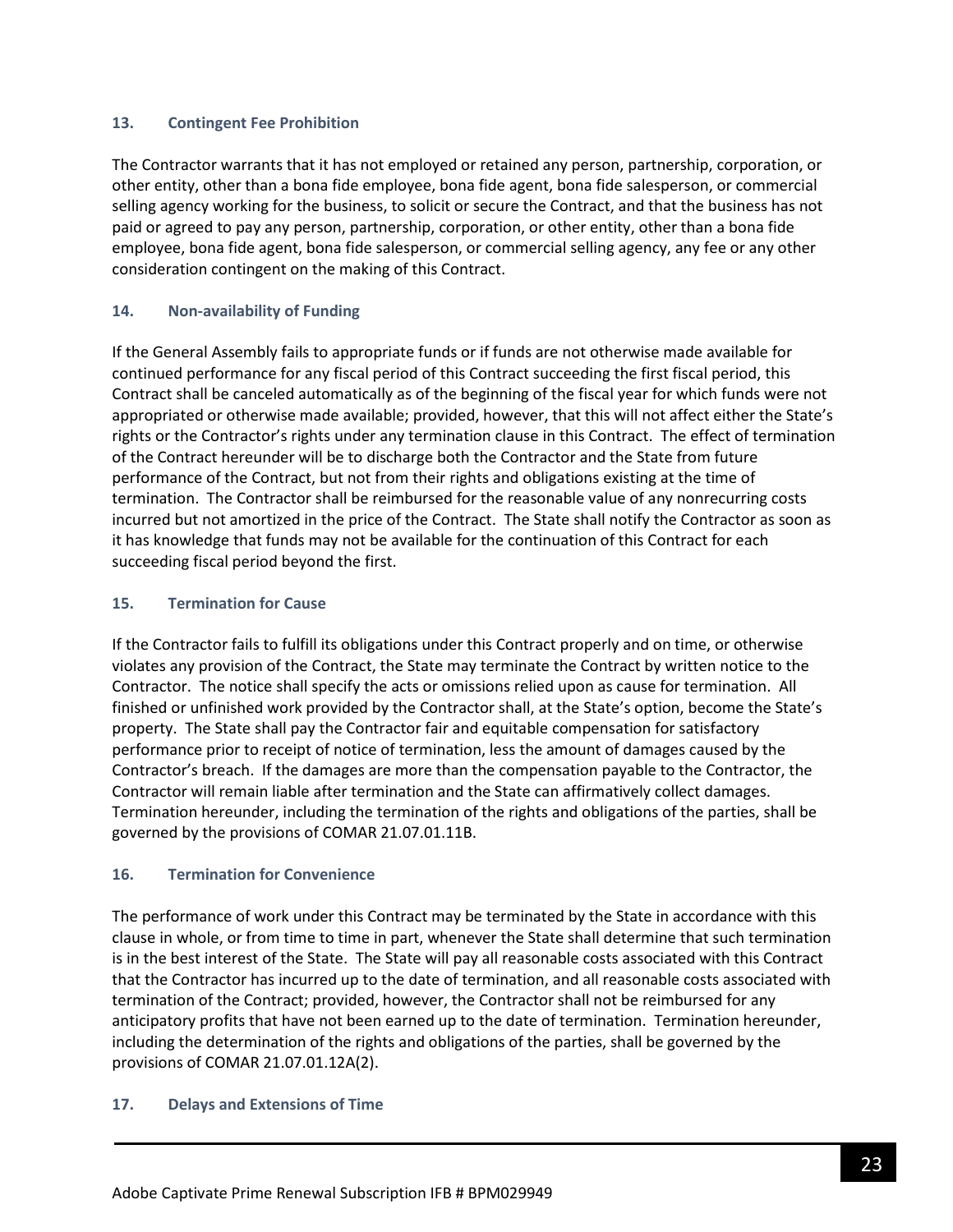### 13. Contingent Fee Prohibition

The Contractor warrants that it has not employed or retained any person, partnership, corporation, or other entity, other than a bona fide employee, bona fide agent, bona fide salesperson, or commercial selling agency working for the business, to solicit or secure the Contract, and that the business has not paid or agreed to pay any person, partnership, corporation, or other entity, other than a bona fide employee, bona fide agent, bona fide salesperson, or commercial selling agency, any fee or any other consideration contingent on the making of this Contract.

### 14. Non-availability of Funding

If the General Assembly fails to appropriate funds or if funds are not otherwise made available for continued performance for any fiscal period of this Contract succeeding the first fiscal period, this Contract shall be canceled automatically as of the beginning of the fiscal year for which funds were not appropriated or otherwise made available; provided, however, that this will not affect either the State's rights or the Contractor's rights under any termination clause in this Contract. The effect of termination of the Contract hereunder will be to discharge both the Contractor and the State from future performance of the Contract, but not from their rights and obligations existing at the time of termination. The Contractor shall be reimbursed for the reasonable value of any nonrecurring costs incurred but not amortized in the price of the Contract. The State shall notify the Contractor as soon as it has knowledge that funds may not be available for the continuation of this Contract for each succeeding fiscal period beyond the first.

### 15. Termination for Cause

If the Contractor fails to fulfill its obligations under this Contract properly and on time, or otherwise violates any provision of the Contract, the State may terminate the Contract by written notice to the Contractor. The notice shall specify the acts or omissions relied upon as cause for termination. All finished or unfinished work provided by the Contractor shall, at the State's option, become the State's property. The State shall pay the Contractor fair and equitable compensation for satisfactory performance prior to receipt of notice of termination, less the amount of damages caused by the Contractor's breach. If the damages are more than the compensation payable to the Contractor, the Contractor will remain liable after termination and the State can affirmatively collect damages. Termination hereunder, including the termination of the rights and obligations of the parties, shall be governed by the provisions of COMAR 21.07.01.11B.

### 16. Termination for Convenience

The performance of work under this Contract may be terminated by the State in accordance with this clause in whole, or from time to time in part, whenever the State shall determine that such termination is in the best interest of the State. The State will pay all reasonable costs associated with this Contract that the Contractor has incurred up to the date of termination, and all reasonable costs associated with termination of the Contract; provided, however, the Contractor shall not be reimbursed for any anticipatory profits that have not been earned up to the date of termination. Termination hereunder, including the determination of the rights and obligations of the parties, shall be governed by the provisions of COMAR 21.07.01.12A(2).

### 17. Delays and Extensions of Time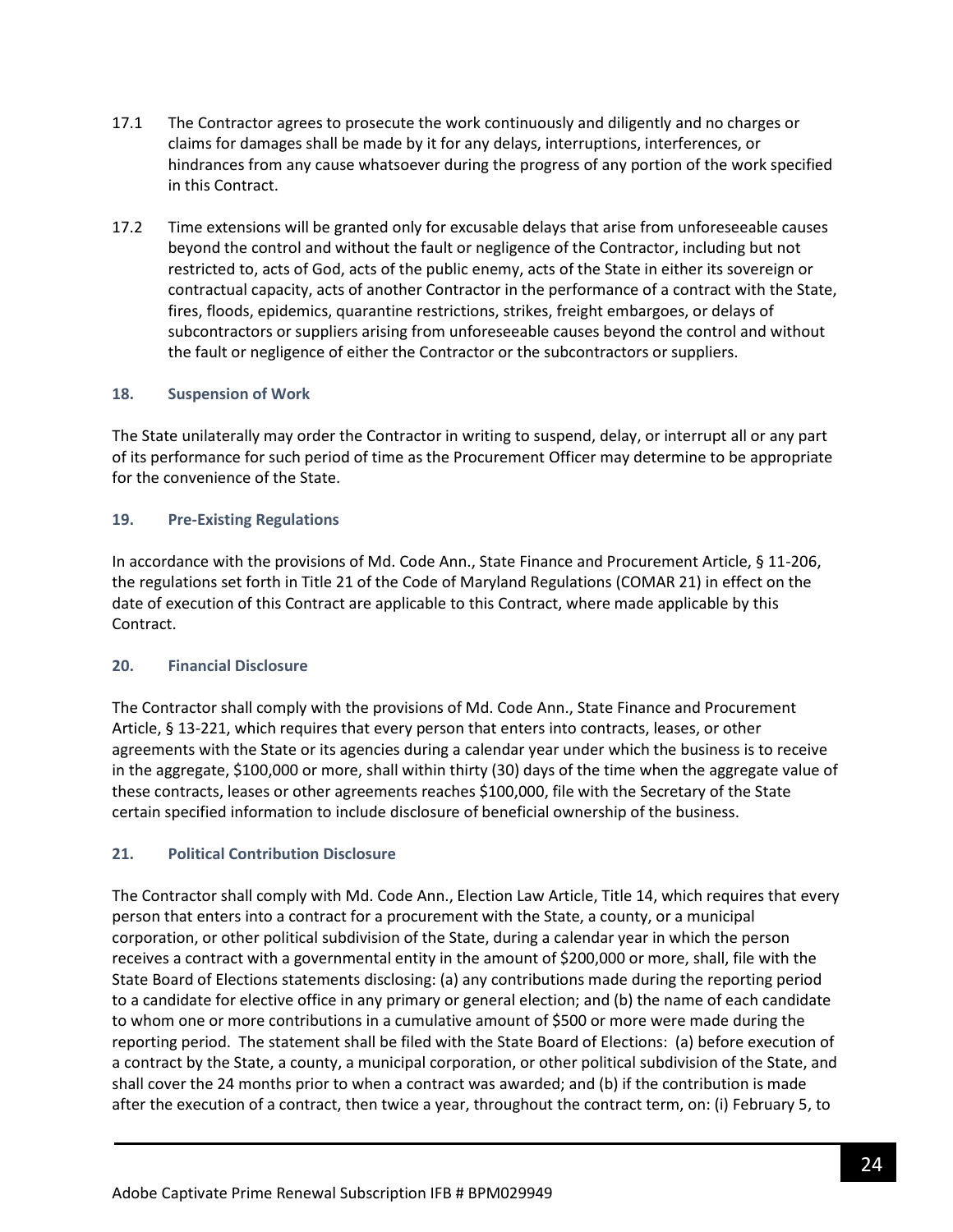17.1 The Contractor agrees to prosecute the work continuously and diligently and no charges or claims for damages shall be made by it for any delays, interruptions, interferences, or hindrances from any cause whatsoever during the progress of any portion of the work specified in this Contract.

17.2 Time extensions will be granted only for excusable delays that arise from unforeseeable causes beyond the control and without the fault or negligence of the Contractor, including but not restricted to, acts of God, acts of the public enemy, acts of the State in either its sovereign or contractual capacity, acts of another Contractor in the performance of a contract with the State, fires, floods, epidemics, quarantine restrictions, strikes, freight embargoes, or delays of subcontractors or suppliers arising from unforeseeable causes beyond the control and without the fault or negligence of either the Contractor or the subcontractors or suppliers.

### 18. Suspension of Work

The State unilaterally may order the Contractor in writing to suspend, delay, or interrupt all or any part of its performance for such period of time as the Procurement Officer may determine to be appropriate for the convenience of the State.

### 19. Pre-Existing Regulations

In accordance with the provisions of Md. Code Ann., State Finance and Procurement Article, § 11-206, the regulations set forth in Title 21 of the Code of Maryland Regulations (COMAR 21) in effect on the date of execution of this Contract are applicable to this Contract, where made applicable by this Contract.

### 20. Financial Disclosure

The Contractor shall comply with the provisions of Md. Code Ann., State Finance and Procurement Article, § 13-221, which requires that every person that enters into contracts, leases, or other agreements with the State or its agencies during a calendar year under which the business is to receive in the aggregate, $100,000 or more, shall within thirty (30) days of the time when the aggregate value of these contracts, leases or other agreements reaches $100,000, file with the Secretary of the State certain specified information to include disclosure of beneficial ownership of the business.

### 21. Political Contribution Disclosure

The Contractor shall comply with Md. Code Ann., Election Law Article, Title 14, which requires that every person that enters into a contract for a procurement with the State, a county, or a municipal corporation, or other political subdivision of the State, during a calendar year in which the person receives a contract with a governmental entity in the amount of $200,000 or more, shall, file with the State Board of Elections statements disclosing: (a) any contributions made during the reporting period to a candidate for elective office in any primary or general election; and (b) the name of each candidate to whom one or more contributions in a cumulative amount of $500 or more were made during the reporting period. The statement shall be filed with the State Board of Elections: (a) before execution of a contract by the State, a county, a municipal corporation, or other political subdivision of the State, and shall cover the 24 months prior to when a contract was awarded; and (b) if the contribution is made after the execution of a contract, then twice a year, throughout the contract term, on: (i) February 5, to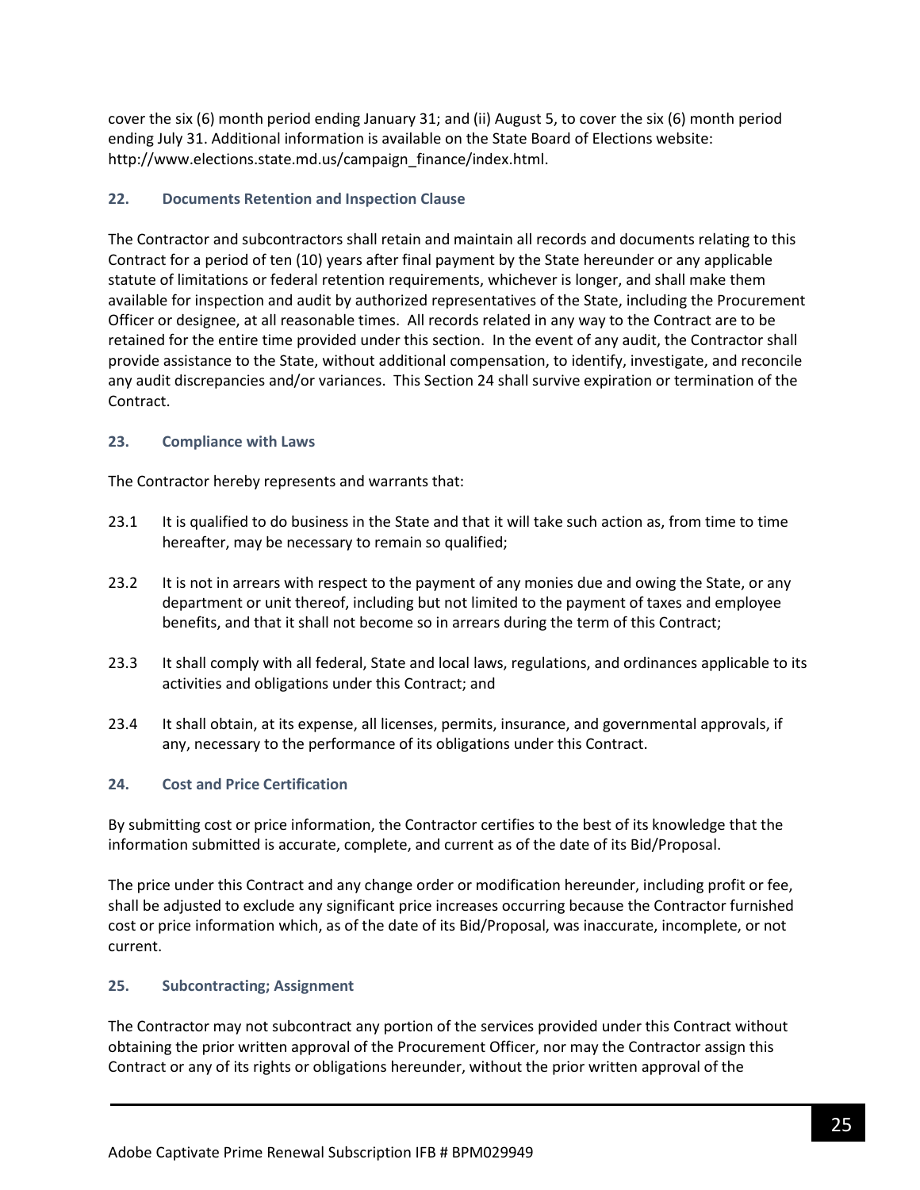cover the six (6) month period ending January 31; and (ii) August 5, to cover the six (6) month period ending July 31. Additional information is available on the State Board of Elections website: http://www.elections.state.md.us/campaign_finance/index.html.

### 22. Documents Retention and Inspection Clause

The Contractor and subcontractors shall retain and maintain all records and documents relating to this Contract for a period of ten (10) years after final payment by the State hereunder or any applicable statute of limitations or federal retention requirements, whichever is longer, and shall make them available for inspection and audit by authorized representatives of the State, including the Procurement Officer or designee, at all reasonable times. All records related in any way to the Contract are to be retained for the entire time provided under this section. In the event of any audit, the Contractor shall provide assistance to the State, without additional compensation, to identify, investigate, and reconcile any audit discrepancies and/or variances. This Section 24 shall survive expiration or termination of the Contract.

### 23. Compliance with Laws

The Contractor hereby represents and warrants that:

23.1 It is qualified to do business in the State and that it will take such action as, from time to time hereafter, may be necessary to remain so qualified;

23.2 It is not in arrears with respect to the payment of any monies due and owing the State, or any department or unit thereof, including but not limited to the payment of taxes and employee benefits, and that it shall not become so in arrears during the term of this Contract;

23.3 It shall comply with all federal, State and local laws, regulations, and ordinances applicable to its activities and obligations under this Contract; and

23.4 It shall obtain, at its expense, all licenses, permits, insurance, and governmental approvals, if any, necessary to the performance of its obligations under this Contract.

### 24. Cost and Price Certification

By submitting cost or price information, the Contractor certifies to the best of its knowledge that the information submitted is accurate, complete, and current as of the date of its Bid/Proposal.

The price under this Contract and any change order or modification hereunder, including profit or fee, shall be adjusted to exclude any significant price increases occurring because the Contractor furnished cost or price information which, as of the date of its Bid/Proposal, was inaccurate, incomplete, or not current.

### 25. Subcontracting; Assignment

The Contractor may not subcontract any portion of the services provided under this Contract without obtaining the prior written approval of the Procurement Officer, nor may the Contractor assign this Contract or any of its rights or obligations hereunder, without the prior written approval of the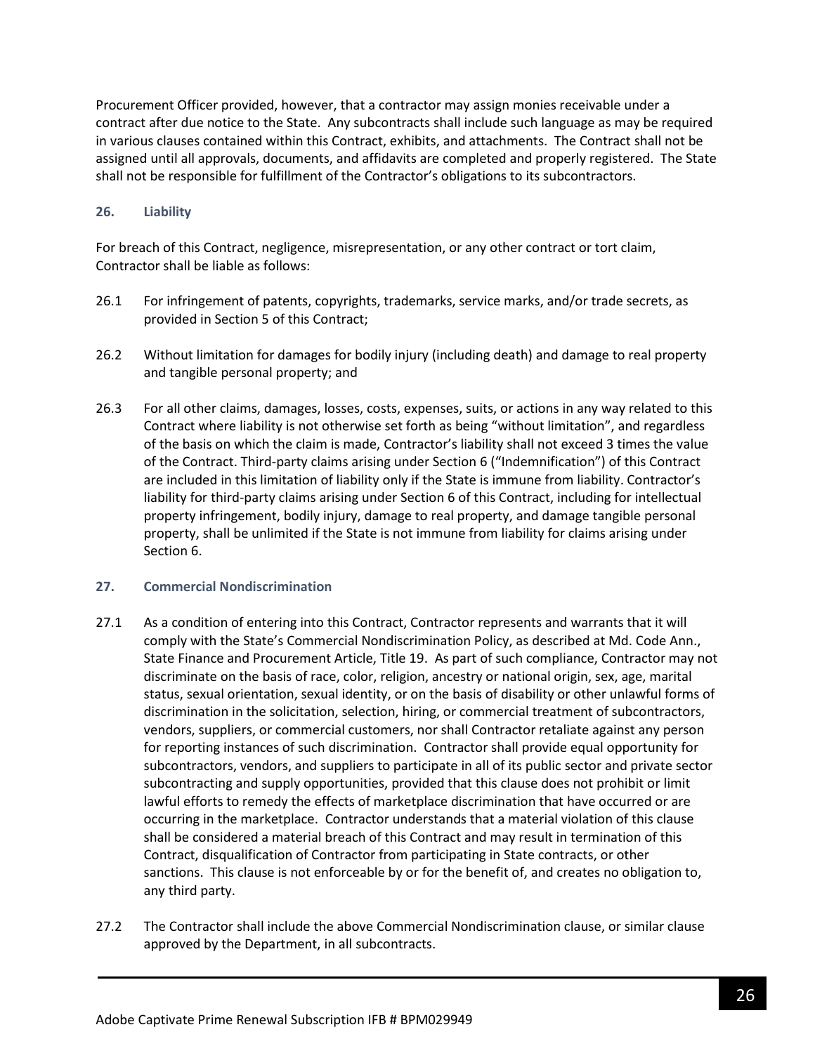Procurement Officer provided, however, that a contractor may assign monies receivable under a contract after due notice to the State. Any subcontracts shall include such language as may be required in various clauses contained within this Contract, exhibits, and attachments. The Contract shall not be assigned until all approvals, documents, and affidavits are completed and properly registered. The State shall not be responsible for fulfillment of the Contractor's obligations to its subcontractors.

### 26. Liability

For breach of this Contract, negligence, misrepresentation, or any other contract or tort claim, Contractor shall be liable as follows:

26.1 For infringement of patents, copyrights, trademarks, service marks, and/or trade secrets, as provided in Section 5 of this Contract;

26.2 Without limitation for damages for bodily injury (including death) and damage to real property and tangible personal property; and

26.3 For all other claims, damages, losses, costs, expenses, suits, or actions in any way related to this Contract where liability is not otherwise set forth as being "without limitation", and regardless of the basis on which the claim is made, Contractor's liability shall not exceed 3 times the value of the Contract. Third-party claims arising under Section 6 ("Indemnification") of this Contract are included in this limitation of liability only if the State is immune from liability. Contractor's liability for third-party claims arising under Section 6 of this Contract, including for intellectual property infringement, bodily injury, damage to real property, and damage tangible personal property, shall be unlimited if the State is not immune from liability for claims arising under Section 6.

### 27. Commercial Nondiscrimination

27.1 As a condition of entering into this Contract, Contractor represents and warrants that it will comply with the State's Commercial Nondiscrimination Policy, as described at Md. Code Ann., State Finance and Procurement Article, Title 19. As part of such compliance, Contractor may not discriminate on the basis of race, color, religion, ancestry or national origin, sex, age, marital status, sexual orientation, sexual identity, or on the basis of disability or other unlawful forms of discrimination in the solicitation, selection, hiring, or commercial treatment of subcontractors, vendors, suppliers, or commercial customers, nor shall Contractor retaliate against any person for reporting instances of such discrimination. Contractor shall provide equal opportunity for subcontractors, vendors, and suppliers to participate in all of its public sector and private sector subcontracting and supply opportunities, provided that this clause does not prohibit or limit lawful efforts to remedy the effects of marketplace discrimination that have occurred or are occurring in the marketplace. Contractor understands that a material violation of this clause shall be considered a material breach of this Contract and may result in termination of this Contract, disqualification of Contractor from participating in State contracts, or other sanctions. This clause is not enforceable by or for the benefit of, and creates no obligation to, any third party.

27.2 The Contractor shall include the above Commercial Nondiscrimination clause, or similar clause approved by the Department, in all subcontracts.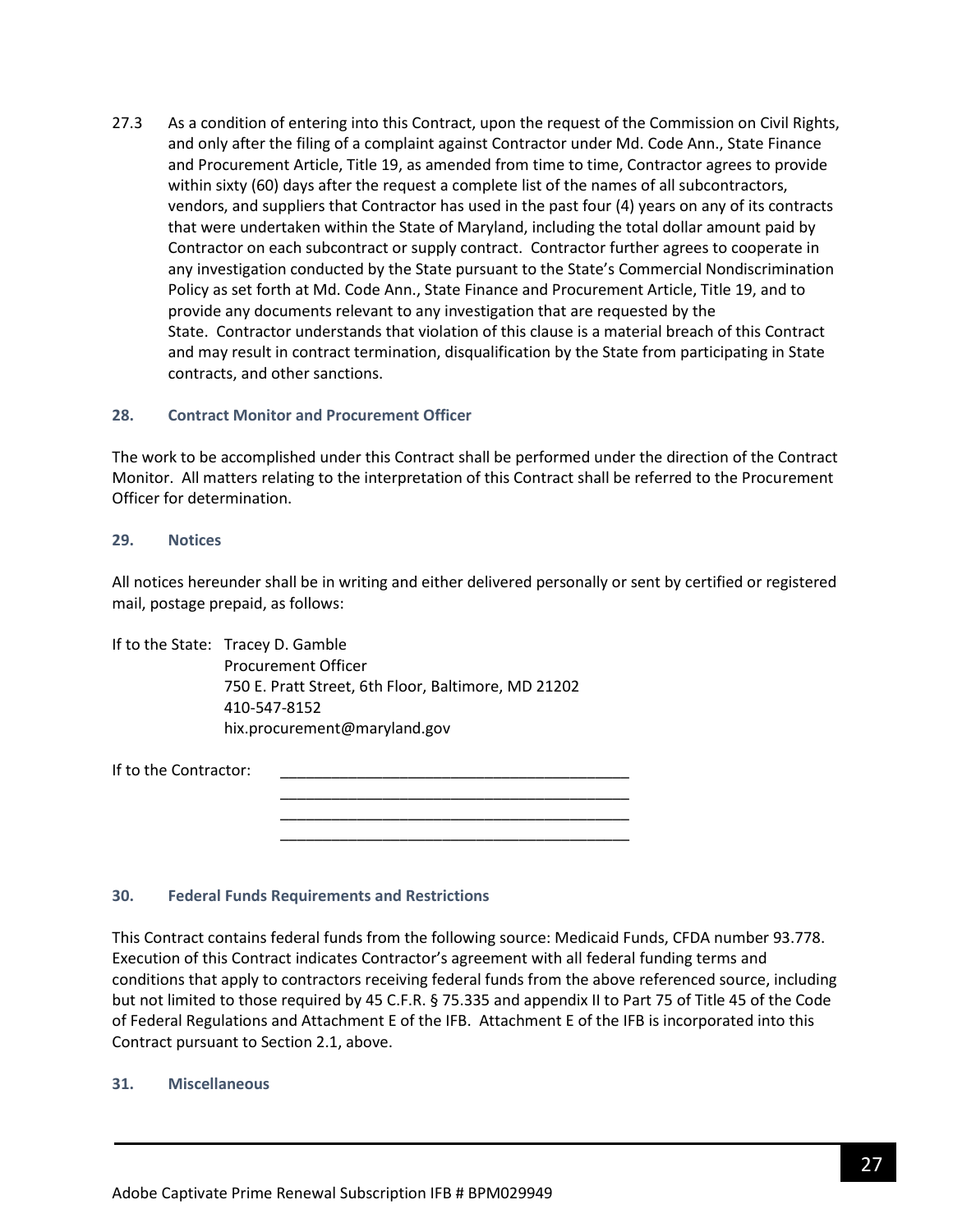27.3 As a condition of entering into this Contract, upon the request of the Commission on Civil Rights, and only after the filing of a complaint against Contractor under Md. Code Ann., State Finance and Procurement Article, Title 19, as amended from time to time, Contractor agrees to provide within sixty (60) days after the request a complete list of the names of all subcontractors, vendors, and suppliers that Contractor has used in the past four (4) years on any of its contracts that were undertaken within the State of Maryland, including the total dollar amount paid by Contractor on each subcontract or supply contract. Contractor further agrees to cooperate in any investigation conducted by the State pursuant to the State's Commercial Nondiscrimination Policy as set forth at Md. Code Ann., State Finance and Procurement Article, Title 19, and to provide any documents relevant to any investigation that are requested by the State. Contractor understands that violation of this clause is a material breach of this Contract and may result in contract termination, disqualification by the State from participating in State contracts, and other sanctions.

### 28. Contract Monitor and Procurement Officer

The work to be accomplished under this Contract shall be performed under the direction of the Contract Monitor. All matters relating to the interpretation of this Contract shall be referred to the Procurement Officer for determination.

### 29. Notices

All notices hereunder shall be in writing and either delivered personally or sent by certified or registered mail, postage prepaid, as follows:

If to the State: Tracey D. Gamble
Procurement Officer
750 E. Pratt Street, 6th Floor, Baltimore, MD 21202
410-547-8152
hix.procurement@maryland.gov

If to the Contractor: ___________________________________________
___________________________________________
___________________________________________
___________________________________________

### 30. Federal Funds Requirements and Restrictions

This Contract contains federal funds from the following source: Medicaid Funds, CFDA number 93.778. Execution of this Contract indicates Contractor's agreement with all federal funding terms and conditions that apply to contractors receiving federal funds from the above referenced source, including but not limited to those required by 45 C.F.R. § 75.335 and appendix II to Part 75 of Title 45 of the Code of Federal Regulations and Attachment E of the IFB. Attachment E of the IFB is incorporated into this Contract pursuant to Section 2.1, above.

### 31. Miscellaneous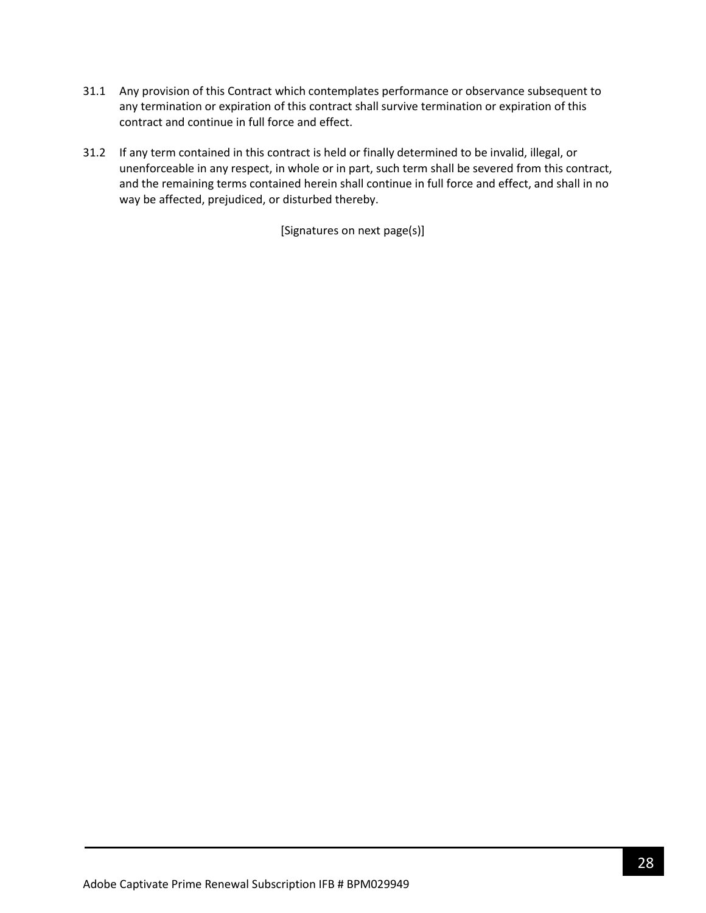31.1 Any provision of this Contract which contemplates performance or observance subsequent to any termination or expiration of this contract shall survive termination or expiration of this contract and continue in full force and effect.

31.2 If any term contained in this contract is held or finally determined to be invalid, illegal, or unenforceable in any respect, in whole or in part, such term shall be severed from this contract, and the remaining terms contained herein shall continue in full force and effect, and shall in no way be affected, prejudiced, or disturbed thereby.

[Signatures on next page(s)]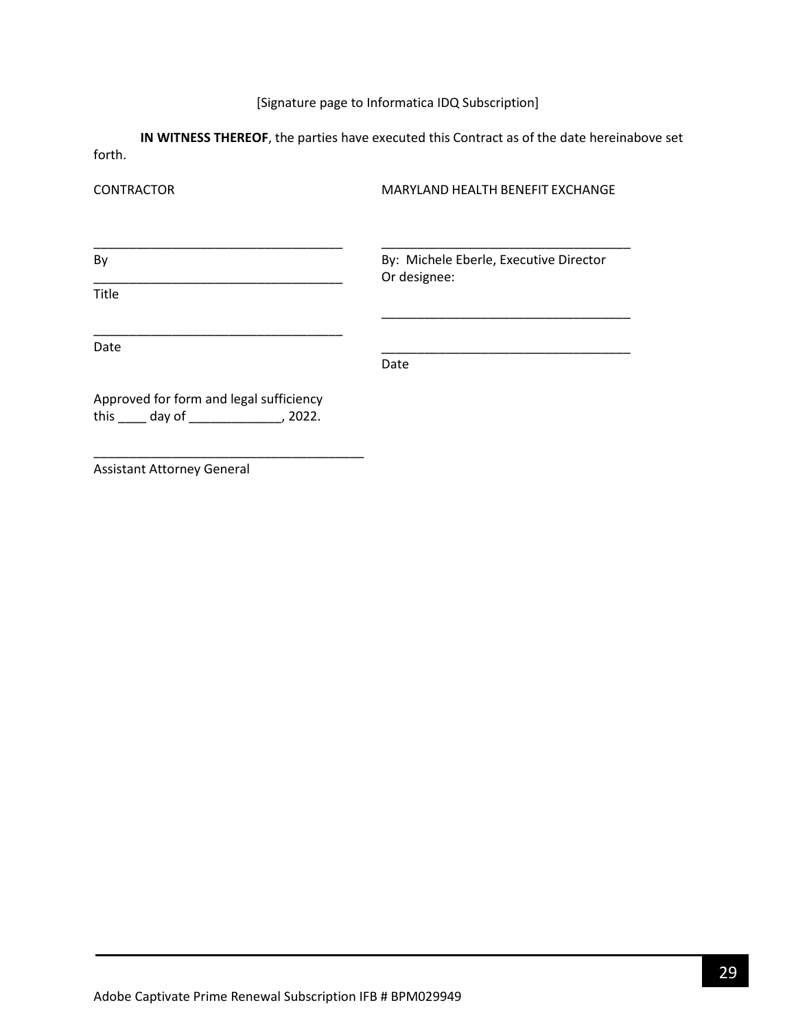[Signature page to Informatica IDQ Subscription]

**IN WITNESS THEREOF**, the parties have executed this Contract as of the date hereinabove set forth.

| CONTRACTOR | MARYLAND HEALTH BENEFIT EXCHANGE |
|---|---|
| ___________________________________ | ___________________________________ |
| By | By: Michele Eberle, Executive Director Or designee: |
| ___________________________________ | ___________________________________ |
| Title | |
| ___________________________________ | ___________________________________ |
| Date | Date |

Approved for form and legal sufficiency
this ____ day of _____________, 2022.

______________________________________
Assistant Attorney General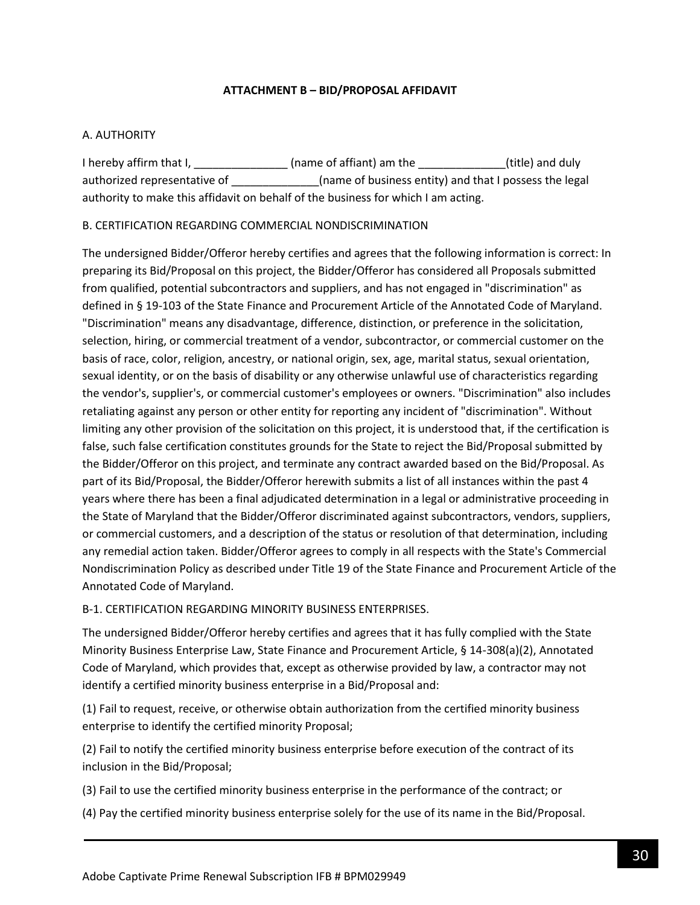## ATTACHMENT B – BID/PROPOSAL AFFIDAVIT

A. AUTHORITY

I hereby affirm that I, _______________ (name of affiant) am the ______________(title) and duly authorized representative of ______________(name of business entity) and that I possess the legal authority to make this affidavit on behalf of the business for which I am acting.

B. CERTIFICATION REGARDING COMMERCIAL NONDISCRIMINATION

The undersigned Bidder/Offeror hereby certifies and agrees that the following information is correct: In preparing its Bid/Proposal on this project, the Bidder/Offeror has considered all Proposals submitted from qualified, potential subcontractors and suppliers, and has not engaged in "discrimination" as defined in § 19-103 of the State Finance and Procurement Article of the Annotated Code of Maryland. "Discrimination" means any disadvantage, difference, distinction, or preference in the solicitation, selection, hiring, or commercial treatment of a vendor, subcontractor, or commercial customer on the basis of race, color, religion, ancestry, or national origin, sex, age, marital status, sexual orientation, sexual identity, or on the basis of disability or any otherwise unlawful use of characteristics regarding the vendor's, supplier's, or commercial customer's employees or owners. "Discrimination" also includes retaliating against any person or other entity for reporting any incident of "discrimination". Without limiting any other provision of the solicitation on this project, it is understood that, if the certification is false, such false certification constitutes grounds for the State to reject the Bid/Proposal submitted by the Bidder/Offeror on this project, and terminate any contract awarded based on the Bid/Proposal. As part of its Bid/Proposal, the Bidder/Offeror herewith submits a list of all instances within the past 4 years where there has been a final adjudicated determination in a legal or administrative proceeding in the State of Maryland that the Bidder/Offeror discriminated against subcontractors, vendors, suppliers, or commercial customers, and a description of the status or resolution of that determination, including any remedial action taken. Bidder/Offeror agrees to comply in all respects with the State's Commercial Nondiscrimination Policy as described under Title 19 of the State Finance and Procurement Article of the Annotated Code of Maryland.

B-1. CERTIFICATION REGARDING MINORITY BUSINESS ENTERPRISES.

The undersigned Bidder/Offeror hereby certifies and agrees that it has fully complied with the State Minority Business Enterprise Law, State Finance and Procurement Article, § 14-308(a)(2), Annotated Code of Maryland, which provides that, except as otherwise provided by law, a contractor may not identify a certified minority business enterprise in a Bid/Proposal and:

(1) Fail to request, receive, or otherwise obtain authorization from the certified minority business enterprise to identify the certified minority Proposal;

(2) Fail to notify the certified minority business enterprise before execution of the contract of its inclusion in the Bid/Proposal;

(3) Fail to use the certified minority business enterprise in the performance of the contract; or

(4) Pay the certified minority business enterprise solely for the use of its name in the Bid/Proposal.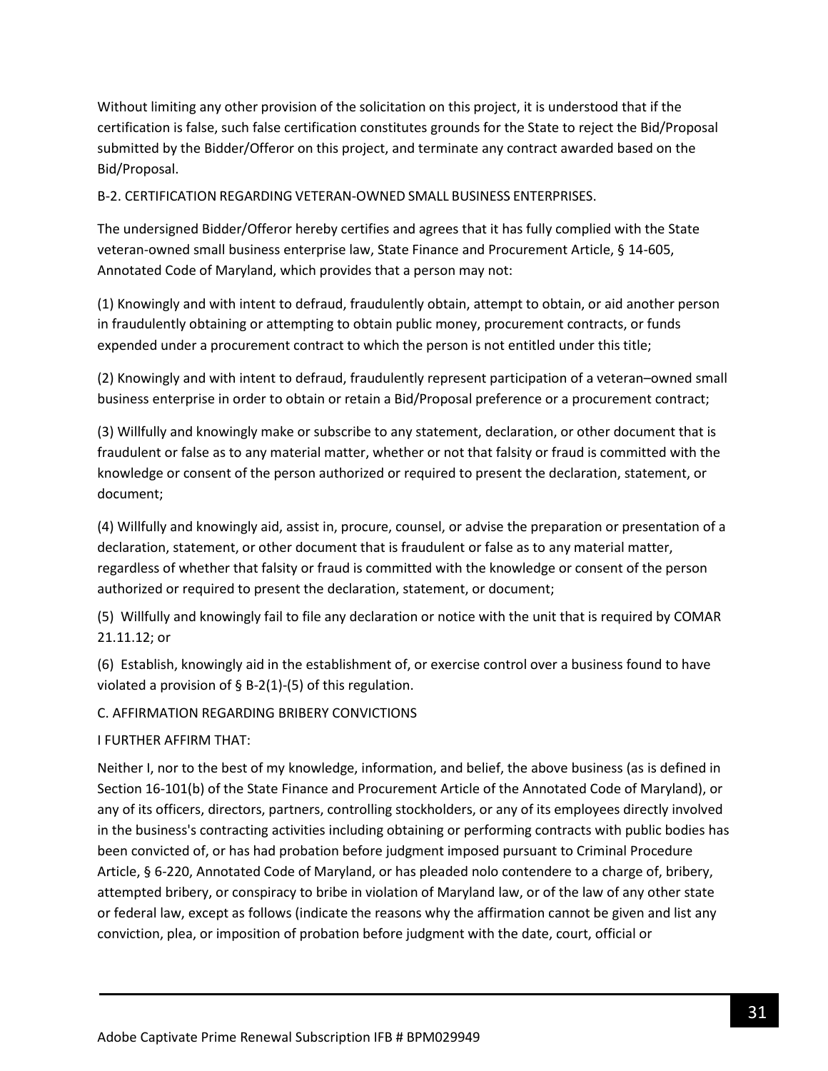Without limiting any other provision of the solicitation on this project, it is understood that if the certification is false, such false certification constitutes grounds for the State to reject the Bid/Proposal submitted by the Bidder/Offeror on this project, and terminate any contract awarded based on the Bid/Proposal.

B-2. CERTIFICATION REGARDING VETERAN-OWNED SMALL BUSINESS ENTERPRISES.

The undersigned Bidder/Offeror hereby certifies and agrees that it has fully complied with the State veteran-owned small business enterprise law, State Finance and Procurement Article, § 14-605, Annotated Code of Maryland, which provides that a person may not:

(1) Knowingly and with intent to defraud, fraudulently obtain, attempt to obtain, or aid another person in fraudulently obtaining or attempting to obtain public money, procurement contracts, or funds expended under a procurement contract to which the person is not entitled under this title;

(2) Knowingly and with intent to defraud, fraudulently represent participation of a veteran–owned small business enterprise in order to obtain or retain a Bid/Proposal preference or a procurement contract;

(3) Willfully and knowingly make or subscribe to any statement, declaration, or other document that is fraudulent or false as to any material matter, whether or not that falsity or fraud is committed with the knowledge or consent of the person authorized or required to present the declaration, statement, or document;

(4) Willfully and knowingly aid, assist in, procure, counsel, or advise the preparation or presentation of a declaration, statement, or other document that is fraudulent or false as to any material matter, regardless of whether that falsity or fraud is committed with the knowledge or consent of the person authorized or required to present the declaration, statement, or document;

(5) Willfully and knowingly fail to file any declaration or notice with the unit that is required by COMAR 21.11.12; or

(6) Establish, knowingly aid in the establishment of, or exercise control over a business found to have violated a provision of § B-2(1)-(5) of this regulation.

C. AFFIRMATION REGARDING BRIBERY CONVICTIONS

I FURTHER AFFIRM THAT:

Neither I, nor to the best of my knowledge, information, and belief, the above business (as is defined in Section 16-101(b) of the State Finance and Procurement Article of the Annotated Code of Maryland), or any of its officers, directors, partners, controlling stockholders, or any of its employees directly involved in the business's contracting activities including obtaining or performing contracts with public bodies has been convicted of, or has had probation before judgment imposed pursuant to Criminal Procedure Article, § 6-220, Annotated Code of Maryland, or has pleaded nolo contendere to a charge of, bribery, attempted bribery, or conspiracy to bribe in violation of Maryland law, or of the law of any other state or federal law, except as follows (indicate the reasons why the affirmation cannot be given and list any conviction, plea, or imposition of probation before judgment with the date, court, official or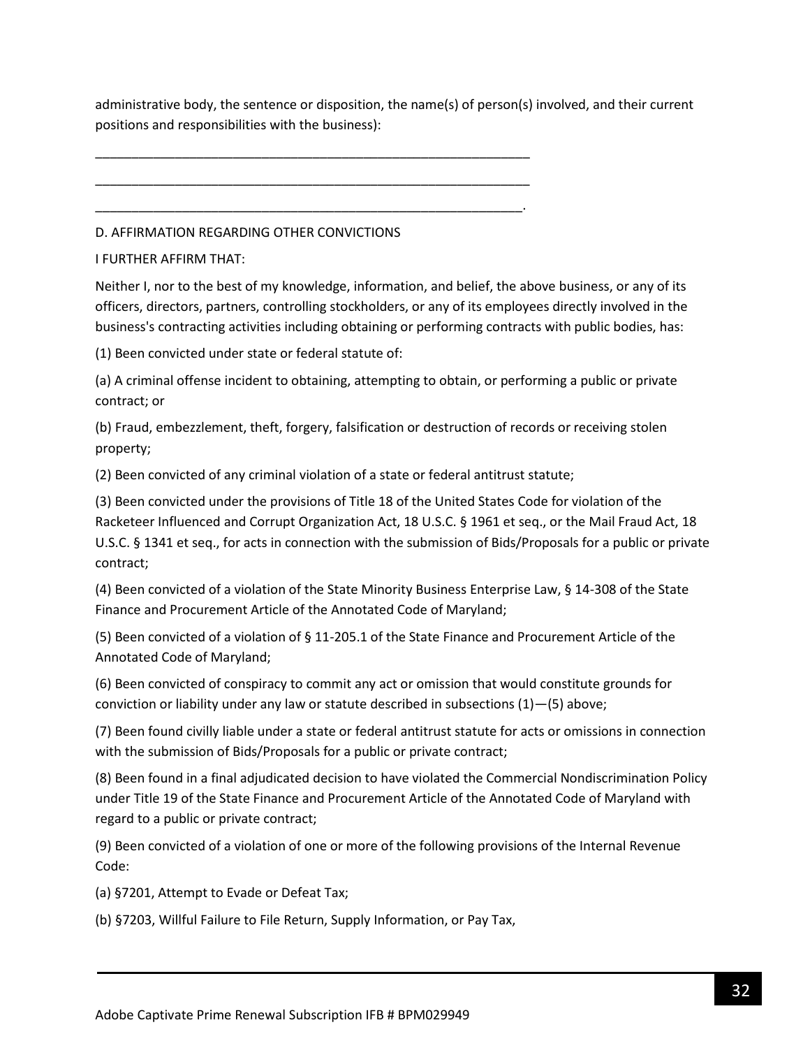administrative body, the sentence or disposition, the name(s) of person(s) involved, and their current positions and responsibilities with the business):

_______________________________________________________________

_______________________________________________________________

______________________________________________________________.

D. AFFIRMATION REGARDING OTHER CONVICTIONS

I FURTHER AFFIRM THAT:

Neither I, nor to the best of my knowledge, information, and belief, the above business, or any of its officers, directors, partners, controlling stockholders, or any of its employees directly involved in the business's contracting activities including obtaining or performing contracts with public bodies, has:

(1) Been convicted under state or federal statute of:

(a) A criminal offense incident to obtaining, attempting to obtain, or performing a public or private contract; or

(b) Fraud, embezzlement, theft, forgery, falsification or destruction of records or receiving stolen property;

(2) Been convicted of any criminal violation of a state or federal antitrust statute;

(3) Been convicted under the provisions of Title 18 of the United States Code for violation of the Racketeer Influenced and Corrupt Organization Act, 18 U.S.C. § 1961 et seq., or the Mail Fraud Act, 18 U.S.C. § 1341 et seq., for acts in connection with the submission of Bids/Proposals for a public or private contract;

(4) Been convicted of a violation of the State Minority Business Enterprise Law, § 14-308 of the State Finance and Procurement Article of the Annotated Code of Maryland;

(5) Been convicted of a violation of § 11-205.1 of the State Finance and Procurement Article of the Annotated Code of Maryland;

(6) Been convicted of conspiracy to commit any act or omission that would constitute grounds for conviction or liability under any law or statute described in subsections (1)—(5) above;

(7) Been found civilly liable under a state or federal antitrust statute for acts or omissions in connection with the submission of Bids/Proposals for a public or private contract;

(8) Been found in a final adjudicated decision to have violated the Commercial Nondiscrimination Policy under Title 19 of the State Finance and Procurement Article of the Annotated Code of Maryland with regard to a public or private contract;

(9) Been convicted of a violation of one or more of the following provisions of the Internal Revenue Code:

(a) §7201, Attempt to Evade or Defeat Tax;

(b) §7203, Willful Failure to File Return, Supply Information, or Pay Tax,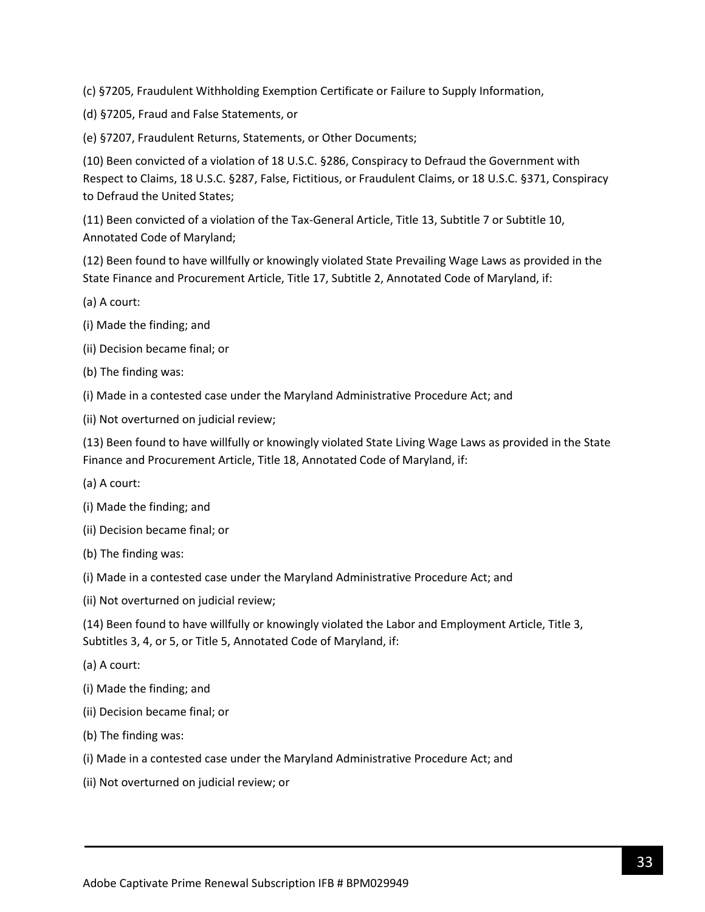(c) §7205, Fraudulent Withholding Exemption Certificate or Failure to Supply Information,

(d) §7205, Fraud and False Statements, or

(e) §7207, Fraudulent Returns, Statements, or Other Documents;

(10) Been convicted of a violation of 18 U.S.C. §286, Conspiracy to Defraud the Government with Respect to Claims, 18 U.S.C. §287, False, Fictitious, or Fraudulent Claims, or 18 U.S.C. §371, Conspiracy to Defraud the United States;

(11) Been convicted of a violation of the Tax-General Article, Title 13, Subtitle 7 or Subtitle 10, Annotated Code of Maryland;

(12) Been found to have willfully or knowingly violated State Prevailing Wage Laws as provided in the State Finance and Procurement Article, Title 17, Subtitle 2, Annotated Code of Maryland, if:

(a) A court:

(i) Made the finding; and

(ii) Decision became final; or

(b) The finding was:

(i) Made in a contested case under the Maryland Administrative Procedure Act; and

(ii) Not overturned on judicial review;

(13) Been found to have willfully or knowingly violated State Living Wage Laws as provided in the State Finance and Procurement Article, Title 18, Annotated Code of Maryland, if:

(a) A court:

(i) Made the finding; and

(ii) Decision became final; or

(b) The finding was:

(i) Made in a contested case under the Maryland Administrative Procedure Act; and

(ii) Not overturned on judicial review;

(14) Been found to have willfully or knowingly violated the Labor and Employment Article, Title 3, Subtitles 3, 4, or 5, or Title 5, Annotated Code of Maryland, if:

(a) A court:

(i) Made the finding; and

(ii) Decision became final; or

(b) The finding was:

(i) Made in a contested case under the Maryland Administrative Procedure Act; and

(ii) Not overturned on judicial review; or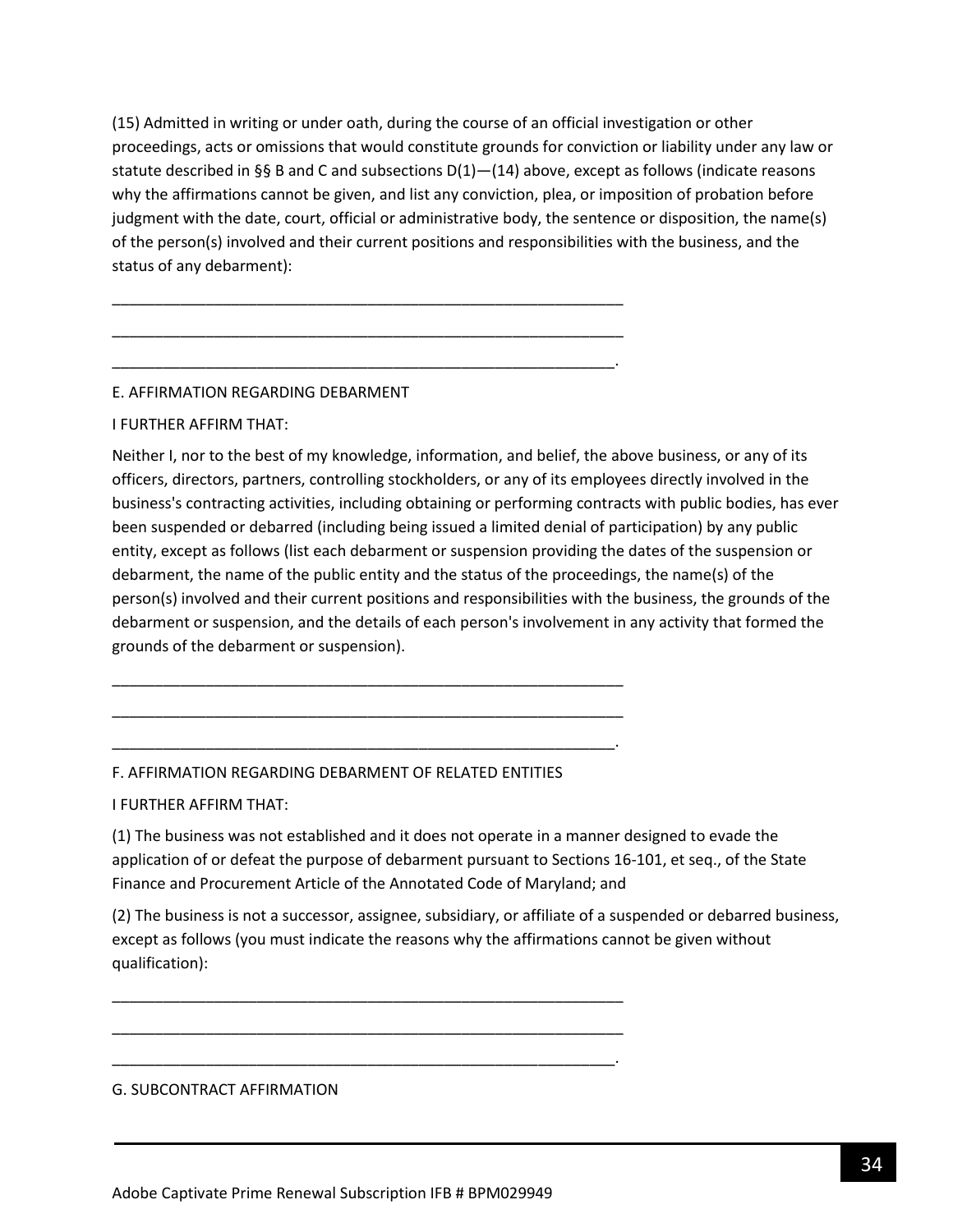(15) Admitted in writing or under oath, during the course of an official investigation or other proceedings, acts or omissions that would constitute grounds for conviction or liability under any law or statute described in §§ B and C and subsections D(1)—(14) above, except as follows (indicate reasons why the affirmations cannot be given, and list any conviction, plea, or imposition of probation before judgment with the date, court, official or administrative body, the sentence or disposition, the name(s) of the person(s) involved and their current positions and responsibilities with the business, and the status of any debarment):

______________________________________________________________

______________________________________________________________

_____________________________________________________________.

E. AFFIRMATION REGARDING DEBARMENT

I FURTHER AFFIRM THAT:

Neither I, nor to the best of my knowledge, information, and belief, the above business, or any of its officers, directors, partners, controlling stockholders, or any of its employees directly involved in the business's contracting activities, including obtaining or performing contracts with public bodies, has ever been suspended or debarred (including being issued a limited denial of participation) by any public entity, except as follows (list each debarment or suspension providing the dates of the suspension or debarment, the name of the public entity and the status of the proceedings, the name(s) of the person(s) involved and their current positions and responsibilities with the business, the grounds of the debarment or suspension, and the details of each person's involvement in any activity that formed the grounds of the debarment or suspension).

______________________________________________________________

______________________________________________________________

_____________________________________________________________.

F. AFFIRMATION REGARDING DEBARMENT OF RELATED ENTITIES

I FURTHER AFFIRM THAT:

(1) The business was not established and it does not operate in a manner designed to evade the application of or defeat the purpose of debarment pursuant to Sections 16-101, et seq., of the State Finance and Procurement Article of the Annotated Code of Maryland; and

(2) The business is not a successor, assignee, subsidiary, or affiliate of a suspended or debarred business, except as follows (you must indicate the reasons why the affirmations cannot be given without qualification):

______________________________________________________________

______________________________________________________________

_____________________________________________________________.

G. SUBCONTRACT AFFIRMATION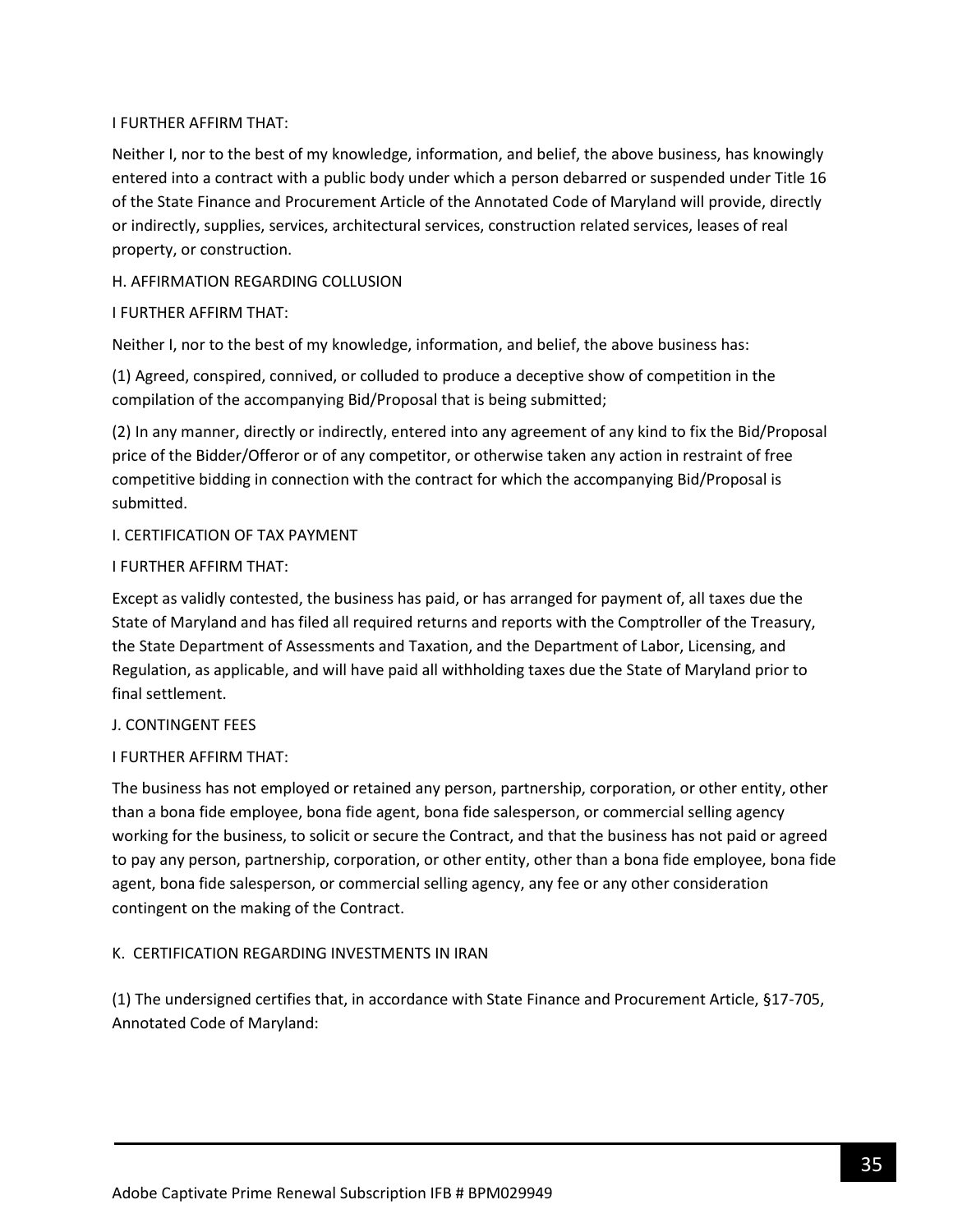I FURTHER AFFIRM THAT:

Neither I, nor to the best of my knowledge, information, and belief, the above business, has knowingly entered into a contract with a public body under which a person debarred or suspended under Title 16 of the State Finance and Procurement Article of the Annotated Code of Maryland will provide, directly or indirectly, supplies, services, architectural services, construction related services, leases of real property, or construction.

H. AFFIRMATION REGARDING COLLUSION

I FURTHER AFFIRM THAT:

Neither I, nor to the best of my knowledge, information, and belief, the above business has:

(1) Agreed, conspired, connived, or colluded to produce a deceptive show of competition in the compilation of the accompanying Bid/Proposal that is being submitted;

(2) In any manner, directly or indirectly, entered into any agreement of any kind to fix the Bid/Proposal price of the Bidder/Offeror or of any competitor, or otherwise taken any action in restraint of free competitive bidding in connection with the contract for which the accompanying Bid/Proposal is submitted.

I. CERTIFICATION OF TAX PAYMENT

I FURTHER AFFIRM THAT:

Except as validly contested, the business has paid, or has arranged for payment of, all taxes due the State of Maryland and has filed all required returns and reports with the Comptroller of the Treasury, the State Department of Assessments and Taxation, and the Department of Labor, Licensing, and Regulation, as applicable, and will have paid all withholding taxes due the State of Maryland prior to final settlement.

J. CONTINGENT FEES

I FURTHER AFFIRM THAT:

The business has not employed or retained any person, partnership, corporation, or other entity, other than a bona fide employee, bona fide agent, bona fide salesperson, or commercial selling agency working for the business, to solicit or secure the Contract, and that the business has not paid or agreed to pay any person, partnership, corporation, or other entity, other than a bona fide employee, bona fide agent, bona fide salesperson, or commercial selling agency, any fee or any other consideration contingent on the making of the Contract.

K. CERTIFICATION REGARDING INVESTMENTS IN IRAN

(1) The undersigned certifies that, in accordance with State Finance and Procurement Article, §17-705, Annotated Code of Maryland: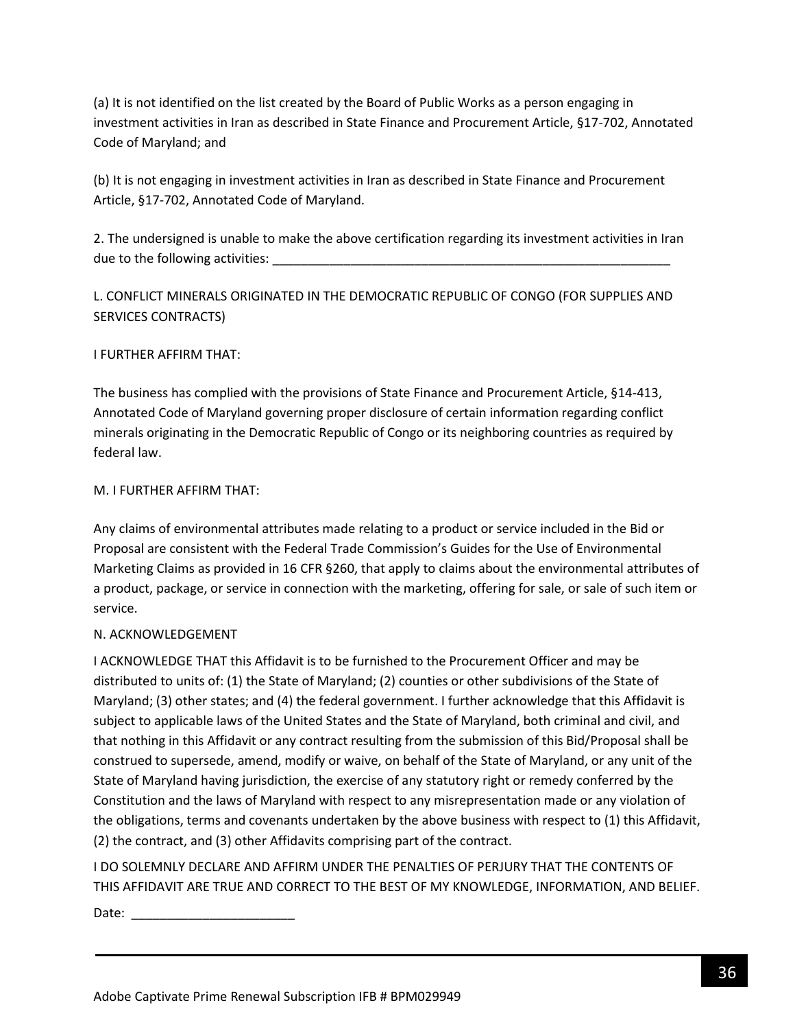(a) It is not identified on the list created by the Board of Public Works as a person engaging in investment activities in Iran as described in State Finance and Procurement Article, §17-702, Annotated Code of Maryland; and

(b) It is not engaging in investment activities in Iran as described in State Finance and Procurement Article, §17-702, Annotated Code of Maryland.

2. The undersigned is unable to make the above certification regarding its investment activities in Iran due to the following activities: ___________________________________________________________

L. CONFLICT MINERALS ORIGINATED IN THE DEMOCRATIC REPUBLIC OF CONGO (FOR SUPPLIES AND SERVICES CONTRACTS)

I FURTHER AFFIRM THAT:

The business has complied with the provisions of State Finance and Procurement Article, §14-413, Annotated Code of Maryland governing proper disclosure of certain information regarding conflict minerals originating in the Democratic Republic of Congo or its neighboring countries as required by federal law.

M. I FURTHER AFFIRM THAT:

Any claims of environmental attributes made relating to a product or service included in the Bid or Proposal are consistent with the Federal Trade Commission's Guides for the Use of Environmental Marketing Claims as provided in 16 CFR §260, that apply to claims about the environmental attributes of a product, package, or service in connection with the marketing, offering for sale, or sale of such item or service.

N. ACKNOWLEDGEMENT

I ACKNOWLEDGE THAT this Affidavit is to be furnished to the Procurement Officer and may be distributed to units of: (1) the State of Maryland; (2) counties or other subdivisions of the State of Maryland; (3) other states; and (4) the federal government. I further acknowledge that this Affidavit is subject to applicable laws of the United States and the State of Maryland, both criminal and civil, and that nothing in this Affidavit or any contract resulting from the submission of this Bid/Proposal shall be construed to supersede, amend, modify or waive, on behalf of the State of Maryland, or any unit of the State of Maryland having jurisdiction, the exercise of any statutory right or remedy conferred by the Constitution and the laws of Maryland with respect to any misrepresentation made or any violation of the obligations, terms and covenants undertaken by the above business with respect to (1) this Affidavit, (2) the contract, and (3) other Affidavits comprising part of the contract.

I DO SOLEMNLY DECLARE AND AFFIRM UNDER THE PENALTIES OF PERJURY THAT THE CONTENTS OF THIS AFFIDAVIT ARE TRUE AND CORRECT TO THE BEST OF MY KNOWLEDGE, INFORMATION, AND BELIEF.

Date: _______________________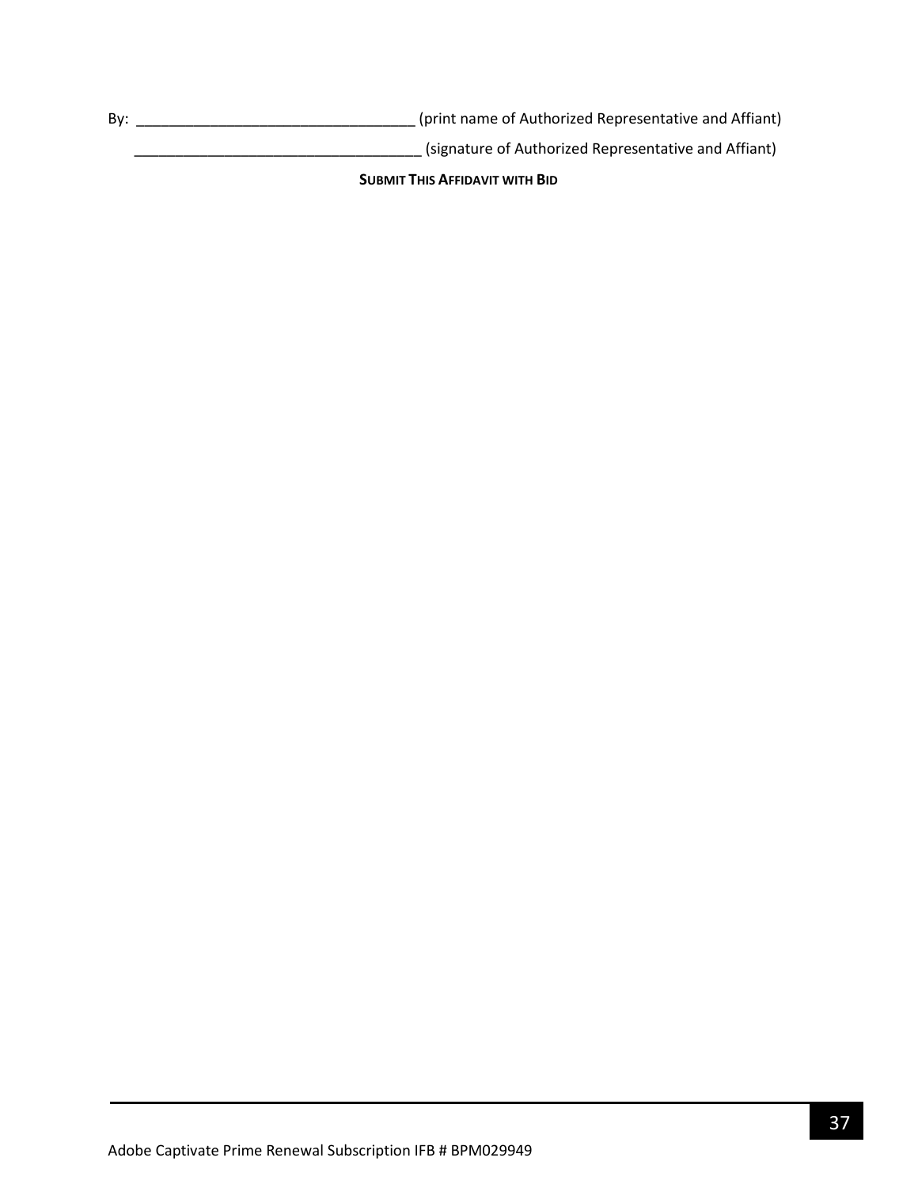By: ___________________________________ (print name of Authorized Representative and Affiant)

___________________________________ (signature of Authorized Representative and Affiant)

**SUBMIT THIS AFFIDAVIT WITH BID**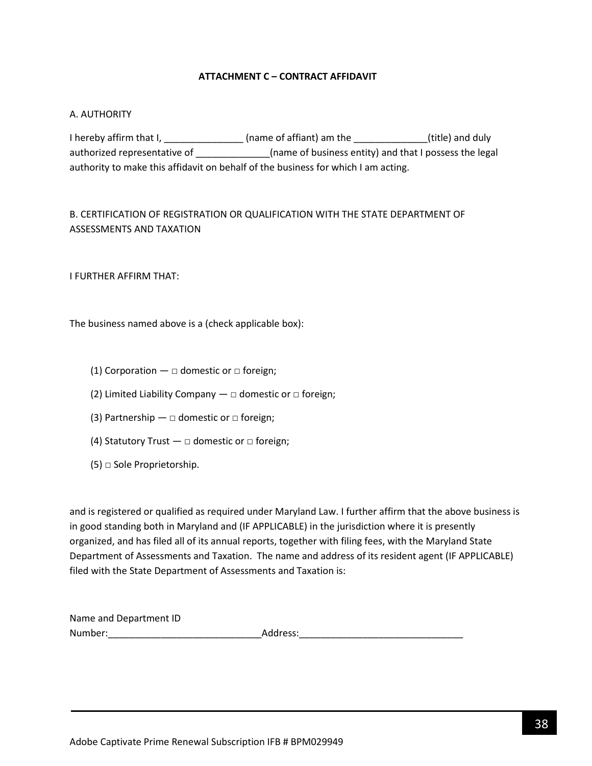**ATTACHMENT C – CONTRACT AFFIDAVIT**

A. AUTHORITY

I hereby affirm that I, _______________ (name of affiant) am the ______________(title) and duly authorized representative of ______________(name of business entity) and that I possess the legal authority to make this affidavit on behalf of the business for which I am acting.

B. CERTIFICATION OF REGISTRATION OR QUALIFICATION WITH THE STATE DEPARTMENT OF ASSESSMENTS AND TAXATION

I FURTHER AFFIRM THAT:

The business named above is a (check applicable box):

(1) Corporation — □ domestic or □ foreign;

(2) Limited Liability Company — □ domestic or □ foreign;

(3) Partnership — □ domestic or □ foreign;

(4) Statutory Trust — □ domestic or □ foreign;

(5) □ Sole Proprietorship.

and is registered or qualified as required under Maryland Law. I further affirm that the above business is in good standing both in Maryland and (IF APPLICABLE) in the jurisdiction where it is presently organized, and has filed all of its annual reports, together with filing fees, with the Maryland State Department of Assessments and Taxation. The name and address of its resident agent (IF APPLICABLE) filed with the State Department of Assessments and Taxation is:

Name and Department ID Number:_____________________________Address:_______________________________

Adobe Captivate Prime Renewal Subscription IFB # BPM029949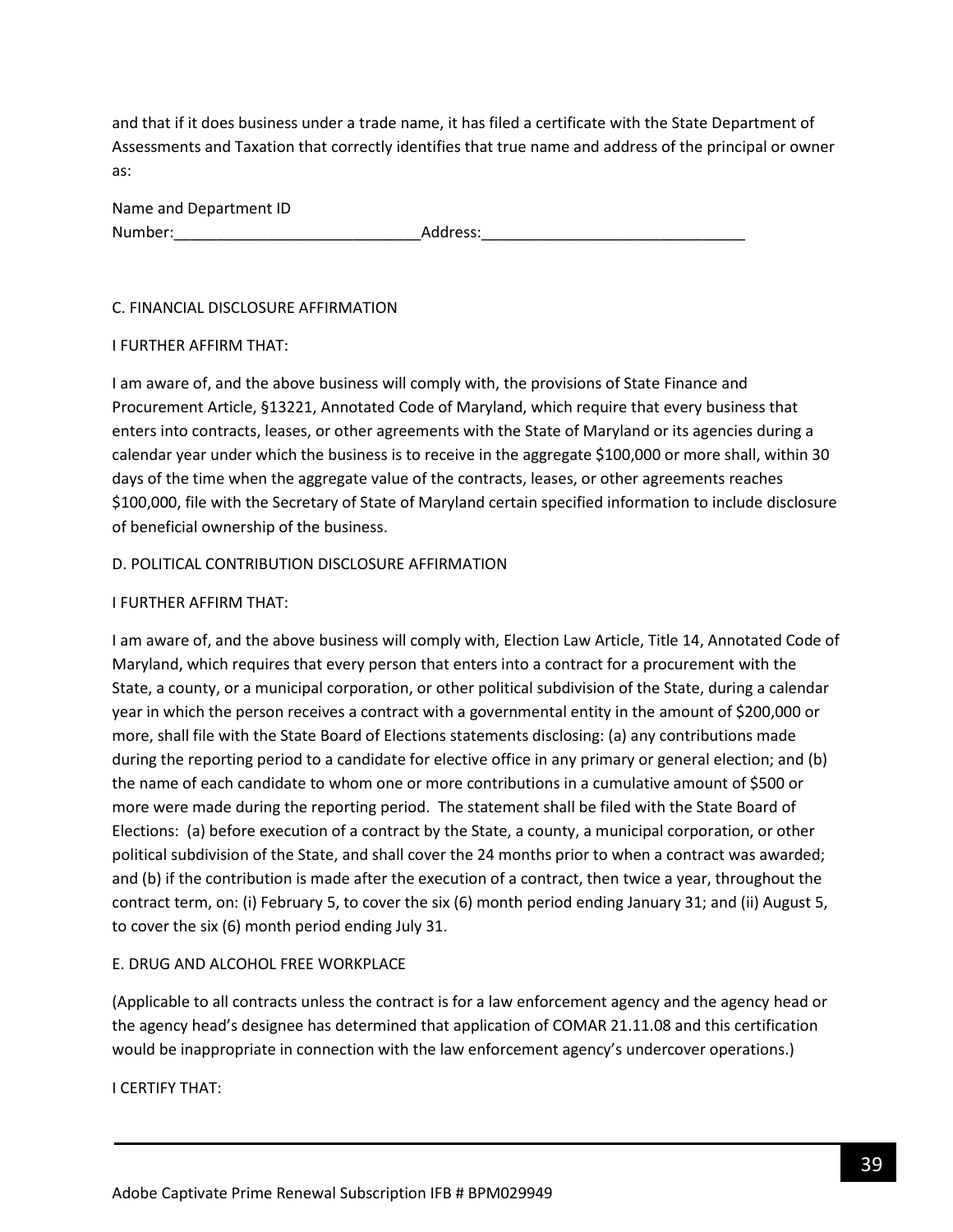and that if it does business under a trade name, it has filed a certificate with the State Department of Assessments and Taxation that correctly identifies that true name and address of the principal or owner as:

Name and Department ID Number:_____________________________Address:_______________________________

C. FINANCIAL DISCLOSURE AFFIRMATION

I FURTHER AFFIRM THAT:

I am aware of, and the above business will comply with, the provisions of State Finance and Procurement Article, §13221, Annotated Code of Maryland, which require that every business that enters into contracts, leases, or other agreements with the State of Maryland or its agencies during a calendar year under which the business is to receive in the aggregate $100,000 or more shall, within 30 days of the time when the aggregate value of the contracts, leases, or other agreements reaches $100,000, file with the Secretary of State of Maryland certain specified information to include disclosure of beneficial ownership of the business.

D. POLITICAL CONTRIBUTION DISCLOSURE AFFIRMATION

I FURTHER AFFIRM THAT:

I am aware of, and the above business will comply with, Election Law Article, Title 14, Annotated Code of Maryland, which requires that every person that enters into a contract for a procurement with the State, a county, or a municipal corporation, or other political subdivision of the State, during a calendar year in which the person receives a contract with a governmental entity in the amount of $200,000 or more, shall file with the State Board of Elections statements disclosing: (a) any contributions made during the reporting period to a candidate for elective office in any primary or general election; and (b) the name of each candidate to whom one or more contributions in a cumulative amount of $500 or more were made during the reporting period. The statement shall be filed with the State Board of Elections: (a) before execution of a contract by the State, a county, a municipal corporation, or other political subdivision of the State, and shall cover the 24 months prior to when a contract was awarded; and (b) if the contribution is made after the execution of a contract, then twice a year, throughout the contract term, on: (i) February 5, to cover the six (6) month period ending January 31; and (ii) August 5, to cover the six (6) month period ending July 31.

E. DRUG AND ALCOHOL FREE WORKPLACE

(Applicable to all contracts unless the contract is for a law enforcement agency and the agency head or the agency head's designee has determined that application of COMAR 21.11.08 and this certification would be inappropriate in connection with the law enforcement agency's undercover operations.)

I CERTIFY THAT: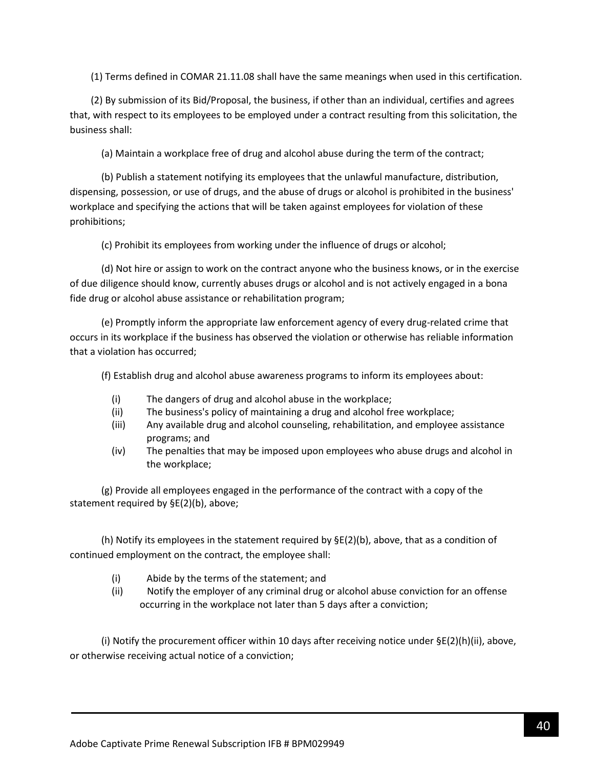(1) Terms defined in COMAR 21.11.08 shall have the same meanings when used in this certification.

(2) By submission of its Bid/Proposal, the business, if other than an individual, certifies and agrees that, with respect to its employees to be employed under a contract resulting from this solicitation, the business shall:

(a) Maintain a workplace free of drug and alcohol abuse during the term of the contract;

(b) Publish a statement notifying its employees that the unlawful manufacture, distribution, dispensing, possession, or use of drugs, and the abuse of drugs or alcohol is prohibited in the business' workplace and specifying the actions that will be taken against employees for violation of these prohibitions;

(c) Prohibit its employees from working under the influence of drugs or alcohol;

(d) Not hire or assign to work on the contract anyone who the business knows, or in the exercise of due diligence should know, currently abuses drugs or alcohol and is not actively engaged in a bona fide drug or alcohol abuse assistance or rehabilitation program;

(e) Promptly inform the appropriate law enforcement agency of every drug-related crime that occurs in its workplace if the business has observed the violation or otherwise has reliable information that a violation has occurred;

(f) Establish drug and alcohol abuse awareness programs to inform its employees about:

- (i) The dangers of drug and alcohol abuse in the workplace;
- (ii) The business's policy of maintaining a drug and alcohol free workplace;
- (iii) Any available drug and alcohol counseling, rehabilitation, and employee assistance programs; and
- (iv) The penalties that may be imposed upon employees who abuse drugs and alcohol in the workplace;

(g) Provide all employees engaged in the performance of the contract with a copy of the statement required by §E(2)(b), above;

(h) Notify its employees in the statement required by §E(2)(b), above, that as a condition of continued employment on the contract, the employee shall:

- (i) Abide by the terms of the statement; and
- (ii) Notify the employer of any criminal drug or alcohol abuse conviction for an offense occurring in the workplace not later than 5 days after a conviction;

(i) Notify the procurement officer within 10 days after receiving notice under §E(2)(h)(ii), above, or otherwise receiving actual notice of a conviction;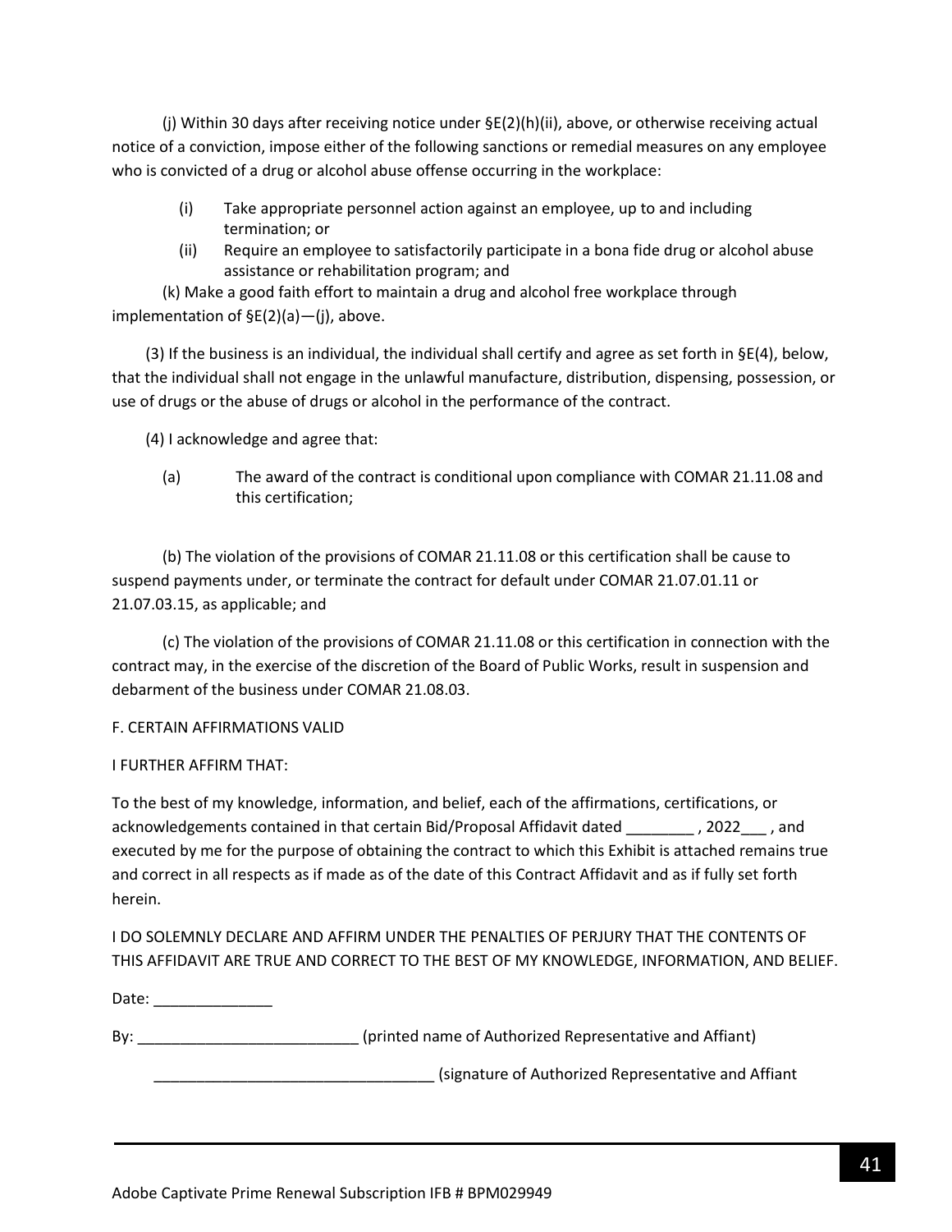(j) Within 30 days after receiving notice under §E(2)(h)(ii), above, or otherwise receiving actual notice of a conviction, impose either of the following sanctions or remedial measures on any employee who is convicted of a drug or alcohol abuse offense occurring in the workplace:

(i) Take appropriate personnel action against an employee, up to and including termination; or

(ii) Require an employee to satisfactorily participate in a bona fide drug or alcohol abuse assistance or rehabilitation program; and

(k) Make a good faith effort to maintain a drug and alcohol free workplace through implementation of §E(2)(a)—(j), above.

(3) If the business is an individual, the individual shall certify and agree as set forth in §E(4), below, that the individual shall not engage in the unlawful manufacture, distribution, dispensing, possession, or use of drugs or the abuse of drugs or alcohol in the performance of the contract.

(4) I acknowledge and agree that:

(a) The award of the contract is conditional upon compliance with COMAR 21.11.08 and this certification;

(b) The violation of the provisions of COMAR 21.11.08 or this certification shall be cause to suspend payments under, or terminate the contract for default under COMAR 21.07.01.11 or 21.07.03.15, as applicable; and

(c) The violation of the provisions of COMAR 21.11.08 or this certification in connection with the contract may, in the exercise of the discretion of the Board of Public Works, result in suspension and debarment of the business under COMAR 21.08.03.

F. CERTAIN AFFIRMATIONS VALID

I FURTHER AFFIRM THAT:

To the best of my knowledge, information, and belief, each of the affirmations, certifications, or acknowledgements contained in that certain Bid/Proposal Affidavit dated ________ , 2022___ , and executed by me for the purpose of obtaining the contract to which this Exhibit is attached remains true and correct in all respects as if made as of the date of this Contract Affidavit and as if fully set forth herein.

I DO SOLEMNLY DECLARE AND AFFIRM UNDER THE PENALTIES OF PERJURY THAT THE CONTENTS OF THIS AFFIDAVIT ARE TRUE AND CORRECT TO THE BEST OF MY KNOWLEDGE, INFORMATION, AND BELIEF.

Date: ______________

By: __________________________ (printed name of Authorized Representative and Affiant)

_________________________________ (signature of Authorized Representative and Affiant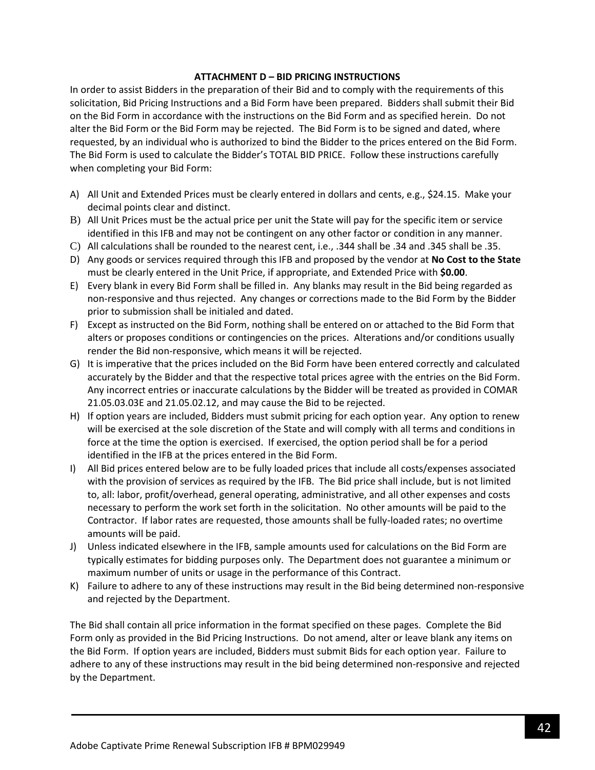**ATTACHMENT D – BID PRICING INSTRUCTIONS**

In order to assist Bidders in the preparation of their Bid and to comply with the requirements of this solicitation, Bid Pricing Instructions and a Bid Form have been prepared. Bidders shall submit their Bid on the Bid Form in accordance with the instructions on the Bid Form and as specified herein. Do not alter the Bid Form or the Bid Form may be rejected. The Bid Form is to be signed and dated, where requested, by an individual who is authorized to bind the Bidder to the prices entered on the Bid Form. The Bid Form is used to calculate the Bidder's TOTAL BID PRICE. Follow these instructions carefully when completing your Bid Form:

A) All Unit and Extended Prices must be clearly entered in dollars and cents, e.g., $24.15. Make your decimal points clear and distinct.

B) All Unit Prices must be the actual price per unit the State will pay for the specific item or service identified in this IFB and may not be contingent on any other factor or condition in any manner.

C) All calculations shall be rounded to the nearest cent, i.e., .344 shall be .34 and .345 shall be .35.

D) Any goods or services required through this IFB and proposed by the vendor at **No Cost to the State** must be clearly entered in the Unit Price, if appropriate, and Extended Price with **$0.00**.

E) Every blank in every Bid Form shall be filled in. Any blanks may result in the Bid being regarded as non-responsive and thus rejected. Any changes or corrections made to the Bid Form by the Bidder prior to submission shall be initialed and dated.

F) Except as instructed on the Bid Form, nothing shall be entered on or attached to the Bid Form that alters or proposes conditions or contingencies on the prices. Alterations and/or conditions usually render the Bid non-responsive, which means it will be rejected.

G) It is imperative that the prices included on the Bid Form have been entered correctly and calculated accurately by the Bidder and that the respective total prices agree with the entries on the Bid Form. Any incorrect entries or inaccurate calculations by the Bidder will be treated as provided in COMAR 21.05.03.03E and 21.05.02.12, and may cause the Bid to be rejected.

H) If option years are included, Bidders must submit pricing for each option year. Any option to renew will be exercised at the sole discretion of the State and will comply with all terms and conditions in force at the time the option is exercised. If exercised, the option period shall be for a period identified in the IFB at the prices entered in the Bid Form.

I) All Bid prices entered below are to be fully loaded prices that include all costs/expenses associated with the provision of services as required by the IFB. The Bid price shall include, but is not limited to, all: labor, profit/overhead, general operating, administrative, and all other expenses and costs necessary to perform the work set forth in the solicitation. No other amounts will be paid to the Contractor. If labor rates are requested, those amounts shall be fully-loaded rates; no overtime amounts will be paid.

J) Unless indicated elsewhere in the IFB, sample amounts used for calculations on the Bid Form are typically estimates for bidding purposes only. The Department does not guarantee a minimum or maximum number of units or usage in the performance of this Contract.

K) Failure to adhere to any of these instructions may result in the Bid being determined non-responsive and rejected by the Department.

The Bid shall contain all price information in the format specified on these pages. Complete the Bid Form only as provided in the Bid Pricing Instructions. Do not amend, alter or leave blank any items on the Bid Form. If option years are included, Bidders must submit Bids for each option year. Failure to adhere to any of these instructions may result in the bid being determined non-responsive and rejected by the Department.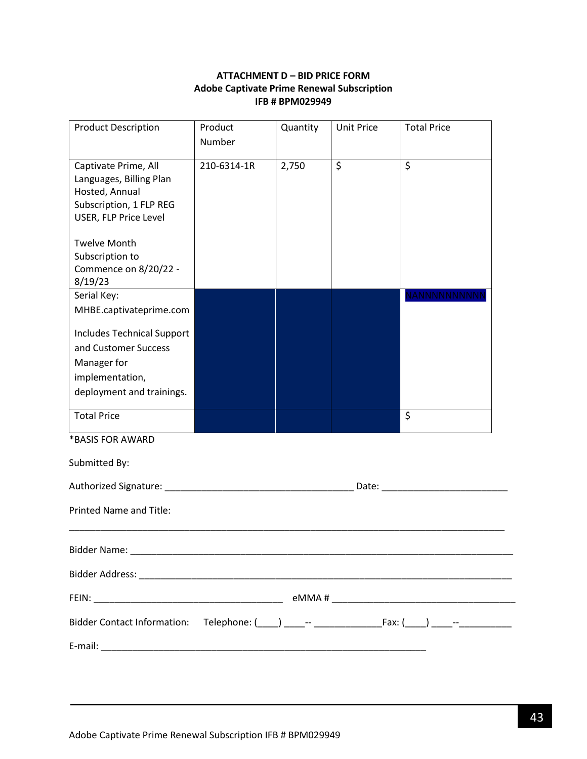**ATTACHMENT D – BID PRICE FORM**
**Adobe Captivate Prime Renewal Subscription**
**IFB # BPM029949**

| Product Description | Product Number | Quantity | Unit Price | Total Price |
|---|---|---|---|---|
| Captivate Prime, All Languages, Billing Plan Hosted, Annual Subscription, 1 FLP REG USER, FLP Price Level<br><br>Twelve Month Subscription to Commence on 8/20/22 - 8/19/23 | 210-6314-1R | 2,750 | $ | $ |
| Serial Key: MHBE.captivateprime.com<br><br>Includes Technical Support and Customer Success Manager for implementation, deployment and trainings. | | | | NANNNNNNNNN |
| Total Price | | | | $ |

*BASIS FOR AWARD

Submitted By:

Authorized Signature: ___________________________________ Date: _______________________

Printed Name and Title:

_____________________________________________________________________________________

Bidder Name: _________________________________________________________________________

Bidder Address: _______________________________________________________________________

FEIN: ___________________________________ eMMA # __________________________________

Bidder Contact Information: Telephone: (____) ____-- _____________Fax: (____) ____--__________

E-mail: ______________________________________________________________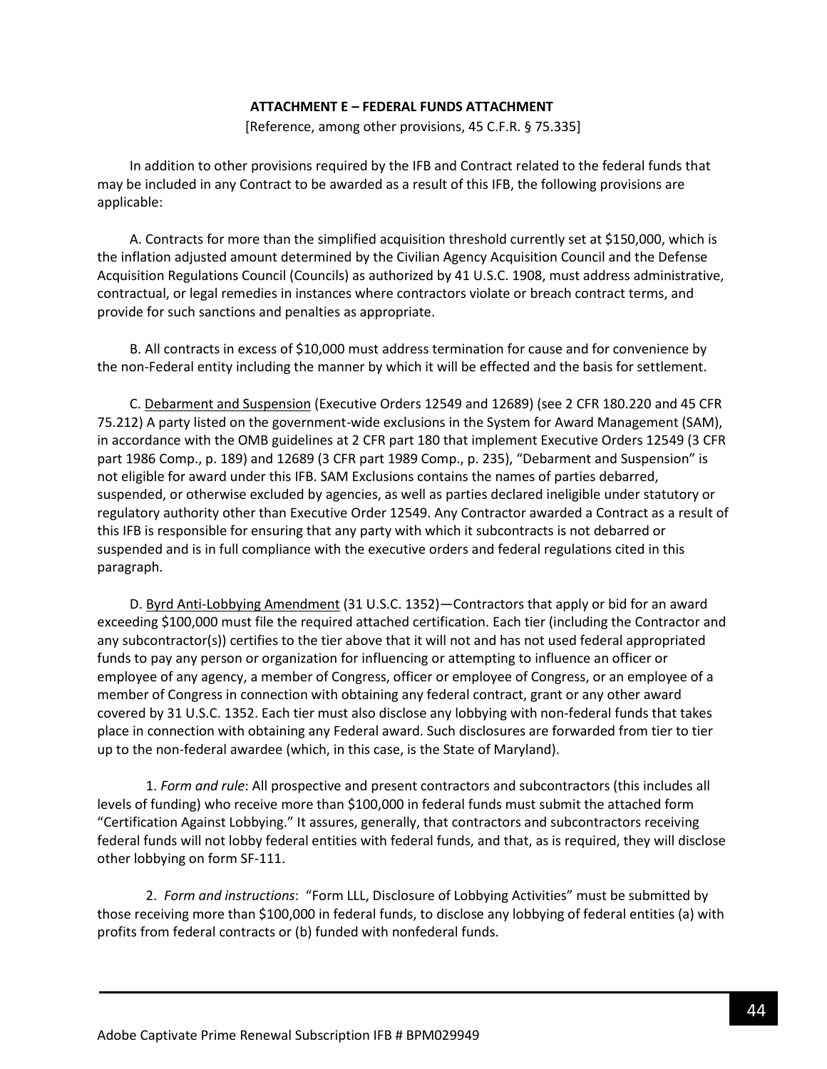## ATTACHMENT E – FEDERAL FUNDS ATTACHMENT

[Reference, among other provisions, 45 C.F.R. § 75.335]

In addition to other provisions required by the IFB and Contract related to the federal funds that may be included in any Contract to be awarded as a result of this IFB, the following provisions are applicable:

A. Contracts for more than the simplified acquisition threshold currently set at $150,000, which is the inflation adjusted amount determined by the Civilian Agency Acquisition Council and the Defense Acquisition Regulations Council (Councils) as authorized by 41 U.S.C. 1908, must address administrative, contractual, or legal remedies in instances where contractors violate or breach contract terms, and provide for such sanctions and penalties as appropriate.

B. All contracts in excess of $10,000 must address termination for cause and for convenience by the non-Federal entity including the manner by which it will be effected and the basis for settlement.

C. <u>Debarment and Suspension</u> (Executive Orders 12549 and 12689) (see 2 CFR 180.220 and 45 CFR 75.212) A party listed on the government-wide exclusions in the System for Award Management (SAM), in accordance with the OMB guidelines at 2 CFR part 180 that implement Executive Orders 12549 (3 CFR part 1986 Comp., p. 189) and 12689 (3 CFR part 1989 Comp., p. 235), "Debarment and Suspension" is not eligible for award under this IFB. SAM Exclusions contains the names of parties debarred, suspended, or otherwise excluded by agencies, as well as parties declared ineligible under statutory or regulatory authority other than Executive Order 12549. Any Contractor awarded a Contract as a result of this IFB is responsible for ensuring that any party with which it subcontracts is not debarred or suspended and is in full compliance with the executive orders and federal regulations cited in this paragraph.

D. <u>Byrd Anti-Lobbying Amendment</u> (31 U.S.C. 1352)—Contractors that apply or bid for an award exceeding $100,000 must file the required attached certification. Each tier (including the Contractor and any subcontractor(s)) certifies to the tier above that it will not and has not used federal appropriated funds to pay any person or organization for influencing or attempting to influence an officer or employee of any agency, a member of Congress, officer or employee of Congress, or an employee of a member of Congress in connection with obtaining any federal contract, grant or any other award covered by 31 U.S.C. 1352. Each tier must also disclose any lobbying with non-federal funds that takes place in connection with obtaining any Federal award. Such disclosures are forwarded from tier to tier up to the non-federal awardee (which, in this case, is the State of Maryland).

1. *Form and rule*: All prospective and present contractors and subcontractors (this includes all levels of funding) who receive more than $100,000 in federal funds must submit the attached form "Certification Against Lobbying." It assures, generally, that contractors and subcontractors receiving federal funds will not lobby federal entities with federal funds, and that, as is required, they will disclose other lobbying on form SF-111.

2. *Form and instructions*: "Form LLL, Disclosure of Lobbying Activities" must be submitted by those receiving more than $100,000 in federal funds, to disclose any lobbying of federal entities (a) with profits from federal contracts or (b) funded with nonfederal funds.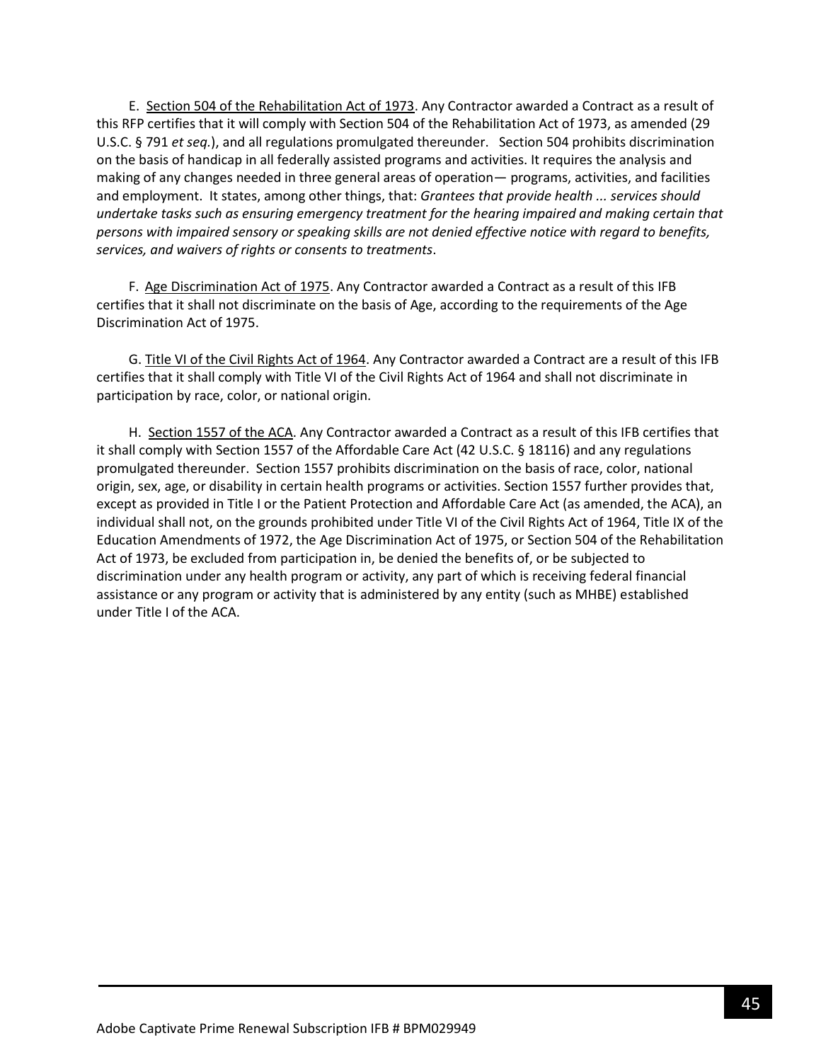E. Section 504 of the Rehabilitation Act of 1973. Any Contractor awarded a Contract as a result of this RFP certifies that it will comply with Section 504 of the Rehabilitation Act of 1973, as amended (29 U.S.C. § 791 *et seq.*), and all regulations promulgated thereunder. Section 504 prohibits discrimination on the basis of handicap in all federally assisted programs and activities. It requires the analysis and making of any changes needed in three general areas of operation— programs, activities, and facilities and employment. It states, among other things, that: *Grantees that provide health ... services should undertake tasks such as ensuring emergency treatment for the hearing impaired and making certain that persons with impaired sensory or speaking skills are not denied effective notice with regard to benefits, services, and waivers of rights or consents to treatments*.

F. Age Discrimination Act of 1975. Any Contractor awarded a Contract as a result of this IFB certifies that it shall not discriminate on the basis of Age, according to the requirements of the Age Discrimination Act of 1975.

G. Title VI of the Civil Rights Act of 1964. Any Contractor awarded a Contract are a result of this IFB certifies that it shall comply with Title VI of the Civil Rights Act of 1964 and shall not discriminate in participation by race, color, or national origin.

H. Section 1557 of the ACA. Any Contractor awarded a Contract as a result of this IFB certifies that it shall comply with Section 1557 of the Affordable Care Act (42 U.S.C. § 18116) and any regulations promulgated thereunder. Section 1557 prohibits discrimination on the basis of race, color, national origin, sex, age, or disability in certain health programs or activities. Section 1557 further provides that, except as provided in Title I or the Patient Protection and Affordable Care Act (as amended, the ACA), an individual shall not, on the grounds prohibited under Title VI of the Civil Rights Act of 1964, Title IX of the Education Amendments of 1972, the Age Discrimination Act of 1975, or Section 504 of the Rehabilitation Act of 1973, be excluded from participation in, be denied the benefits of, or be subjected to discrimination under any health program or activity, any part of which is receiving federal financial assistance or any program or activity that is administered by any entity (such as MHBE) established under Title I of the ACA.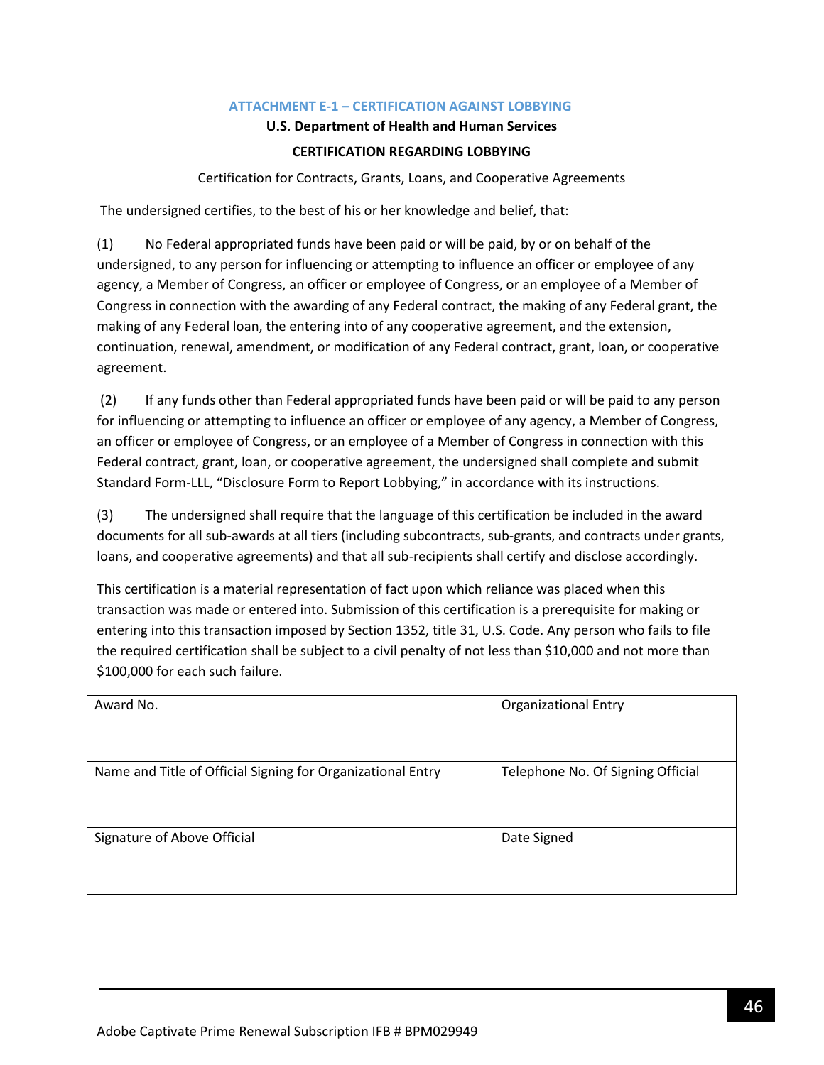## ATTACHMENT E-1 – CERTIFICATION AGAINST LOBBYING

**U.S. Department of Health and Human Services**

**CERTIFICATION REGARDING LOBBYING**

Certification for Contracts, Grants, Loans, and Cooperative Agreements

The undersigned certifies, to the best of his or her knowledge and belief, that:

(1) No Federal appropriated funds have been paid or will be paid, by or on behalf of the undersigned, to any person for influencing or attempting to influence an officer or employee of any agency, a Member of Congress, an officer or employee of Congress, or an employee of a Member of Congress in connection with the awarding of any Federal contract, the making of any Federal grant, the making of any Federal loan, the entering into of any cooperative agreement, and the extension, continuation, renewal, amendment, or modification of any Federal contract, grant, loan, or cooperative agreement.

(2) If any funds other than Federal appropriated funds have been paid or will be paid to any person for influencing or attempting to influence an officer or employee of any agency, a Member of Congress, an officer or employee of Congress, or an employee of a Member of Congress in connection with this Federal contract, grant, loan, or cooperative agreement, the undersigned shall complete and submit Standard Form-LLL, "Disclosure Form to Report Lobbying," in accordance with its instructions.

(3) The undersigned shall require that the language of this certification be included in the award documents for all sub-awards at all tiers (including subcontracts, sub-grants, and contracts under grants, loans, and cooperative agreements) and that all sub-recipients shall certify and disclose accordingly.

This certification is a material representation of fact upon which reliance was placed when this transaction was made or entered into. Submission of this certification is a prerequisite for making or entering into this transaction imposed by Section 1352, title 31, U.S. Code. Any person who fails to file the required certification shall be subject to a civil penalty of not less than $10,000 and not more than $100,000 for each such failure.

| | |
|---|---|
| Award No. | Organizational Entry |
| Name and Title of Official Signing for Organizational Entry | Telephone No. Of Signing Official |
| Signature of Above Official | Date Signed |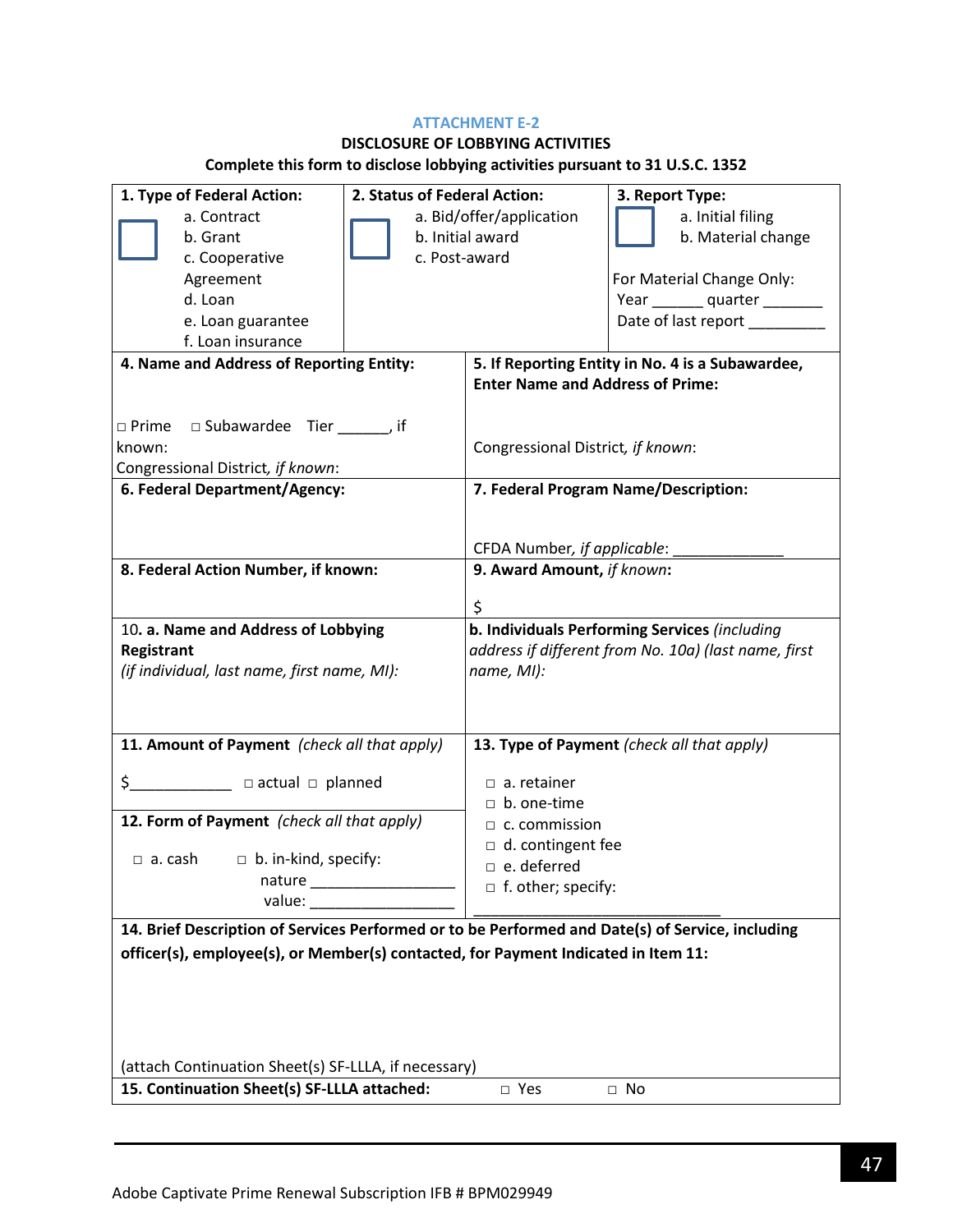**ATTACHMENT E-2**

**DISCLOSURE OF LOBBYING ACTIVITIES**

**Complete this form to disclose lobbying activities pursuant to 31 U.S.C. 1352**

| **1. Type of Federal Action:** | **2. Status of Federal Action:** | **3. Report Type:** |
|---|---|---|
| ☐ a. Contract<br>b. Grant<br>c. Cooperative Agreement<br>d. Loan<br>e. Loan guarantee<br>f. Loan insurance | ☐ a. Bid/offer/application<br>b. Initial award<br>c. Post-award | ☐ a. Initial filing<br>b. Material change<br><br>For Material Change Only:<br>Year ______ quarter _______<br>Date of last report _________ |

| **4. Name and Address of Reporting Entity:** | **5. If Reporting Entity in No. 4 is a Subawardee, Enter Name and Address of Prime:** |
|---|---|
| □ Prime □ Subawardee Tier ______, if known:<br>Congressional District, *if known*: | Congressional District, *if known*: |
| **6. Federal Department/Agency:** | **7. Federal Program Name/Description:**<br><br>CFDA Number, *if applicable*: _____________ |
| **8. Federal Action Number, if known:** | **9. Award Amount,** *if known*:<br><br>$ |
| 10. **a. Name and Address of Lobbying Registrant**<br>*(if individual, last name, first name, MI):* | **b. Individuals Performing Services** *(including address if different from No. 10a) (last name, first name, MI):* |
| **11. Amount of Payment** *(check all that apply)*<br><br>$____________ □ actual □ planned<br><br>**12. Form of Payment** *(check all that apply)*<br><br>□ a. cash □ b. in-kind, specify:<br>nature _________________<br>value: _________________ | **13. Type of Payment** *(check all that apply)*<br><br>□ a. retainer<br>□ b. one-time<br>□ c. commission<br>□ d. contingent fee<br>□ e. deferred<br>□ f. other; specify:<br>_______________________________ |

**14. Brief Description of Services Performed or to be Performed and Date(s) of Service, including officer(s), employee(s), or Member(s) contacted, for Payment Indicated in Item 11:**

(attach Continuation Sheet(s) SF-LLLA, if necessary)

**15. Continuation Sheet(s) SF-LLLA attached:** □ Yes □ No

Adobe Captivate Prime Renewal Subscription IFB # BPM029949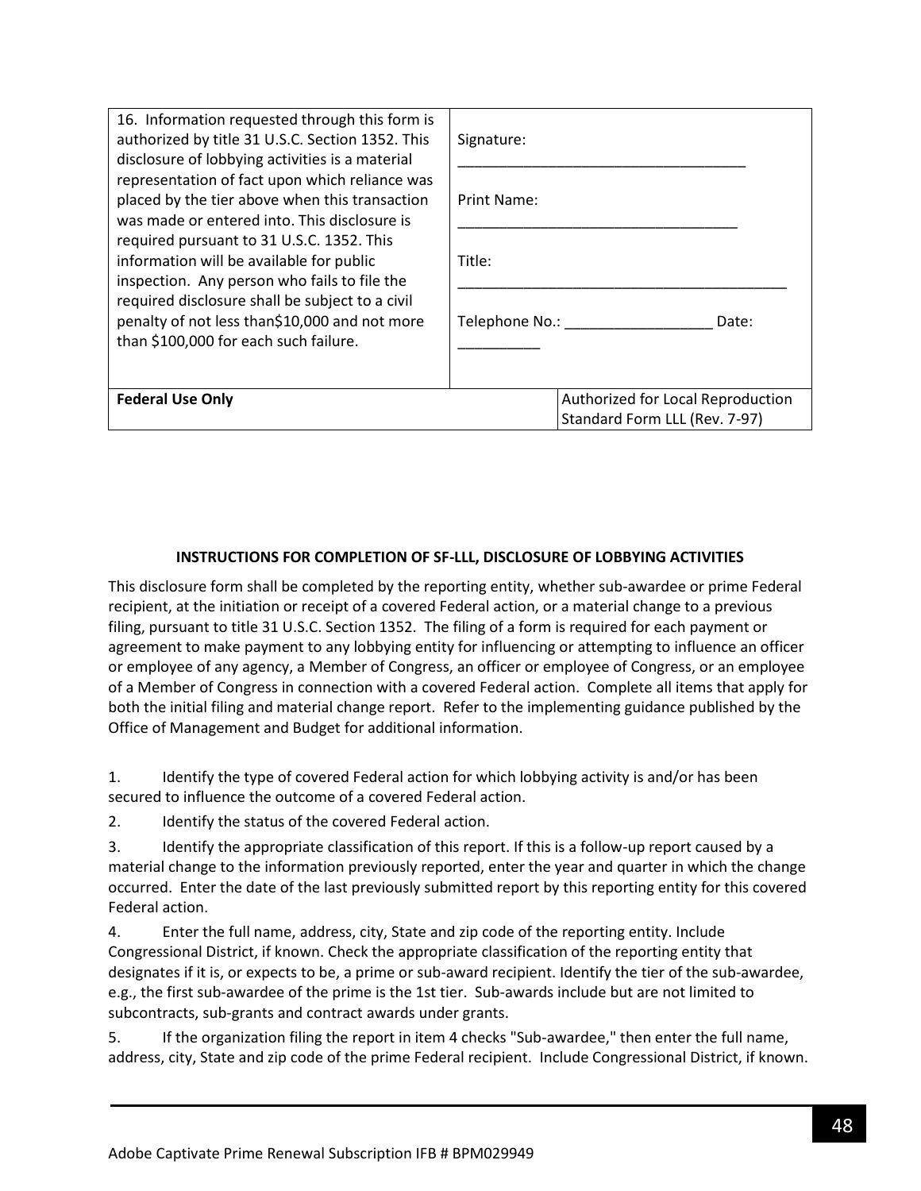| 16. Information requested through this form is authorized by title 31 U.S.C. Section 1352. This disclosure of lobbying activities is a material representation of fact upon which reliance was placed by the tier above when this transaction was made or entered into. This disclosure is required pursuant to 31 U.S.C. 1352. This information will be available for public inspection. Any person who fails to file the required disclosure shall be subject to a civil penalty of not less than$10,000 and not more than $100,000 for each such failure. | Signature: ___________________________________<br><br>Print Name: __________________________________<br><br>Title: __________________________________________<br><br>Telephone No.: __________________ Date: __________ | |
|---|---|---|
| **Federal Use Only** | | Authorized for Local Reproduction<br>Standard Form LLL (Rev. 7-97) |

**INSTRUCTIONS FOR COMPLETION OF SF-LLL, DISCLOSURE OF LOBBYING ACTIVITIES**

This disclosure form shall be completed by the reporting entity, whether sub-awardee or prime Federal recipient, at the initiation or receipt of a covered Federal action, or a material change to a previous filing, pursuant to title 31 U.S.C. Section 1352. The filing of a form is required for each payment or agreement to make payment to any lobbying entity for influencing or attempting to influence an officer or employee of any agency, a Member of Congress, an officer or employee of Congress, or an employee of a Member of Congress in connection with a covered Federal action. Complete all items that apply for both the initial filing and material change report. Refer to the implementing guidance published by the Office of Management and Budget for additional information.

1. Identify the type of covered Federal action for which lobbying activity is and/or has been secured to influence the outcome of a covered Federal action.
2. Identify the status of the covered Federal action.
3. Identify the appropriate classification of this report. If this is a follow-up report caused by a material change to the information previously reported, enter the year and quarter in which the change occurred. Enter the date of the last previously submitted report by this reporting entity for this covered Federal action.
4. Enter the full name, address, city, State and zip code of the reporting entity. Include Congressional District, if known. Check the appropriate classification of the reporting entity that designates if it is, or expects to be, a prime or sub-award recipient. Identify the tier of the sub-awardee, e.g., the first sub-awardee of the prime is the 1st tier. Sub-awards include but are not limited to subcontracts, sub-grants and contract awards under grants.
5. If the organization filing the report in item 4 checks "Sub-awardee," then enter the full name, address, city, State and zip code of the prime Federal recipient. Include Congressional District, if known.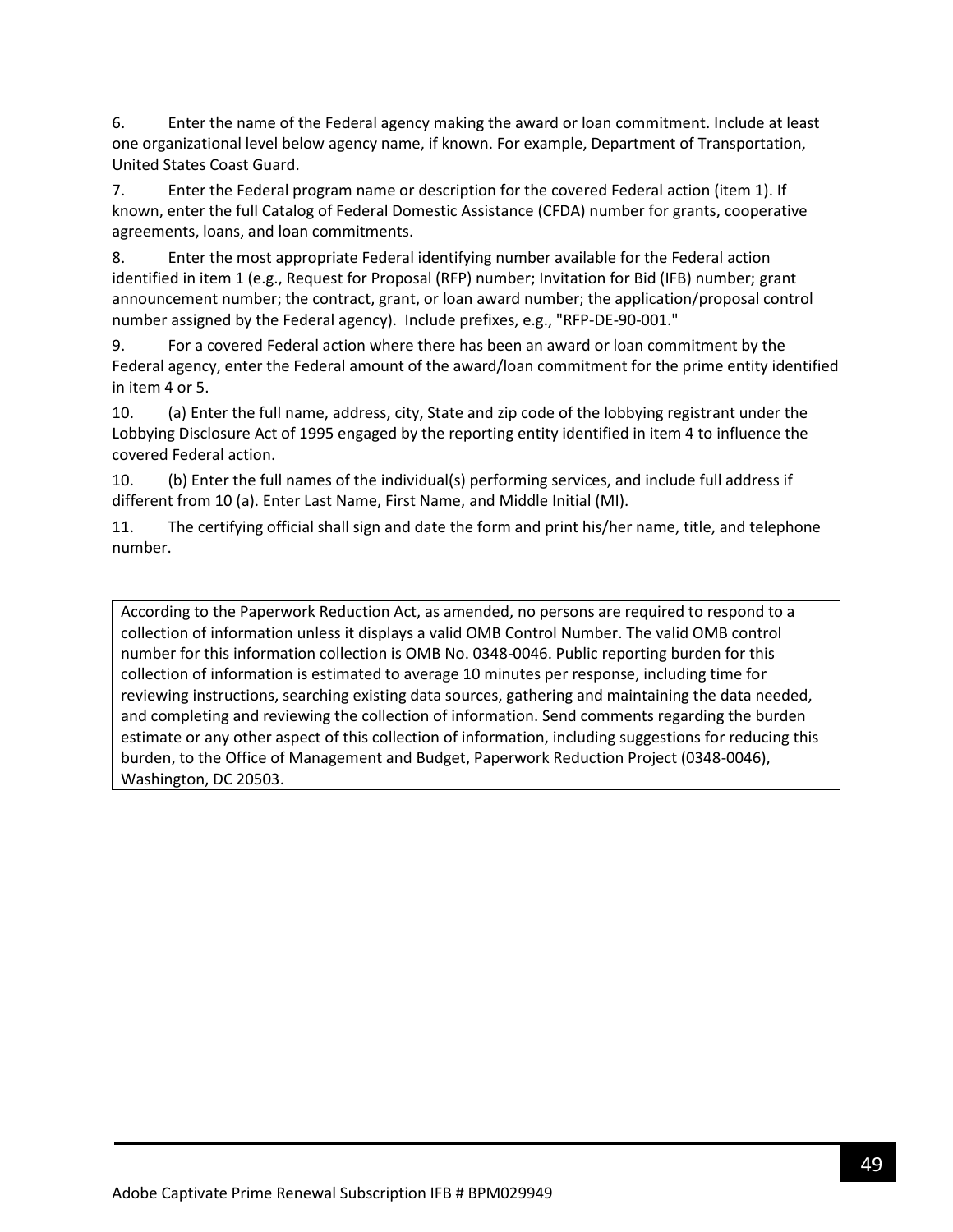6. Enter the name of the Federal agency making the award or loan commitment. Include at least one organizational level below agency name, if known. For example, Department of Transportation, United States Coast Guard.

7. Enter the Federal program name or description for the covered Federal action (item 1). If known, enter the full Catalog of Federal Domestic Assistance (CFDA) number for grants, cooperative agreements, loans, and loan commitments.

8. Enter the most appropriate Federal identifying number available for the Federal action identified in item 1 (e.g., Request for Proposal (RFP) number; Invitation for Bid (IFB) number; grant announcement number; the contract, grant, or loan award number; the application/proposal control number assigned by the Federal agency). Include prefixes, e.g., "RFP-DE-90-001."

9. For a covered Federal action where there has been an award or loan commitment by the Federal agency, enter the Federal amount of the award/loan commitment for the prime entity identified in item 4 or 5.

10. (a) Enter the full name, address, city, State and zip code of the lobbying registrant under the Lobbying Disclosure Act of 1995 engaged by the reporting entity identified in item 4 to influence the covered Federal action.

10. (b) Enter the full names of the individual(s) performing services, and include full address if different from 10 (a). Enter Last Name, First Name, and Middle Initial (MI).

11. The certifying official shall sign and date the form and print his/her name, title, and telephone number.

According to the Paperwork Reduction Act, as amended, no persons are required to respond to a collection of information unless it displays a valid OMB Control Number. The valid OMB control number for this information collection is OMB No. 0348-0046. Public reporting burden for this collection of information is estimated to average 10 minutes per response, including time for reviewing instructions, searching existing data sources, gathering and maintaining the data needed, and completing and reviewing the collection of information. Send comments regarding the burden estimate or any other aspect of this collection of information, including suggestions for reducing this burden, to the Office of Management and Budget, Paperwork Reduction Project (0348-0046), Washington, DC 20503.